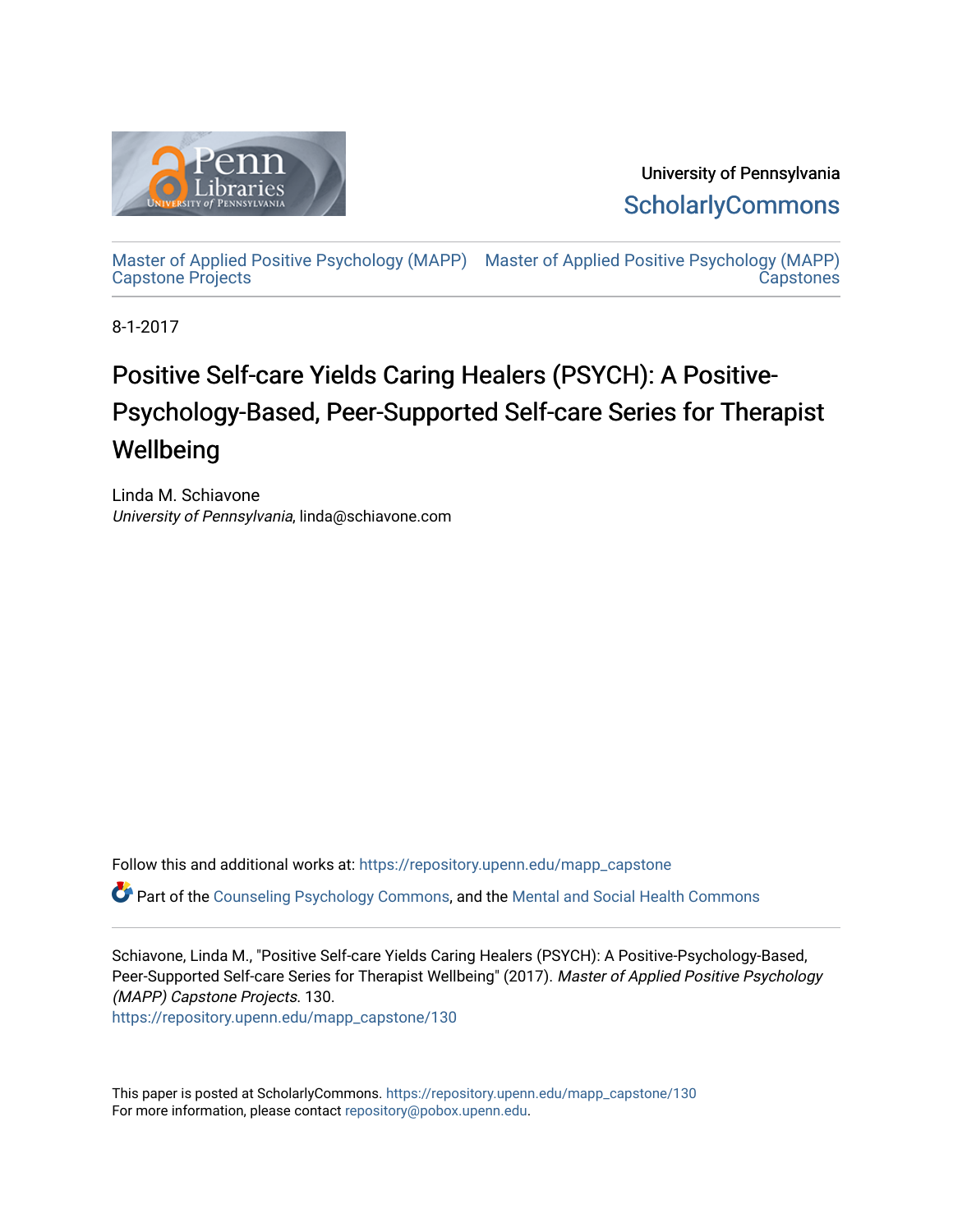University of Pennsylvania
ScholarlyCommons

Master of Applied Positive Psychology (MAPP) Capstone Projects | Master of Applied Positive Psychology (MAPP) Capstones

8-1-2017

# Positive Self-care Yields Caring Healers (PSYCH): A Positive-Psychology-Based, Peer-Supported Self-care Series for Therapist Wellbeing

Linda M. Schiavone
*University of Pennsylvania*, linda@schiavone.com

Follow this and additional works at: https://repository.upenn.edu/mapp_capstone

Part of the Counseling Psychology Commons, and the Mental and Social Health Commons

Schiavone, Linda M., "Positive Self-care Yields Caring Healers (PSYCH): A Positive-Psychology-Based, Peer-Supported Self-care Series for Therapist Wellbeing" (2017). *Master of Applied Positive Psychology (MAPP) Capstone Projects*. 130.
https://repository.upenn.edu/mapp_capstone/130

This paper is posted at ScholarlyCommons. https://repository.upenn.edu/mapp_capstone/130
For more information, please contact repository@pobox.upenn.edu.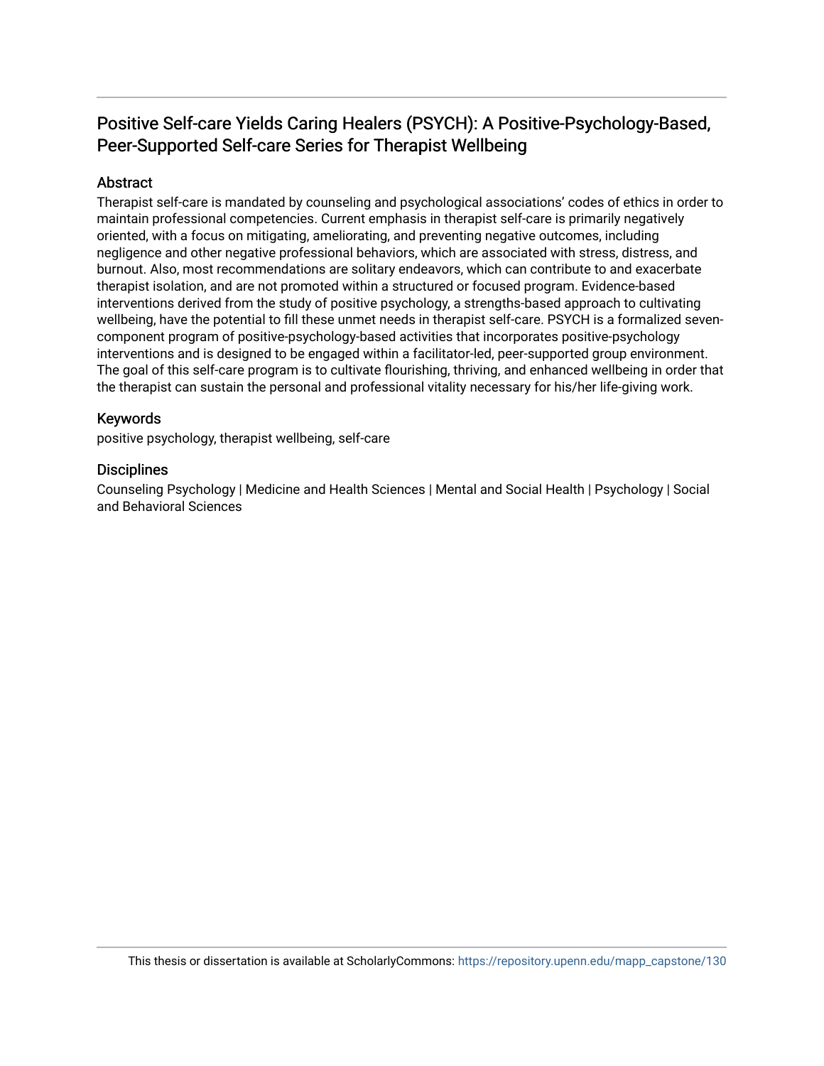# Positive Self-care Yields Caring Healers (PSYCH): A Positive-Psychology-Based, Peer-Supported Self-care Series for Therapist Wellbeing

## Abstract

Therapist self-care is mandated by counseling and psychological associations' codes of ethics in order to maintain professional competencies. Current emphasis in therapist self-care is primarily negatively oriented, with a focus on mitigating, ameliorating, and preventing negative outcomes, including negligence and other negative professional behaviors, which are associated with stress, distress, and burnout. Also, most recommendations are solitary endeavors, which can contribute to and exacerbate therapist isolation, and are not promoted within a structured or focused program. Evidence-based interventions derived from the study of positive psychology, a strengths-based approach to cultivating wellbeing, have the potential to fill these unmet needs in therapist self-care. PSYCH is a formalized seven-component program of positive-psychology-based activities that incorporates positive-psychology interventions and is designed to be engaged within a facilitator-led, peer-supported group environment. The goal of this self-care program is to cultivate flourishing, thriving, and enhanced wellbeing in order that the therapist can sustain the personal and professional vitality necessary for his/her life-giving work.

## Keywords

positive psychology, therapist wellbeing, self-care

## Disciplines

Counseling Psychology | Medicine and Health Sciences | Mental and Social Health | Psychology | Social and Behavioral Sciences

This thesis or dissertation is available at ScholarlyCommons: https://repository.upenn.edu/mapp_capstone/130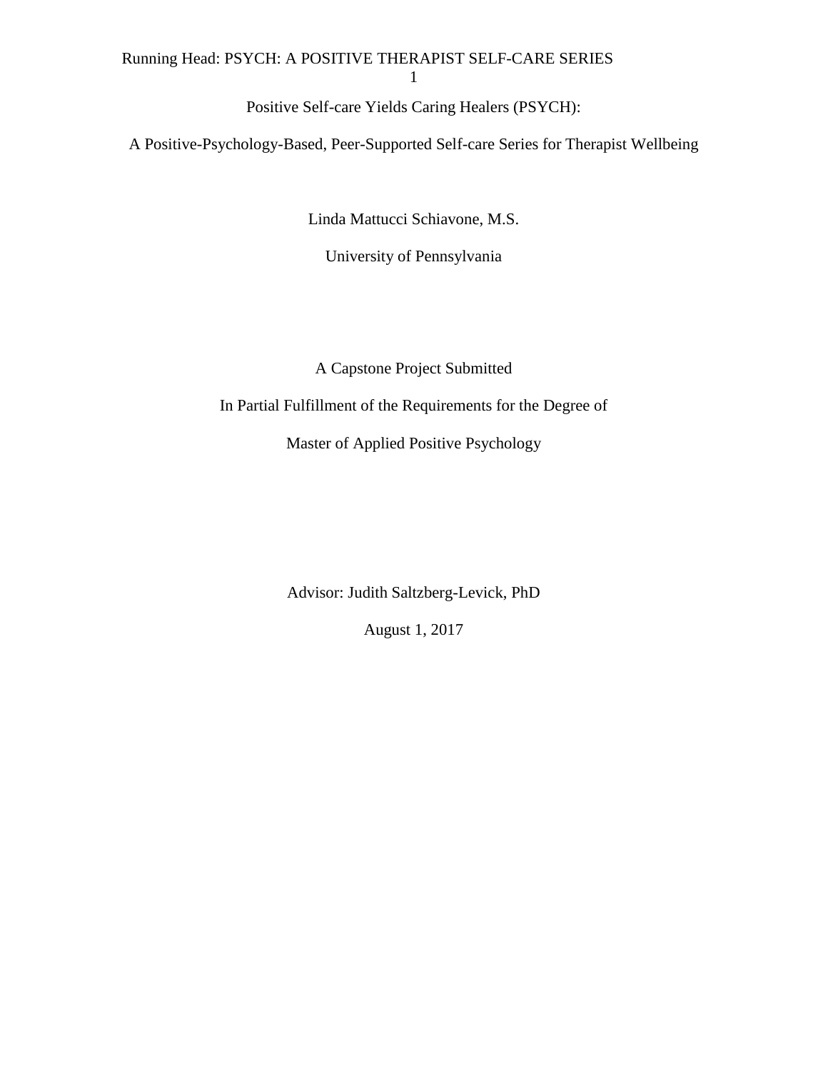# Positive Self-care Yields Caring Healers (PSYCH):

## A Positive-Psychology-Based, Peer-Supported Self-care Series for Therapist Wellbeing

Linda Mattucci Schiavone, M.S.

University of Pennsylvania

A Capstone Project Submitted

In Partial Fulfillment of the Requirements for the Degree of

Master of Applied Positive Psychology

Advisor: Judith Saltzberg-Levick, PhD

August 1, 2017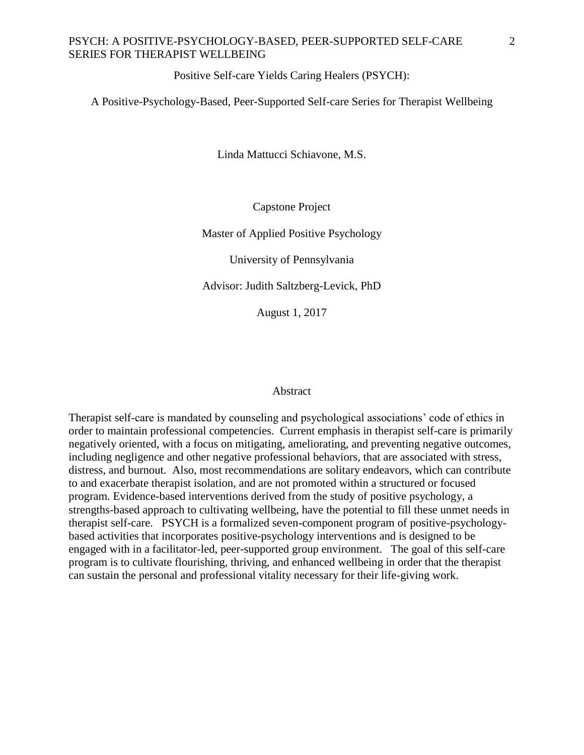Positive Self-care Yields Caring Healers (PSYCH):

A Positive-Psychology-Based, Peer-Supported Self-care Series for Therapist Wellbeing

Linda Mattucci Schiavone, M.S.

Capstone Project

Master of Applied Positive Psychology

University of Pennsylvania

Advisor: Judith Saltzberg-Levick, PhD

August 1, 2017

## Abstract

Therapist self-care is mandated by counseling and psychological associations' code of ethics in order to maintain professional competencies. Current emphasis in therapist self-care is primarily negatively oriented, with a focus on mitigating, ameliorating, and preventing negative outcomes, including negligence and other negative professional behaviors, that are associated with stress, distress, and burnout. Also, most recommendations are solitary endeavors, which can contribute to and exacerbate therapist isolation, and are not promoted within a structured or focused program. Evidence-based interventions derived from the study of positive psychology, a strengths-based approach to cultivating wellbeing, have the potential to fill these unmet needs in therapist self-care. PSYCH is a formalized seven-component program of positive-psychology-based activities that incorporates positive-psychology interventions and is designed to be engaged with in a facilitator-led, peer-supported group environment. The goal of this self-care program is to cultivate flourishing, thriving, and enhanced wellbeing in order that the therapist can sustain the personal and professional vitality necessary for their life-giving work.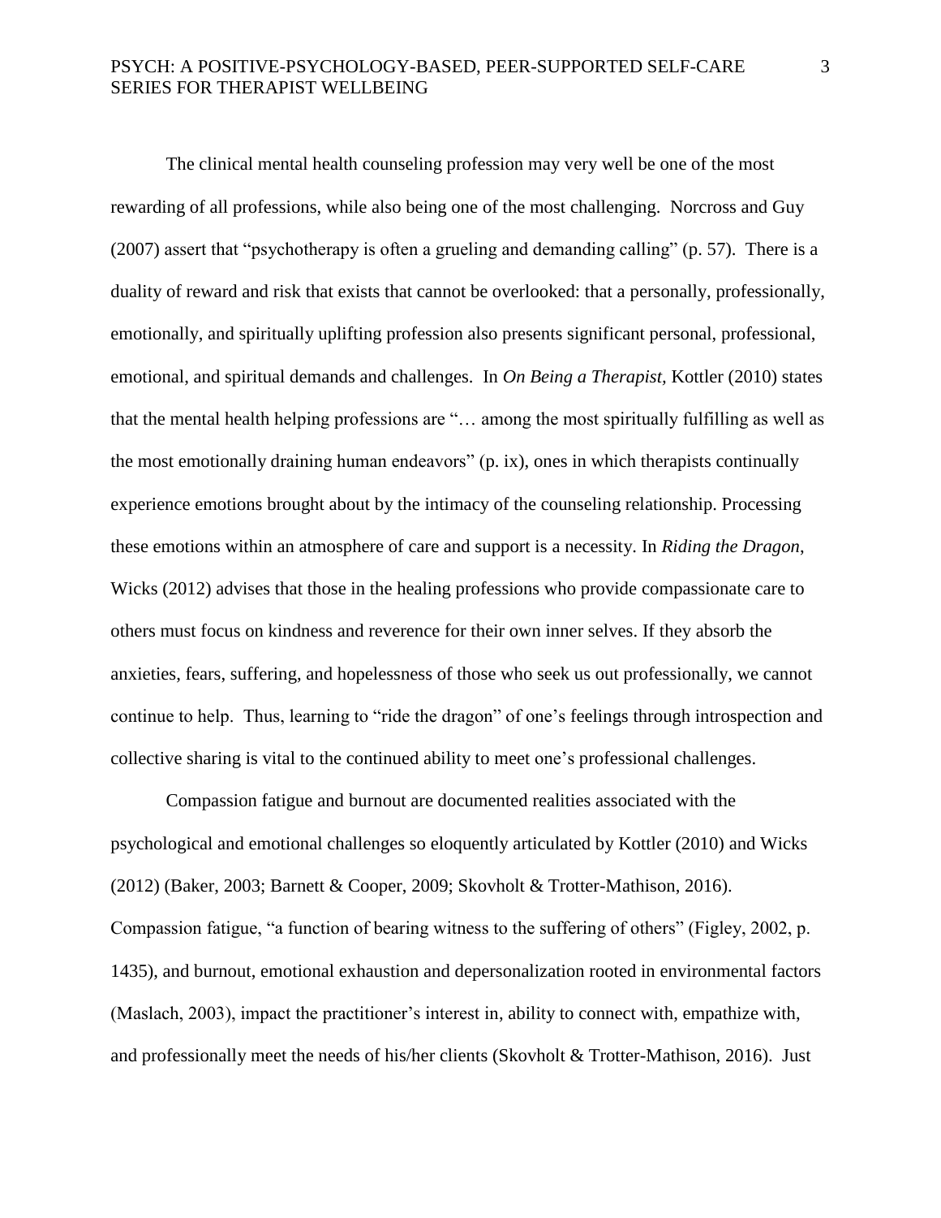The clinical mental health counseling profession may very well be one of the most rewarding of all professions, while also being one of the most challenging. Norcross and Guy (2007) assert that "psychotherapy is often a grueling and demanding calling" (p. 57). There is a duality of reward and risk that exists that cannot be overlooked: that a personally, professionally, emotionally, and spiritually uplifting profession also presents significant personal, professional, emotional, and spiritual demands and challenges. In *On Being a Therapist,* Kottler (2010) states that the mental health helping professions are "… among the most spiritually fulfilling as well as the most emotionally draining human endeavors" (p. ix), ones in which therapists continually experience emotions brought about by the intimacy of the counseling relationship. Processing these emotions within an atmosphere of care and support is a necessity. In *Riding the Dragon*, Wicks (2012) advises that those in the healing professions who provide compassionate care to others must focus on kindness and reverence for their own inner selves. If they absorb the anxieties, fears, suffering, and hopelessness of those who seek us out professionally, we cannot continue to help. Thus, learning to "ride the dragon" of one's feelings through introspection and collective sharing is vital to the continued ability to meet one's professional challenges.

Compassion fatigue and burnout are documented realities associated with the psychological and emotional challenges so eloquently articulated by Kottler (2010) and Wicks (2012) (Baker, 2003; Barnett & Cooper, 2009; Skovholt & Trotter-Mathison, 2016). Compassion fatigue, "a function of bearing witness to the suffering of others" (Figley, 2002, p. 1435), and burnout, emotional exhaustion and depersonalization rooted in environmental factors (Maslach, 2003), impact the practitioner's interest in, ability to connect with, empathize with, and professionally meet the needs of his/her clients (Skovholt & Trotter-Mathison, 2016). Just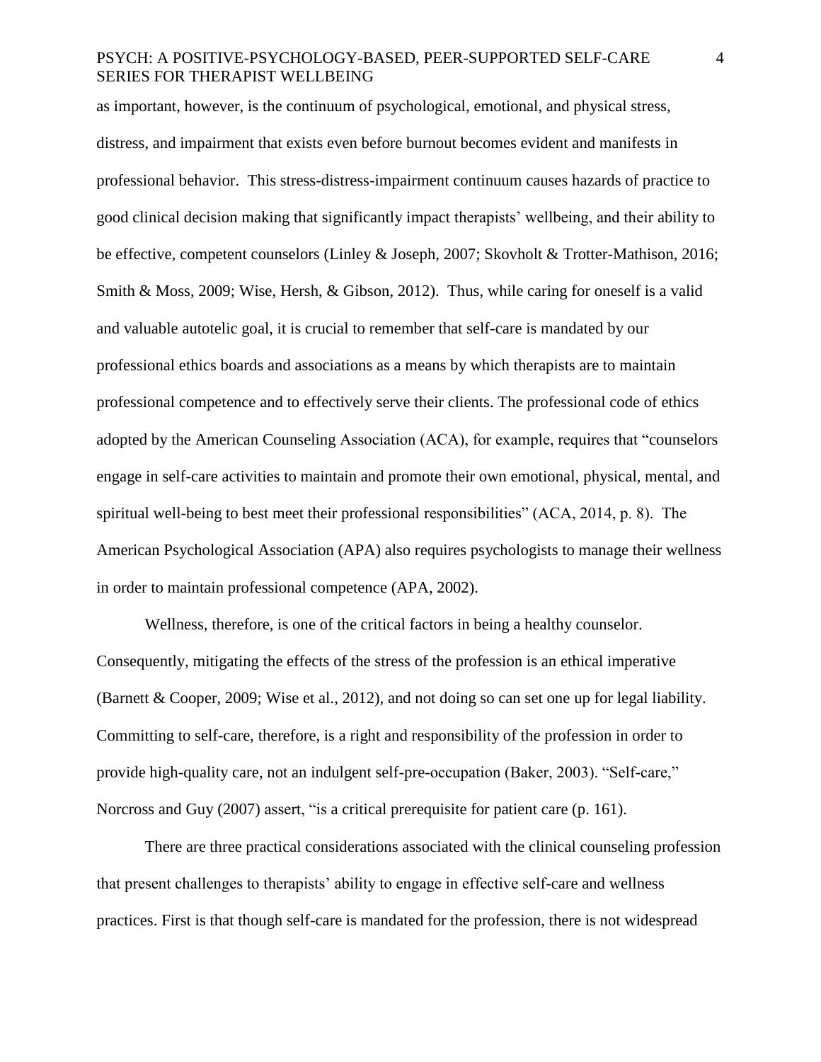as important, however, is the continuum of psychological, emotional, and physical stress, distress, and impairment that exists even before burnout becomes evident and manifests in professional behavior. This stress-distress-impairment continuum causes hazards of practice to good clinical decision making that significantly impact therapists' wellbeing, and their ability to be effective, competent counselors (Linley & Joseph, 2007; Skovholt & Trotter-Mathison, 2016; Smith & Moss, 2009; Wise, Hersh, & Gibson, 2012). Thus, while caring for oneself is a valid and valuable autotelic goal, it is crucial to remember that self-care is mandated by our professional ethics boards and associations as a means by which therapists are to maintain professional competence and to effectively serve their clients. The professional code of ethics adopted by the American Counseling Association (ACA), for example, requires that "counselors engage in self-care activities to maintain and promote their own emotional, physical, mental, and spiritual well-being to best meet their professional responsibilities" (ACA, 2014, p. 8). The American Psychological Association (APA) also requires psychologists to manage their wellness in order to maintain professional competence (APA, 2002).

Wellness, therefore, is one of the critical factors in being a healthy counselor. Consequently, mitigating the effects of the stress of the profession is an ethical imperative (Barnett & Cooper, 2009; Wise et al., 2012), and not doing so can set one up for legal liability. Committing to self-care, therefore, is a right and responsibility of the profession in order to provide high-quality care, not an indulgent self-pre-occupation (Baker, 2003). "Self-care," Norcross and Guy (2007) assert, "is a critical prerequisite for patient care (p. 161).

There are three practical considerations associated with the clinical counseling profession that present challenges to therapists' ability to engage in effective self-care and wellness practices. First is that though self-care is mandated for the profession, there is not widespread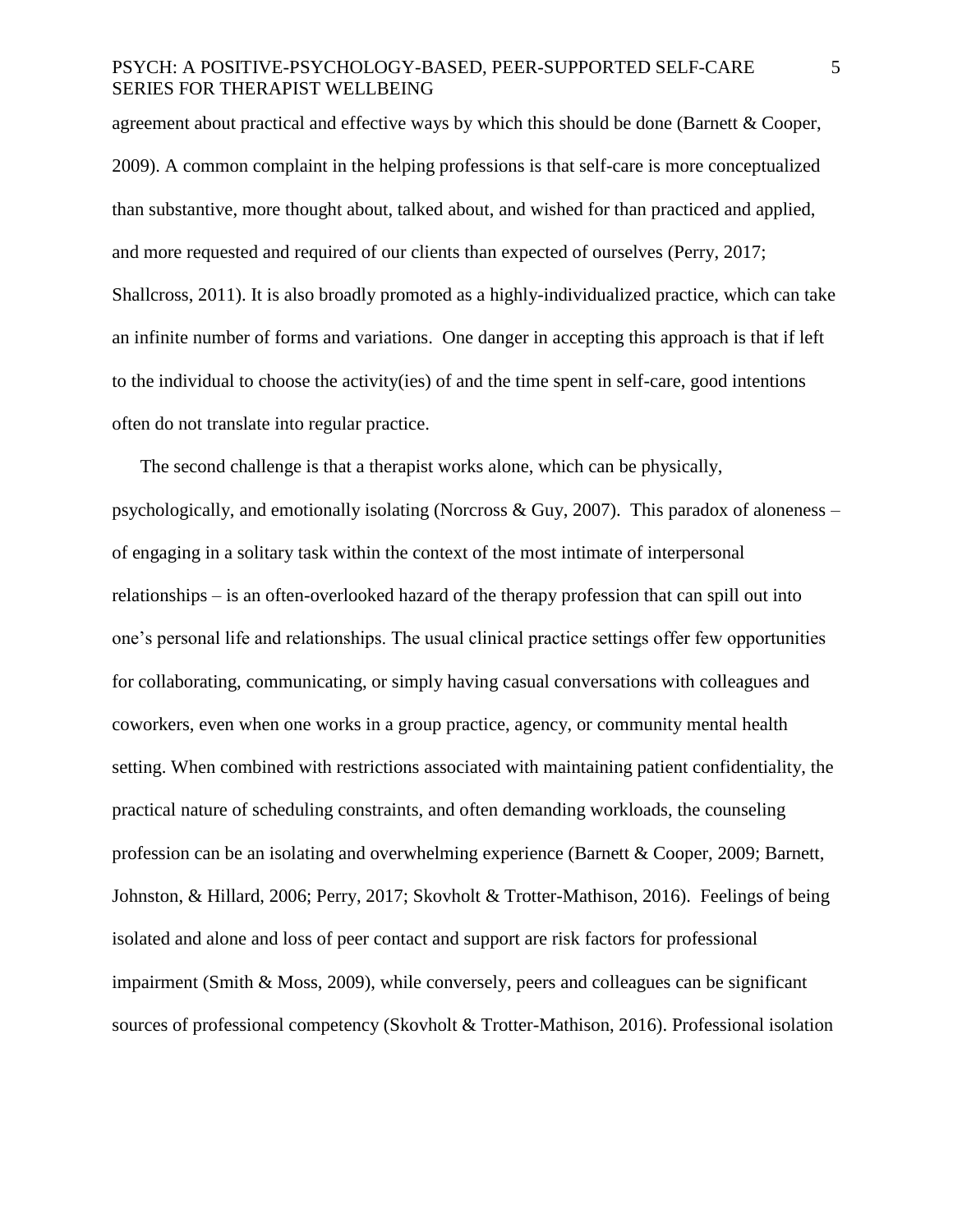agreement about practical and effective ways by which this should be done (Barnett & Cooper, 2009). A common complaint in the helping professions is that self-care is more conceptualized than substantive, more thought about, talked about, and wished for than practiced and applied, and more requested and required of our clients than expected of ourselves (Perry, 2017; Shallcross, 2011). It is also broadly promoted as a highly-individualized practice, which can take an infinite number of forms and variations. One danger in accepting this approach is that if left to the individual to choose the activity(ies) of and the time spent in self-care, good intentions often do not translate into regular practice.

The second challenge is that a therapist works alone, which can be physically, psychologically, and emotionally isolating (Norcross & Guy, 2007). This paradox of aloneness – of engaging in a solitary task within the context of the most intimate of interpersonal relationships – is an often-overlooked hazard of the therapy profession that can spill out into one's personal life and relationships. The usual clinical practice settings offer few opportunities for collaborating, communicating, or simply having casual conversations with colleagues and coworkers, even when one works in a group practice, agency, or community mental health setting. When combined with restrictions associated with maintaining patient confidentiality, the practical nature of scheduling constraints, and often demanding workloads, the counseling profession can be an isolating and overwhelming experience (Barnett & Cooper, 2009; Barnett, Johnston, & Hillard, 2006; Perry, 2017; Skovholt & Trotter-Mathison, 2016). Feelings of being isolated and alone and loss of peer contact and support are risk factors for professional impairment (Smith & Moss, 2009), while conversely, peers and colleagues can be significant sources of professional competency (Skovholt & Trotter-Mathison, 2016). Professional isolation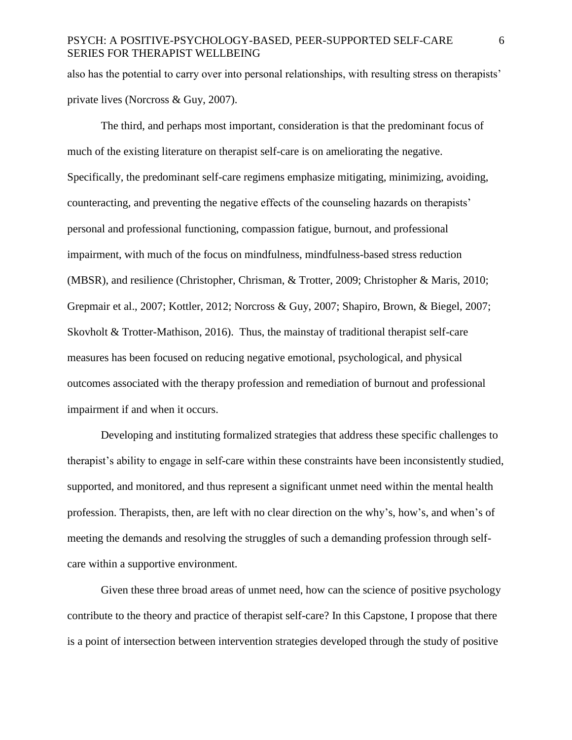also has the potential to carry over into personal relationships, with resulting stress on therapists' private lives (Norcross & Guy, 2007).

The third, and perhaps most important, consideration is that the predominant focus of much of the existing literature on therapist self-care is on ameliorating the negative. Specifically, the predominant self-care regimens emphasize mitigating, minimizing, avoiding, counteracting, and preventing the negative effects of the counseling hazards on therapists' personal and professional functioning, compassion fatigue, burnout, and professional impairment, with much of the focus on mindfulness, mindfulness-based stress reduction (MBSR), and resilience (Christopher, Chrisman, & Trotter, 2009; Christopher & Maris, 2010; Grepmair et al., 2007; Kottler, 2012; Norcross & Guy, 2007; Shapiro, Brown, & Biegel, 2007; Skovholt & Trotter-Mathison, 2016). Thus, the mainstay of traditional therapist self-care measures has been focused on reducing negative emotional, psychological, and physical outcomes associated with the therapy profession and remediation of burnout and professional impairment if and when it occurs.

Developing and instituting formalized strategies that address these specific challenges to therapist's ability to engage in self-care within these constraints have been inconsistently studied, supported, and monitored, and thus represent a significant unmet need within the mental health profession. Therapists, then, are left with no clear direction on the why's, how's, and when's of meeting the demands and resolving the struggles of such a demanding profession through self-care within a supportive environment.

Given these three broad areas of unmet need, how can the science of positive psychology contribute to the theory and practice of therapist self-care? In this Capstone, I propose that there is a point of intersection between intervention strategies developed through the study of positive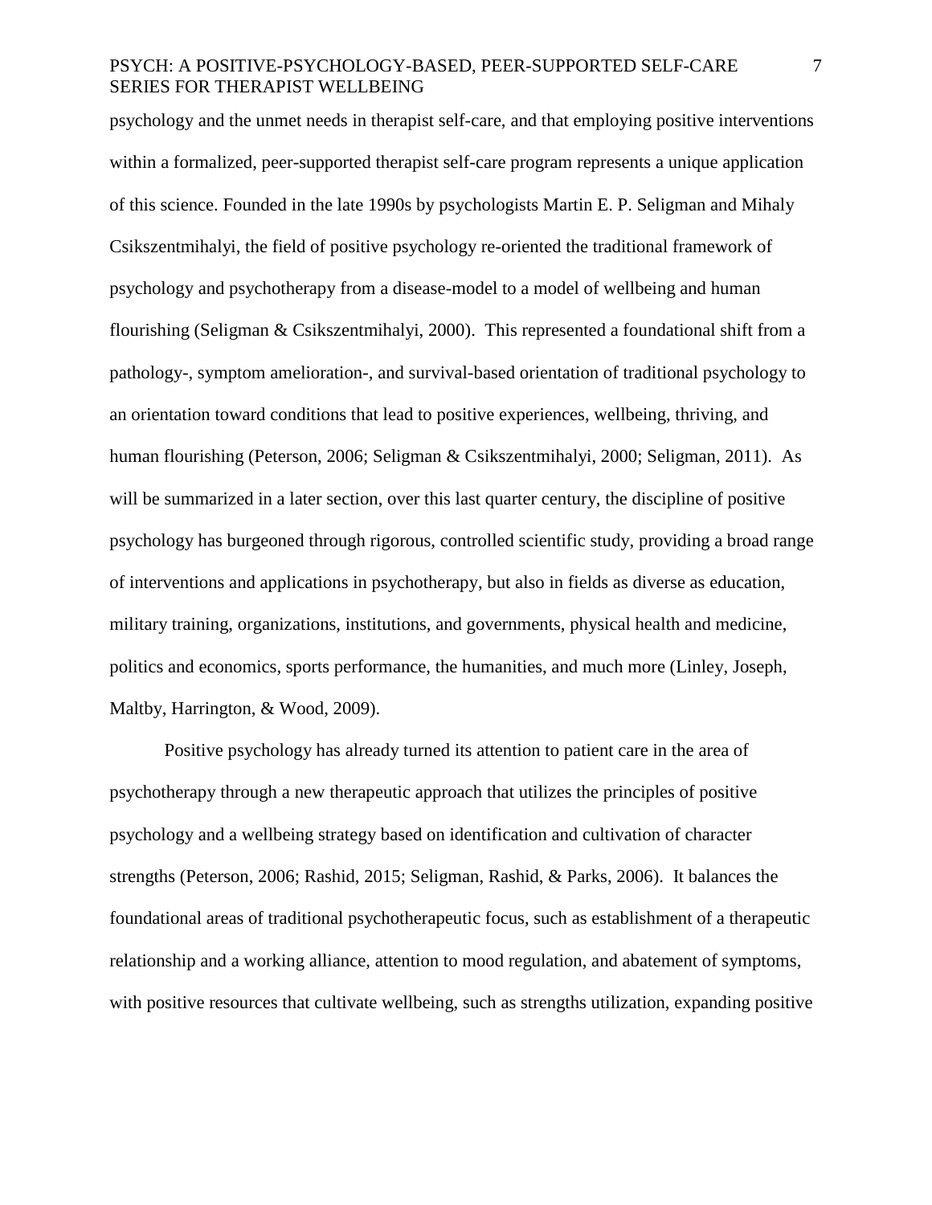psychology and the unmet needs in therapist self-care, and that employing positive interventions within a formalized, peer-supported therapist self-care program represents a unique application of this science. Founded in the late 1990s by psychologists Martin E. P. Seligman and Mihaly Csikszentmihalyi, the field of positive psychology re-oriented the traditional framework of psychology and psychotherapy from a disease-model to a model of wellbeing and human flourishing (Seligman & Csikszentmihalyi, 2000). This represented a foundational shift from a pathology-, symptom amelioration-, and survival-based orientation of traditional psychology to an orientation toward conditions that lead to positive experiences, wellbeing, thriving, and human flourishing (Peterson, 2006; Seligman & Csikszentmihalyi, 2000; Seligman, 2011). As will be summarized in a later section, over this last quarter century, the discipline of positive psychology has burgeoned through rigorous, controlled scientific study, providing a broad range of interventions and applications in psychotherapy, but also in fields as diverse as education, military training, organizations, institutions, and governments, physical health and medicine, politics and economics, sports performance, the humanities, and much more (Linley, Joseph, Maltby, Harrington, & Wood, 2009).

Positive psychology has already turned its attention to patient care in the area of psychotherapy through a new therapeutic approach that utilizes the principles of positive psychology and a wellbeing strategy based on identification and cultivation of character strengths (Peterson, 2006; Rashid, 2015; Seligman, Rashid, & Parks, 2006). It balances the foundational areas of traditional psychotherapeutic focus, such as establishment of a therapeutic relationship and a working alliance, attention to mood regulation, and abatement of symptoms, with positive resources that cultivate wellbeing, such as strengths utilization, expanding positive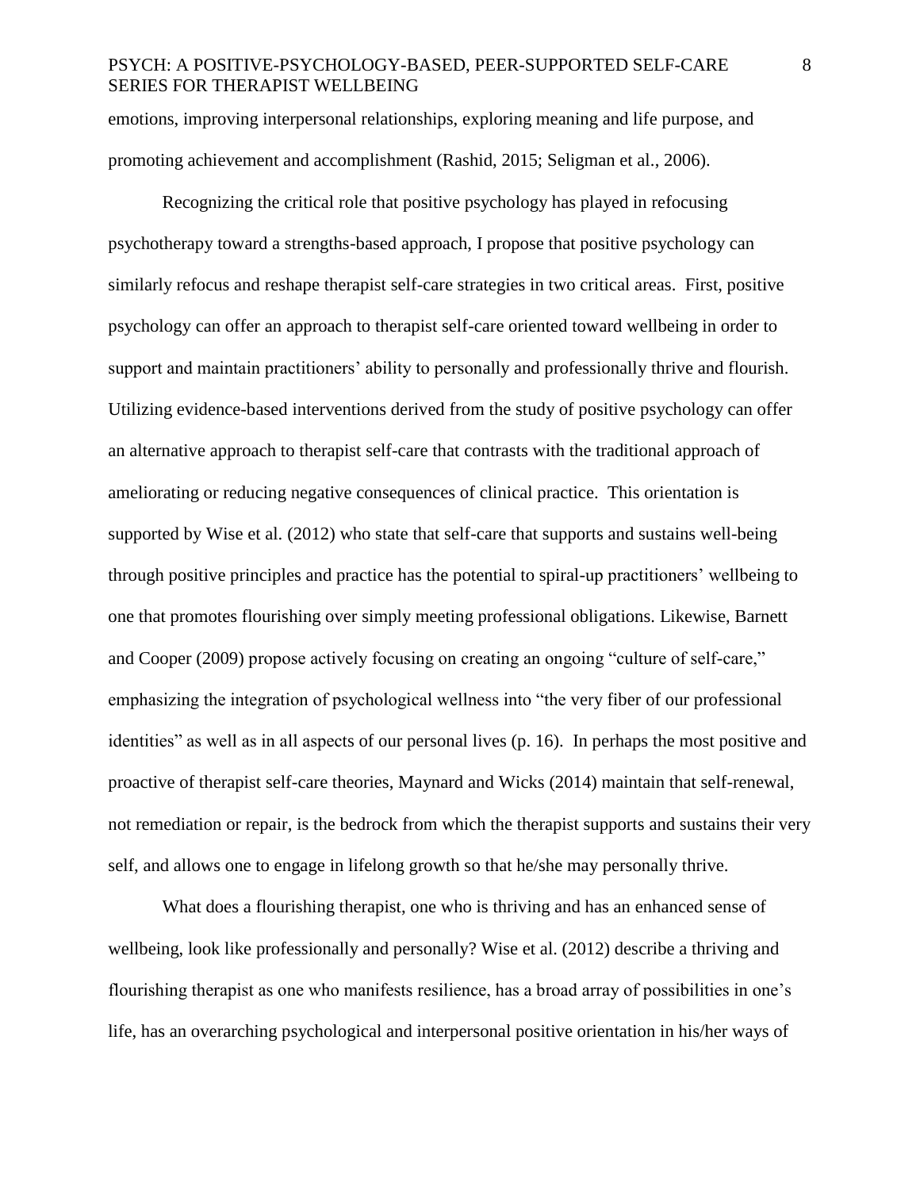emotions, improving interpersonal relationships, exploring meaning and life purpose, and promoting achievement and accomplishment (Rashid, 2015; Seligman et al., 2006).

Recognizing the critical role that positive psychology has played in refocusing psychotherapy toward a strengths-based approach, I propose that positive psychology can similarly refocus and reshape therapist self-care strategies in two critical areas. First, positive psychology can offer an approach to therapist self-care oriented toward wellbeing in order to support and maintain practitioners' ability to personally and professionally thrive and flourish. Utilizing evidence-based interventions derived from the study of positive psychology can offer an alternative approach to therapist self-care that contrasts with the traditional approach of ameliorating or reducing negative consequences of clinical practice. This orientation is supported by Wise et al. (2012) who state that self-care that supports and sustains well-being through positive principles and practice has the potential to spiral-up practitioners' wellbeing to one that promotes flourishing over simply meeting professional obligations. Likewise, Barnett and Cooper (2009) propose actively focusing on creating an ongoing "culture of self-care," emphasizing the integration of psychological wellness into "the very fiber of our professional identities" as well as in all aspects of our personal lives (p. 16). In perhaps the most positive and proactive of therapist self-care theories, Maynard and Wicks (2014) maintain that self-renewal, not remediation or repair, is the bedrock from which the therapist supports and sustains their very self, and allows one to engage in lifelong growth so that he/she may personally thrive.

What does a flourishing therapist, one who is thriving and has an enhanced sense of wellbeing, look like professionally and personally? Wise et al. (2012) describe a thriving and flourishing therapist as one who manifests resilience, has a broad array of possibilities in one's life, has an overarching psychological and interpersonal positive orientation in his/her ways of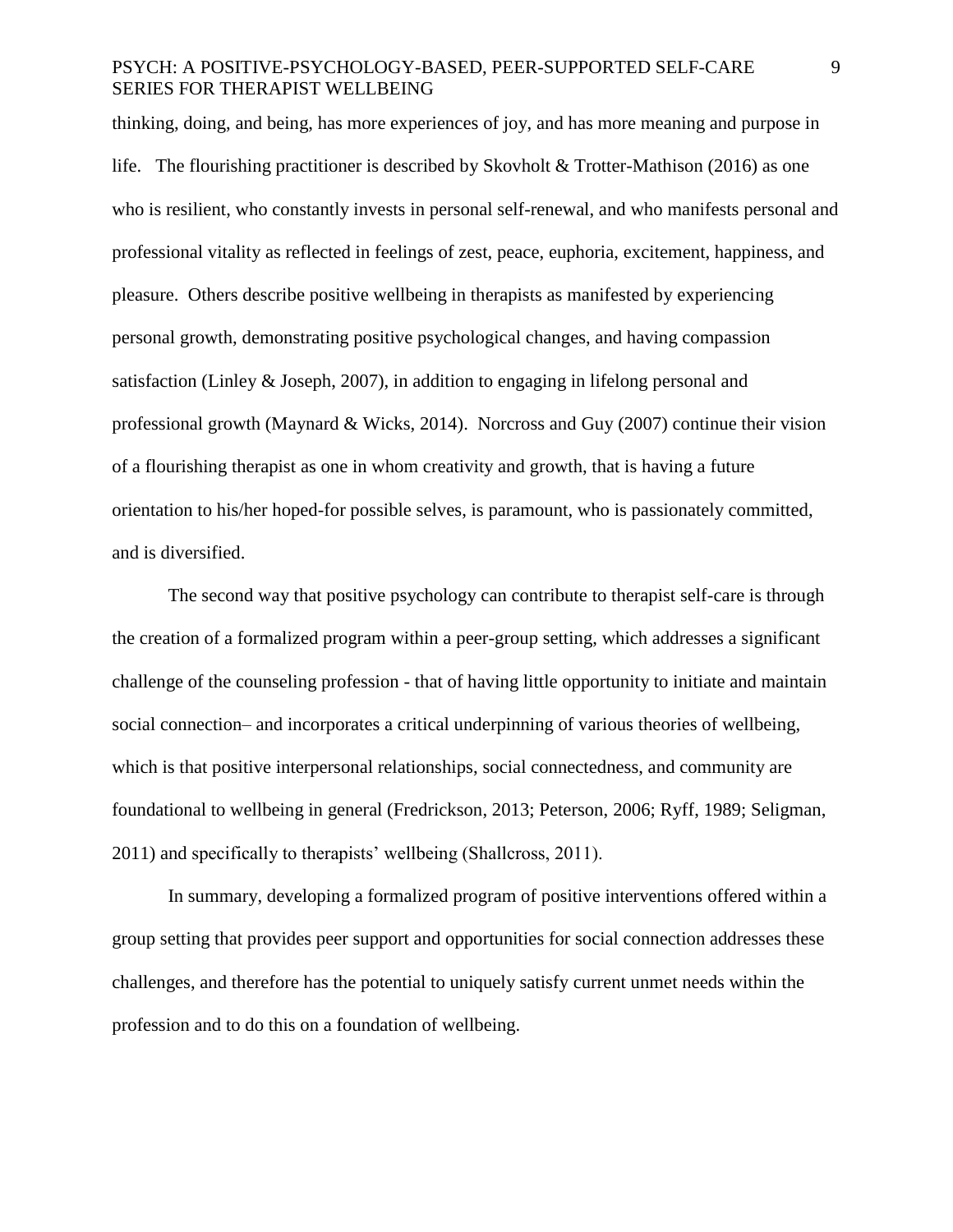thinking, doing, and being, has more experiences of joy, and has more meaning and purpose in life. The flourishing practitioner is described by Skovholt & Trotter-Mathison (2016) as one who is resilient, who constantly invests in personal self-renewal, and who manifests personal and professional vitality as reflected in feelings of zest, peace, euphoria, excitement, happiness, and pleasure. Others describe positive wellbeing in therapists as manifested by experiencing personal growth, demonstrating positive psychological changes, and having compassion satisfaction (Linley & Joseph, 2007), in addition to engaging in lifelong personal and professional growth (Maynard & Wicks, 2014). Norcross and Guy (2007) continue their vision of a flourishing therapist as one in whom creativity and growth, that is having a future orientation to his/her hoped-for possible selves, is paramount, who is passionately committed, and is diversified.

The second way that positive psychology can contribute to therapist self-care is through the creation of a formalized program within a peer-group setting, which addresses a significant challenge of the counseling profession - that of having little opportunity to initiate and maintain social connection– and incorporates a critical underpinning of various theories of wellbeing, which is that positive interpersonal relationships, social connectedness, and community are foundational to wellbeing in general (Fredrickson, 2013; Peterson, 2006; Ryff, 1989; Seligman, 2011) and specifically to therapists' wellbeing (Shallcross, 2011).

In summary, developing a formalized program of positive interventions offered within a group setting that provides peer support and opportunities for social connection addresses these challenges, and therefore has the potential to uniquely satisfy current unmet needs within the profession and to do this on a foundation of wellbeing.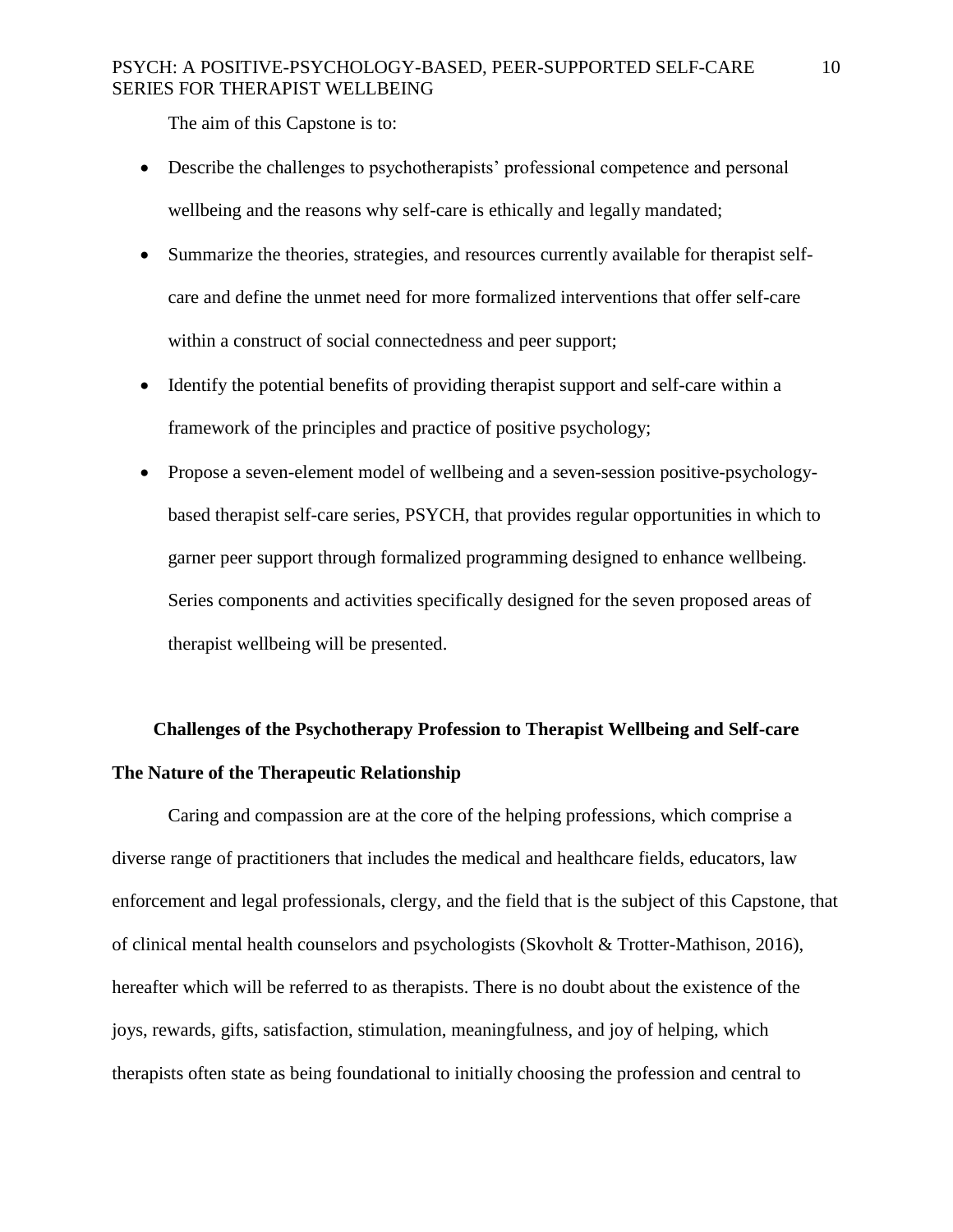The aim of this Capstone is to:

- Describe the challenges to psychotherapists' professional competence and personal wellbeing and the reasons why self-care is ethically and legally mandated;
- Summarize the theories, strategies, and resources currently available for therapist self-care and define the unmet need for more formalized interventions that offer self-care within a construct of social connectedness and peer support;
- Identify the potential benefits of providing therapist support and self-care within a framework of the principles and practice of positive psychology;
- Propose a seven-element model of wellbeing and a seven-session positive-psychology-based therapist self-care series, PSYCH, that provides regular opportunities in which to garner peer support through formalized programming designed to enhance wellbeing. Series components and activities specifically designed for the seven proposed areas of therapist wellbeing will be presented.

## Challenges of the Psychotherapy Profession to Therapist Wellbeing and Self-care

### The Nature of the Therapeutic Relationship

Caring and compassion are at the core of the helping professions, which comprise a diverse range of practitioners that includes the medical and healthcare fields, educators, law enforcement and legal professionals, clergy, and the field that is the subject of this Capstone, that of clinical mental health counselors and psychologists (Skovholt & Trotter-Mathison, 2016), hereafter which will be referred to as therapists. There is no doubt about the existence of the joys, rewards, gifts, satisfaction, stimulation, meaningfulness, and joy of helping, which therapists often state as being foundational to initially choosing the profession and central to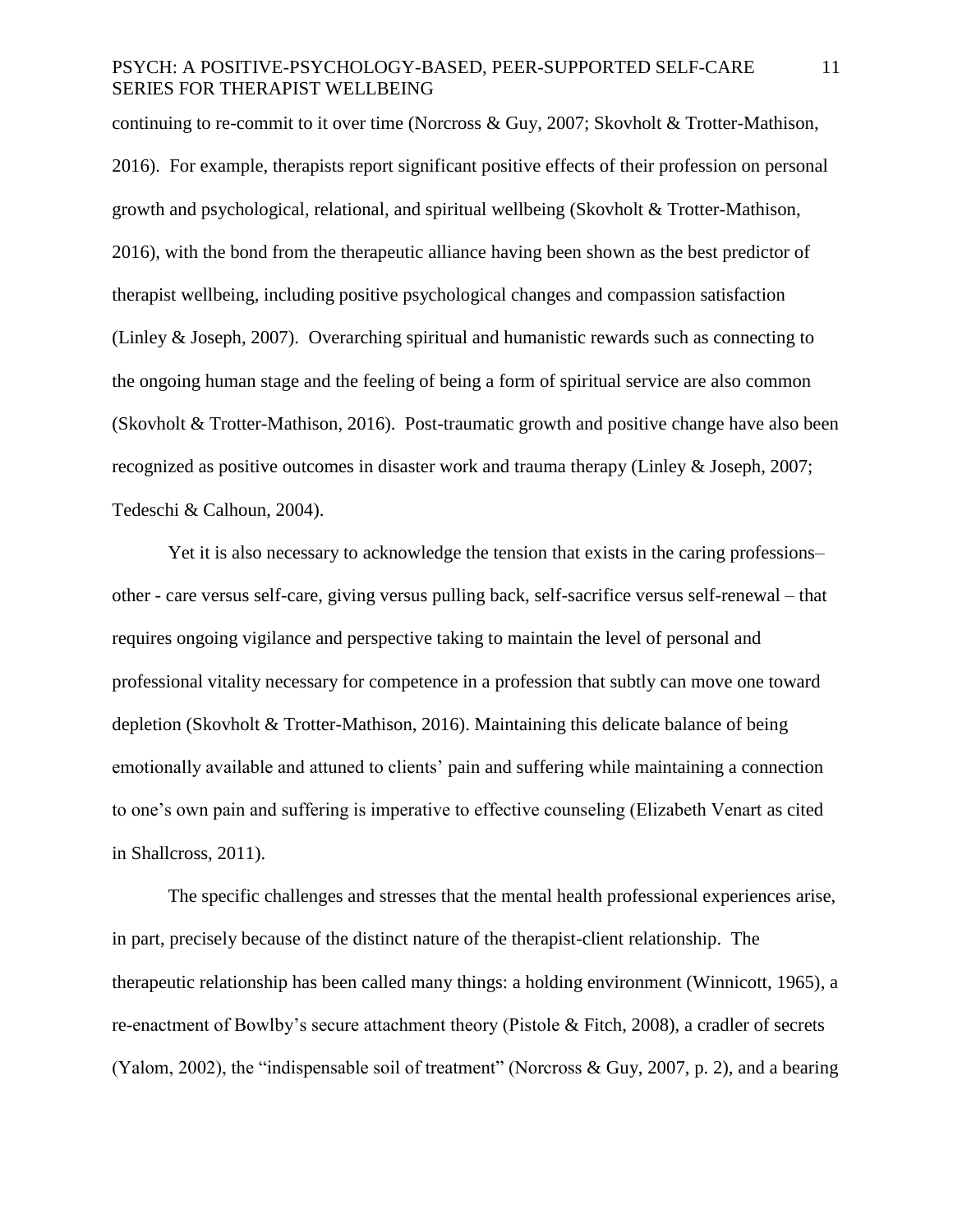continuing to re-commit to it over time (Norcross & Guy, 2007; Skovholt & Trotter-Mathison, 2016). For example, therapists report significant positive effects of their profession on personal growth and psychological, relational, and spiritual wellbeing (Skovholt & Trotter-Mathison, 2016), with the bond from the therapeutic alliance having been shown as the best predictor of therapist wellbeing, including positive psychological changes and compassion satisfaction (Linley & Joseph, 2007). Overarching spiritual and humanistic rewards such as connecting to the ongoing human stage and the feeling of being a form of spiritual service are also common (Skovholt & Trotter-Mathison, 2016). Post-traumatic growth and positive change have also been recognized as positive outcomes in disaster work and trauma therapy (Linley & Joseph, 2007; Tedeschi & Calhoun, 2004).

Yet it is also necessary to acknowledge the tension that exists in the caring professions– other - care versus self-care, giving versus pulling back, self-sacrifice versus self-renewal – that requires ongoing vigilance and perspective taking to maintain the level of personal and professional vitality necessary for competence in a profession that subtly can move one toward depletion (Skovholt & Trotter-Mathison, 2016). Maintaining this delicate balance of being emotionally available and attuned to clients' pain and suffering while maintaining a connection to one's own pain and suffering is imperative to effective counseling (Elizabeth Venart as cited in Shallcross, 2011).

The specific challenges and stresses that the mental health professional experiences arise, in part, precisely because of the distinct nature of the therapist-client relationship. The therapeutic relationship has been called many things: a holding environment (Winnicott, 1965), a re-enactment of Bowlby's secure attachment theory (Pistole & Fitch, 2008), a cradler of secrets (Yalom, 2002), the "indispensable soil of treatment" (Norcross & Guy, 2007, p. 2), and a bearing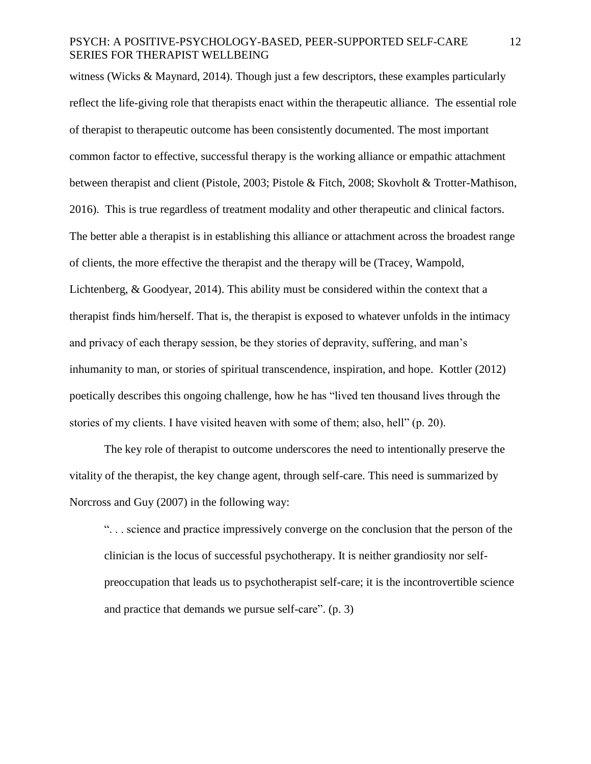witness (Wicks & Maynard, 2014). Though just a few descriptors, these examples particularly reflect the life-giving role that therapists enact within the therapeutic alliance. The essential role of therapist to therapeutic outcome has been consistently documented. The most important common factor to effective, successful therapy is the working alliance or empathic attachment between therapist and client (Pistole, 2003; Pistole & Fitch, 2008; Skovholt & Trotter-Mathison, 2016). This is true regardless of treatment modality and other therapeutic and clinical factors. The better able a therapist is in establishing this alliance or attachment across the broadest range of clients, the more effective the therapist and the therapy will be (Tracey, Wampold, Lichtenberg, & Goodyear, 2014). This ability must be considered within the context that a therapist finds him/herself. That is, the therapist is exposed to whatever unfolds in the intimacy and privacy of each therapy session, be they stories of depravity, suffering, and man's inhumanity to man, or stories of spiritual transcendence, inspiration, and hope. Kottler (2012) poetically describes this ongoing challenge, how he has "lived ten thousand lives through the stories of my clients. I have visited heaven with some of them; also, hell" (p. 20).

The key role of therapist to outcome underscores the need to intentionally preserve the vitality of the therapist, the key change agent, through self-care. This need is summarized by Norcross and Guy (2007) in the following way:

> ". . . science and practice impressively converge on the conclusion that the person of the clinician is the locus of successful psychotherapy. It is neither grandiosity nor self-preoccupation that leads us to psychotherapist self-care; it is the incontrovertible science and practice that demands we pursue self-care". (p. 3)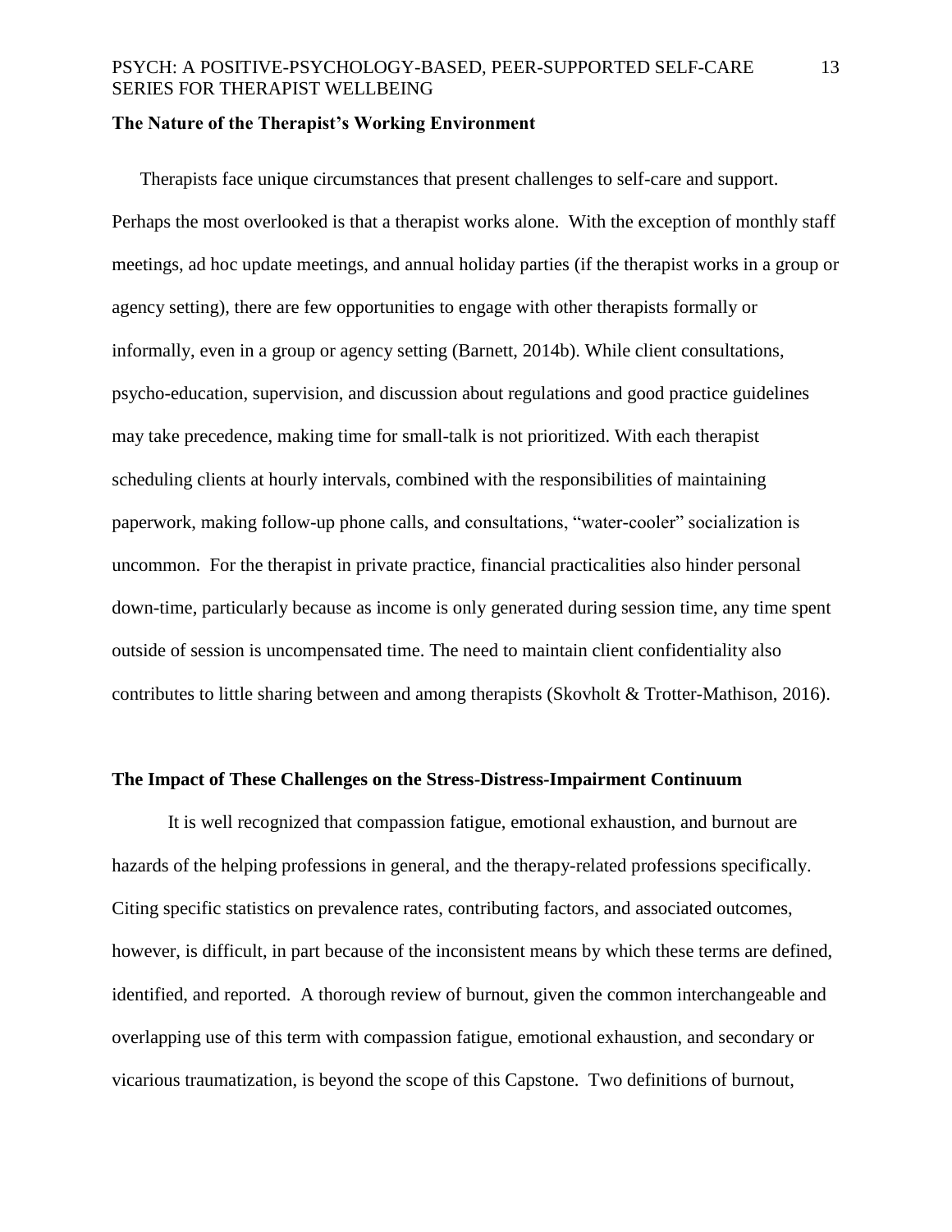### The Nature of the Therapist's Working Environment

Therapists face unique circumstances that present challenges to self-care and support. Perhaps the most overlooked is that a therapist works alone. With the exception of monthly staff meetings, ad hoc update meetings, and annual holiday parties (if the therapist works in a group or agency setting), there are few opportunities to engage with other therapists formally or informally, even in a group or agency setting (Barnett, 2014b). While client consultations, psycho-education, supervision, and discussion about regulations and good practice guidelines may take precedence, making time for small-talk is not prioritized. With each therapist scheduling clients at hourly intervals, combined with the responsibilities of maintaining paperwork, making follow-up phone calls, and consultations, "water-cooler" socialization is uncommon. For the therapist in private practice, financial practicalities also hinder personal down-time, particularly because as income is only generated during session time, any time spent outside of session is uncompensated time. The need to maintain client confidentiality also contributes to little sharing between and among therapists (Skovholt & Trotter-Mathison, 2016).

### The Impact of These Challenges on the Stress-Distress-Impairment Continuum

It is well recognized that compassion fatigue, emotional exhaustion, and burnout are hazards of the helping professions in general, and the therapy-related professions specifically. Citing specific statistics on prevalence rates, contributing factors, and associated outcomes, however, is difficult, in part because of the inconsistent means by which these terms are defined, identified, and reported. A thorough review of burnout, given the common interchangeable and overlapping use of this term with compassion fatigue, emotional exhaustion, and secondary or vicarious traumatization, is beyond the scope of this Capstone. Two definitions of burnout,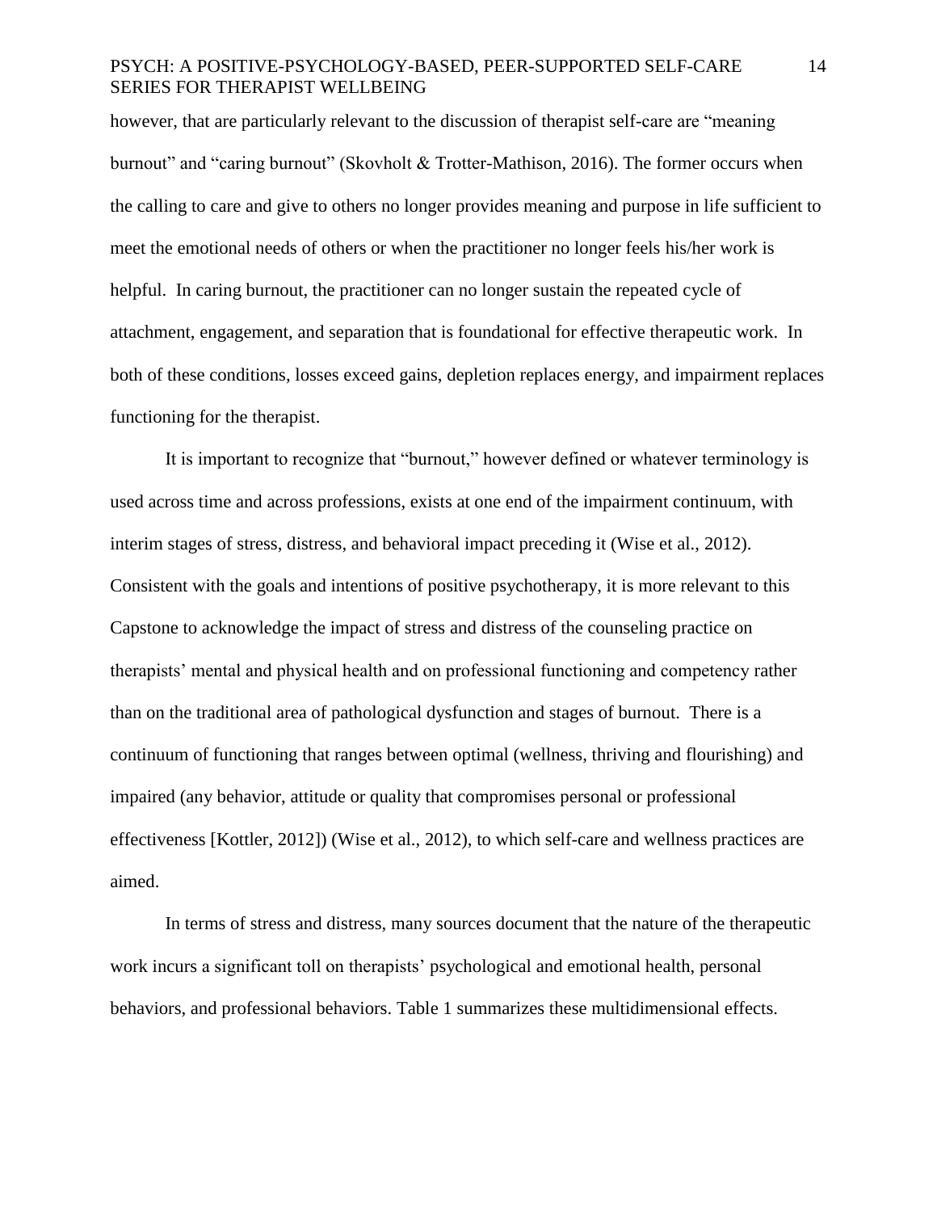however, that are particularly relevant to the discussion of therapist self-care are "meaning burnout" and "caring burnout" (Skovholt & Trotter-Mathison, 2016). The former occurs when the calling to care and give to others no longer provides meaning and purpose in life sufficient to meet the emotional needs of others or when the practitioner no longer feels his/her work is helpful. In caring burnout, the practitioner can no longer sustain the repeated cycle of attachment, engagement, and separation that is foundational for effective therapeutic work. In both of these conditions, losses exceed gains, depletion replaces energy, and impairment replaces functioning for the therapist.

It is important to recognize that "burnout," however defined or whatever terminology is used across time and across professions, exists at one end of the impairment continuum, with interim stages of stress, distress, and behavioral impact preceding it (Wise et al., 2012). Consistent with the goals and intentions of positive psychotherapy, it is more relevant to this Capstone to acknowledge the impact of stress and distress of the counseling practice on therapists' mental and physical health and on professional functioning and competency rather than on the traditional area of pathological dysfunction and stages of burnout. There is a continuum of functioning that ranges between optimal (wellness, thriving and flourishing) and impaired (any behavior, attitude or quality that compromises personal or professional effectiveness [Kottler, 2012]) (Wise et al., 2012), to which self-care and wellness practices are aimed.

In terms of stress and distress, many sources document that the nature of the therapeutic work incurs a significant toll on therapists' psychological and emotional health, personal behaviors, and professional behaviors. Table 1 summarizes these multidimensional effects.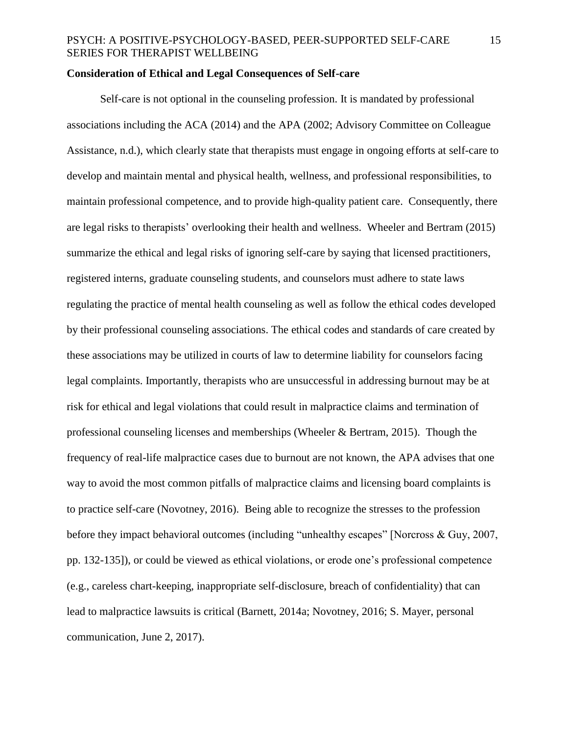**Consideration of Ethical and Legal Consequences of Self-care**

Self-care is not optional in the counseling profession. It is mandated by professional associations including the ACA (2014) and the APA (2002; Advisory Committee on Colleague Assistance, n.d.), which clearly state that therapists must engage in ongoing efforts at self-care to develop and maintain mental and physical health, wellness, and professional responsibilities, to maintain professional competence, and to provide high-quality patient care. Consequently, there are legal risks to therapists' overlooking their health and wellness. Wheeler and Bertram (2015) summarize the ethical and legal risks of ignoring self-care by saying that licensed practitioners, registered interns, graduate counseling students, and counselors must adhere to state laws regulating the practice of mental health counseling as well as follow the ethical codes developed by their professional counseling associations. The ethical codes and standards of care created by these associations may be utilized in courts of law to determine liability for counselors facing legal complaints. Importantly, therapists who are unsuccessful in addressing burnout may be at risk for ethical and legal violations that could result in malpractice claims and termination of professional counseling licenses and memberships (Wheeler & Bertram, 2015). Though the frequency of real-life malpractice cases due to burnout are not known, the APA advises that one way to avoid the most common pitfalls of malpractice claims and licensing board complaints is to practice self-care (Novotney, 2016). Being able to recognize the stresses to the profession before they impact behavioral outcomes (including "unhealthy escapes" [Norcross & Guy, 2007, pp. 132-135]), or could be viewed as ethical violations, or erode one's professional competence (e.g., careless chart-keeping, inappropriate self-disclosure, breach of confidentiality) that can lead to malpractice lawsuits is critical (Barnett, 2014a; Novotney, 2016; S. Mayer, personal communication, June 2, 2017).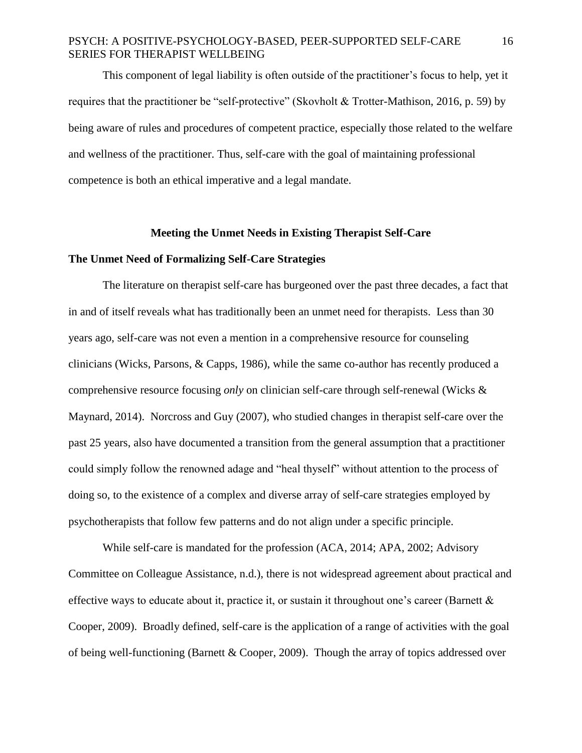This component of legal liability is often outside of the practitioner's focus to help, yet it requires that the practitioner be "self-protective" (Skovholt & Trotter-Mathison, 2016, p. 59) by being aware of rules and procedures of competent practice, especially those related to the welfare and wellness of the practitioner. Thus, self-care with the goal of maintaining professional competence is both an ethical imperative and a legal mandate.

# Meeting the Unmet Needs in Existing Therapist Self-Care

## The Unmet Need of Formalizing Self-Care Strategies

The literature on therapist self-care has burgeoned over the past three decades, a fact that in and of itself reveals what has traditionally been an unmet need for therapists. Less than 30 years ago, self-care was not even a mention in a comprehensive resource for counseling clinicians (Wicks, Parsons, & Capps, 1986), while the same co-author has recently produced a comprehensive resource focusing *only* on clinician self-care through self-renewal (Wicks & Maynard, 2014). Norcross and Guy (2007), who studied changes in therapist self-care over the past 25 years, also have documented a transition from the general assumption that a practitioner could simply follow the renowned adage and "heal thyself" without attention to the process of doing so, to the existence of a complex and diverse array of self-care strategies employed by psychotherapists that follow few patterns and do not align under a specific principle.

While self-care is mandated for the profession (ACA, 2014; APA, 2002; Advisory Committee on Colleague Assistance, n.d.), there is not widespread agreement about practical and effective ways to educate about it, practice it, or sustain it throughout one's career (Barnett & Cooper, 2009). Broadly defined, self-care is the application of a range of activities with the goal of being well-functioning (Barnett & Cooper, 2009). Though the array of topics addressed over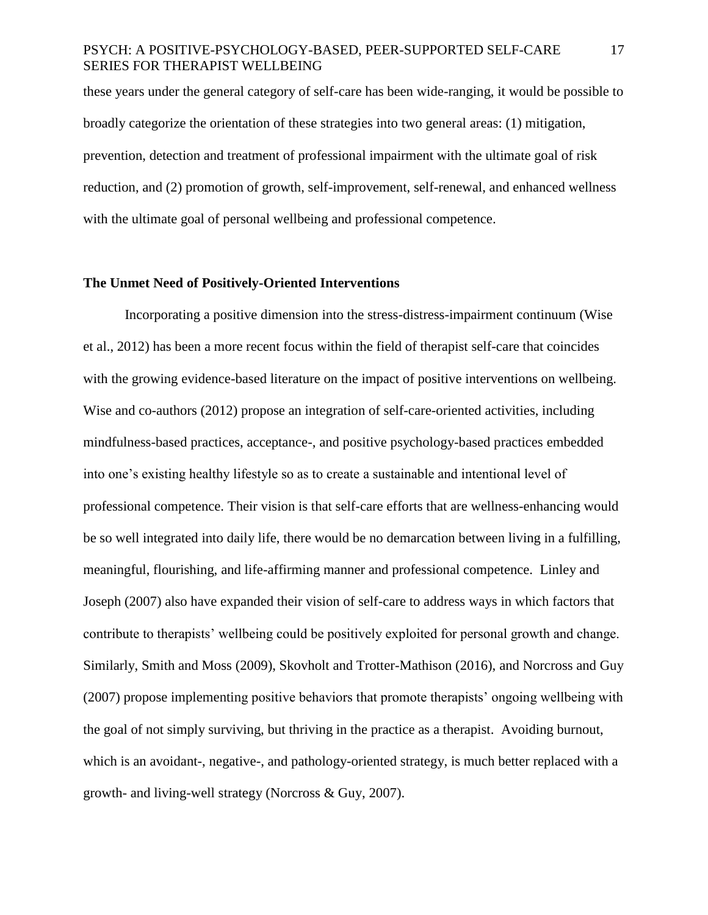these years under the general category of self-care has been wide-ranging, it would be possible to broadly categorize the orientation of these strategies into two general areas: (1) mitigation, prevention, detection and treatment of professional impairment with the ultimate goal of risk reduction, and (2) promotion of growth, self-improvement, self-renewal, and enhanced wellness with the ultimate goal of personal wellbeing and professional competence.

**The Unmet Need of Positively-Oriented Interventions**

Incorporating a positive dimension into the stress-distress-impairment continuum (Wise et al., 2012) has been a more recent focus within the field of therapist self-care that coincides with the growing evidence-based literature on the impact of positive interventions on wellbeing. Wise and co-authors (2012) propose an integration of self-care-oriented activities, including mindfulness-based practices, acceptance-, and positive psychology-based practices embedded into one's existing healthy lifestyle so as to create a sustainable and intentional level of professional competence. Their vision is that self-care efforts that are wellness-enhancing would be so well integrated into daily life, there would be no demarcation between living in a fulfilling, meaningful, flourishing, and life-affirming manner and professional competence. Linley and Joseph (2007) also have expanded their vision of self-care to address ways in which factors that contribute to therapists' wellbeing could be positively exploited for personal growth and change. Similarly, Smith and Moss (2009), Skovholt and Trotter-Mathison (2016), and Norcross and Guy (2007) propose implementing positive behaviors that promote therapists' ongoing wellbeing with the goal of not simply surviving, but thriving in the practice as a therapist. Avoiding burnout, which is an avoidant-, negative-, and pathology-oriented strategy, is much better replaced with a growth- and living-well strategy (Norcross & Guy, 2007).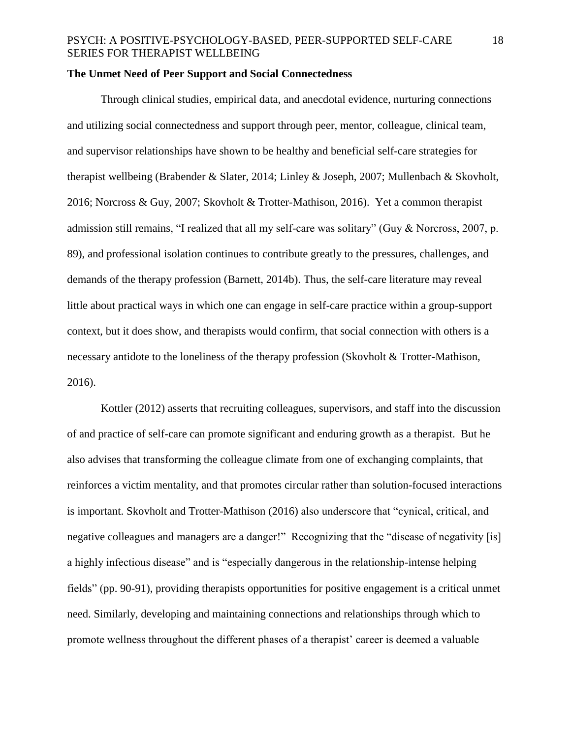### The Unmet Need of Peer Support and Social Connectedness

Through clinical studies, empirical data, and anecdotal evidence, nurturing connections and utilizing social connectedness and support through peer, mentor, colleague, clinical team, and supervisor relationships have shown to be healthy and beneficial self-care strategies for therapist wellbeing (Brabender & Slater, 2014; Linley & Joseph, 2007; Mullenbach & Skovholt, 2016; Norcross & Guy, 2007; Skovholt & Trotter-Mathison, 2016). Yet a common therapist admission still remains, "I realized that all my self-care was solitary" (Guy & Norcross, 2007, p. 89), and professional isolation continues to contribute greatly to the pressures, challenges, and demands of the therapy profession (Barnett, 2014b). Thus, the self-care literature may reveal little about practical ways in which one can engage in self-care practice within a group-support context, but it does show, and therapists would confirm, that social connection with others is a necessary antidote to the loneliness of the therapy profession (Skovholt & Trotter-Mathison, 2016).

Kottler (2012) asserts that recruiting colleagues, supervisors, and staff into the discussion of and practice of self-care can promote significant and enduring growth as a therapist. But he also advises that transforming the colleague climate from one of exchanging complaints, that reinforces a victim mentality, and that promotes circular rather than solution-focused interactions is important. Skovholt and Trotter-Mathison (2016) also underscore that "cynical, critical, and negative colleagues and managers are a danger!" Recognizing that the "disease of negativity [is] a highly infectious disease" and is "especially dangerous in the relationship-intense helping fields" (pp. 90-91), providing therapists opportunities for positive engagement is a critical unmet need. Similarly, developing and maintaining connections and relationships through which to promote wellness throughout the different phases of a therapist' career is deemed a valuable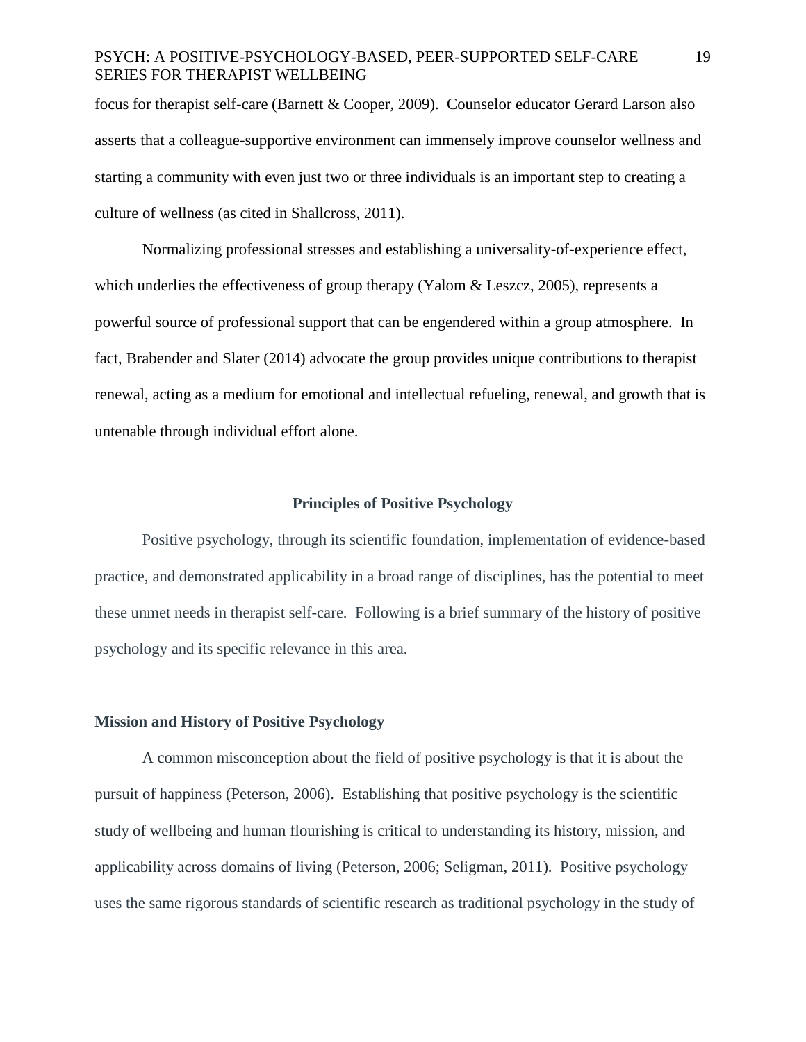focus for therapist self-care (Barnett & Cooper, 2009). Counselor educator Gerard Larson also asserts that a colleague-supportive environment can immensely improve counselor wellness and starting a community with even just two or three individuals is an important step to creating a culture of wellness (as cited in Shallcross, 2011).

Normalizing professional stresses and establishing a universality-of-experience effect, which underlies the effectiveness of group therapy (Yalom & Leszcz, 2005), represents a powerful source of professional support that can be engendered within a group atmosphere. In fact, Brabender and Slater (2014) advocate the group provides unique contributions to therapist renewal, acting as a medium for emotional and intellectual refueling, renewal, and growth that is untenable through individual effort alone.

## Principles of Positive Psychology

Positive psychology, through its scientific foundation, implementation of evidence-based practice, and demonstrated applicability in a broad range of disciplines, has the potential to meet these unmet needs in therapist self-care. Following is a brief summary of the history of positive psychology and its specific relevance in this area.

### Mission and History of Positive Psychology

A common misconception about the field of positive psychology is that it is about the pursuit of happiness (Peterson, 2006). Establishing that positive psychology is the scientific study of wellbeing and human flourishing is critical to understanding its history, mission, and applicability across domains of living (Peterson, 2006; Seligman, 2011). Positive psychology uses the same rigorous standards of scientific research as traditional psychology in the study of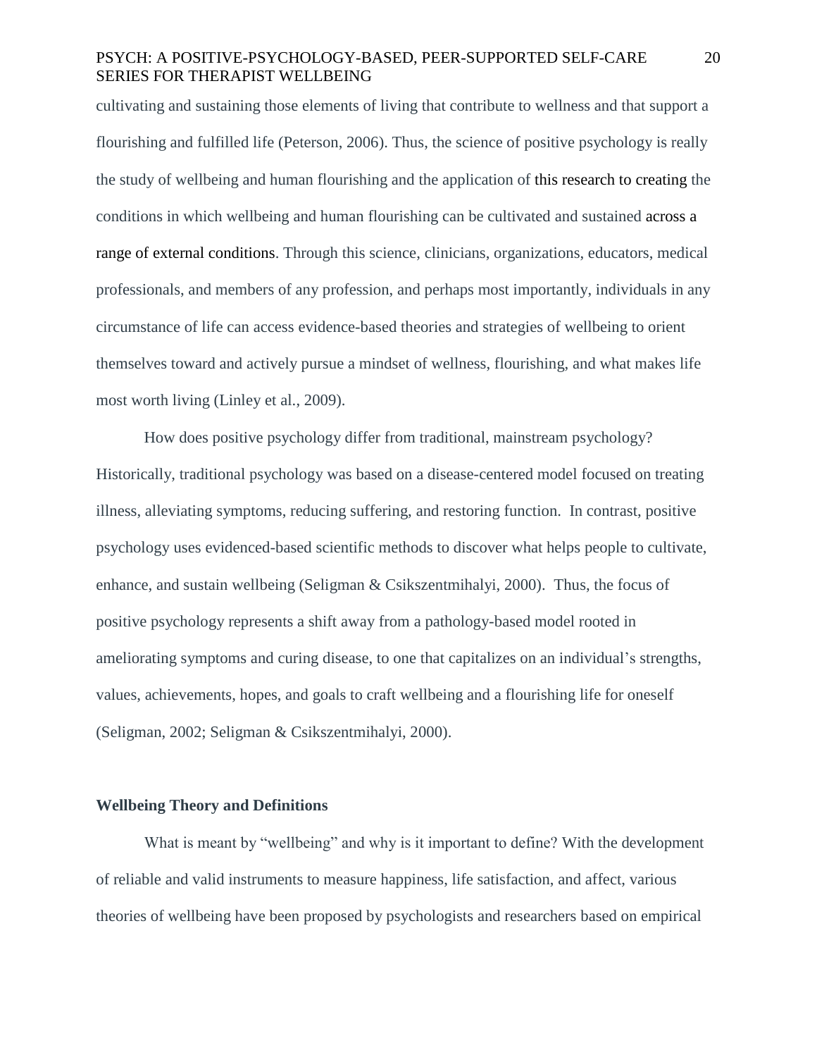cultivating and sustaining those elements of living that contribute to wellness and that support a flourishing and fulfilled life (Peterson, 2006). Thus, the science of positive psychology is really the study of wellbeing and human flourishing and the application of this research to creating the conditions in which wellbeing and human flourishing can be cultivated and sustained across a range of external conditions. Through this science, clinicians, organizations, educators, medical professionals, and members of any profession, and perhaps most importantly, individuals in any circumstance of life can access evidence-based theories and strategies of wellbeing to orient themselves toward and actively pursue a mindset of wellness, flourishing, and what makes life most worth living (Linley et al., 2009).

How does positive psychology differ from traditional, mainstream psychology? Historically, traditional psychology was based on a disease-centered model focused on treating illness, alleviating symptoms, reducing suffering, and restoring function. In contrast, positive psychology uses evidenced-based scientific methods to discover what helps people to cultivate, enhance, and sustain wellbeing (Seligman & Csikszentmihalyi, 2000). Thus, the focus of positive psychology represents a shift away from a pathology-based model rooted in ameliorating symptoms and curing disease, to one that capitalizes on an individual's strengths, values, achievements, hopes, and goals to craft wellbeing and a flourishing life for oneself (Seligman, 2002; Seligman & Csikszentmihalyi, 2000).

### Wellbeing Theory and Definitions

What is meant by "wellbeing" and why is it important to define? With the development of reliable and valid instruments to measure happiness, life satisfaction, and affect, various theories of wellbeing have been proposed by psychologists and researchers based on empirical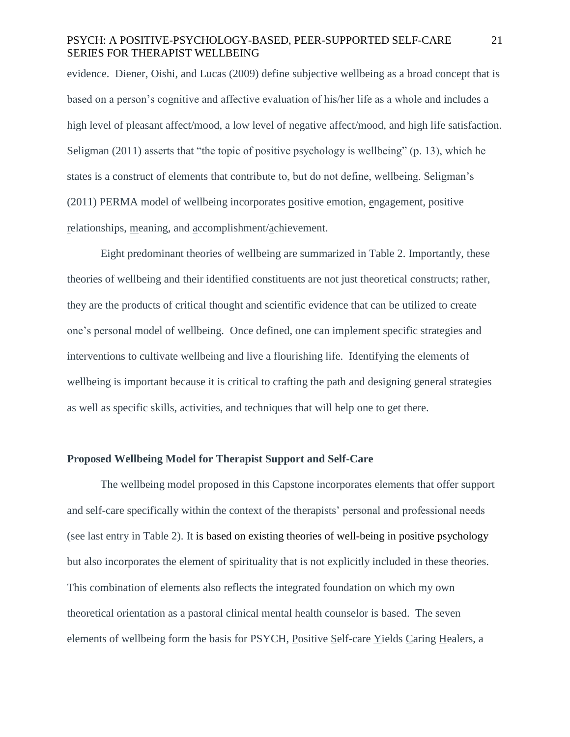evidence. Diener, Oishi, and Lucas (2009) define subjective wellbeing as a broad concept that is based on a person's cognitive and affective evaluation of his/her life as a whole and includes a high level of pleasant affect/mood, a low level of negative affect/mood, and high life satisfaction. Seligman (2011) asserts that "the topic of positive psychology is wellbeing" (p. 13), which he states is a construct of elements that contribute to, but do not define, wellbeing. Seligman's (2011) PERMA model of wellbeing incorporates positive emotion, engagement, positive relationships, meaning, and accomplishment/achievement.

Eight predominant theories of wellbeing are summarized in Table 2. Importantly, these theories of wellbeing and their identified constituents are not just theoretical constructs; rather, they are the products of critical thought and scientific evidence that can be utilized to create one's personal model of wellbeing. Once defined, one can implement specific strategies and interventions to cultivate wellbeing and live a flourishing life. Identifying the elements of wellbeing is important because it is critical to crafting the path and designing general strategies as well as specific skills, activities, and techniques that will help one to get there.

**Proposed Wellbeing Model for Therapist Support and Self-Care**

The wellbeing model proposed in this Capstone incorporates elements that offer support and self-care specifically within the context of the therapists' personal and professional needs (see last entry in Table 2). It is based on existing theories of well-being in positive psychology but also incorporates the element of spirituality that is not explicitly included in these theories. This combination of elements also reflects the integrated foundation on which my own theoretical orientation as a pastoral clinical mental health counselor is based. The seven elements of wellbeing form the basis for PSYCH, Positive Self-care Yields Caring Healers, a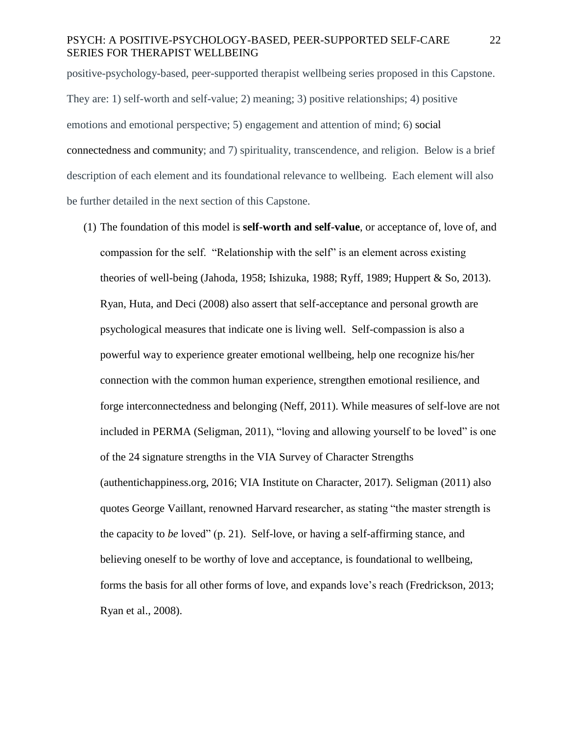positive-psychology-based, peer-supported therapist wellbeing series proposed in this Capstone. They are: 1) self-worth and self-value; 2) meaning; 3) positive relationships; 4) positive emotions and emotional perspective; 5) engagement and attention of mind; 6) social connectedness and community; and 7) spirituality, transcendence, and religion. Below is a brief description of each element and its foundational relevance to wellbeing. Each element will also be further detailed in the next section of this Capstone.

(1) The foundation of this model is **self-worth and self-value**, or acceptance of, love of, and compassion for the self. "Relationship with the self" is an element across existing theories of well-being (Jahoda, 1958; Ishizuka, 1988; Ryff, 1989; Huppert & So, 2013). Ryan, Huta, and Deci (2008) also assert that self-acceptance and personal growth are psychological measures that indicate one is living well. Self-compassion is also a powerful way to experience greater emotional wellbeing, help one recognize his/her connection with the common human experience, strengthen emotional resilience, and forge interconnectedness and belonging (Neff, 2011). While measures of self-love are not included in PERMA (Seligman, 2011), "loving and allowing yourself to be loved" is one of the 24 signature strengths in the VIA Survey of Character Strengths (authentichappiness.org, 2016; VIA Institute on Character, 2017). Seligman (2011) also quotes George Vaillant, renowned Harvard researcher, as stating "the master strength is the capacity to *be* loved" (p. 21). Self-love, or having a self-affirming stance, and believing oneself to be worthy of love and acceptance, is foundational to wellbeing, forms the basis for all other forms of love, and expands love's reach (Fredrickson, 2013; Ryan et al., 2008).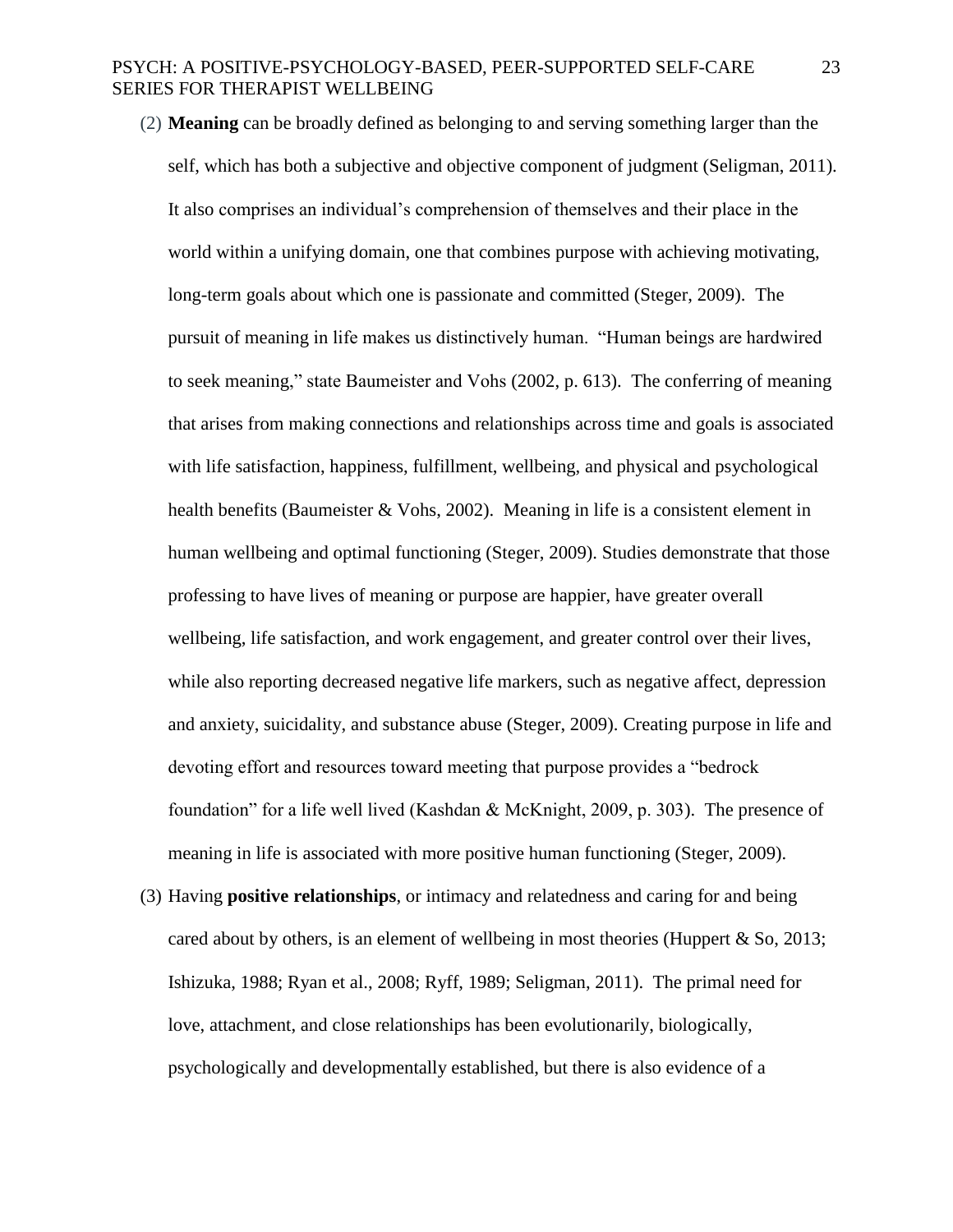(2) **Meaning** can be broadly defined as belonging to and serving something larger than the self, which has both a subjective and objective component of judgment (Seligman, 2011). It also comprises an individual's comprehension of themselves and their place in the world within a unifying domain, one that combines purpose with achieving motivating, long-term goals about which one is passionate and committed (Steger, 2009). The pursuit of meaning in life makes us distinctively human. "Human beings are hardwired to seek meaning," state Baumeister and Vohs (2002, p. 613). The conferring of meaning that arises from making connections and relationships across time and goals is associated with life satisfaction, happiness, fulfillment, wellbeing, and physical and psychological health benefits (Baumeister & Vohs, 2002). Meaning in life is a consistent element in human wellbeing and optimal functioning (Steger, 2009). Studies demonstrate that those professing to have lives of meaning or purpose are happier, have greater overall wellbeing, life satisfaction, and work engagement, and greater control over their lives, while also reporting decreased negative life markers, such as negative affect, depression and anxiety, suicidality, and substance abuse (Steger, 2009). Creating purpose in life and devoting effort and resources toward meeting that purpose provides a "bedrock foundation" for a life well lived (Kashdan & McKnight, 2009, p. 303). The presence of meaning in life is associated with more positive human functioning (Steger, 2009).

(3) Having **positive relationships**, or intimacy and relatedness and caring for and being cared about by others, is an element of wellbeing in most theories (Huppert & So, 2013; Ishizuka, 1988; Ryan et al., 2008; Ryff, 1989; Seligman, 2011). The primal need for love, attachment, and close relationships has been evolutionarily, biologically, psychologically and developmentally established, but there is also evidence of a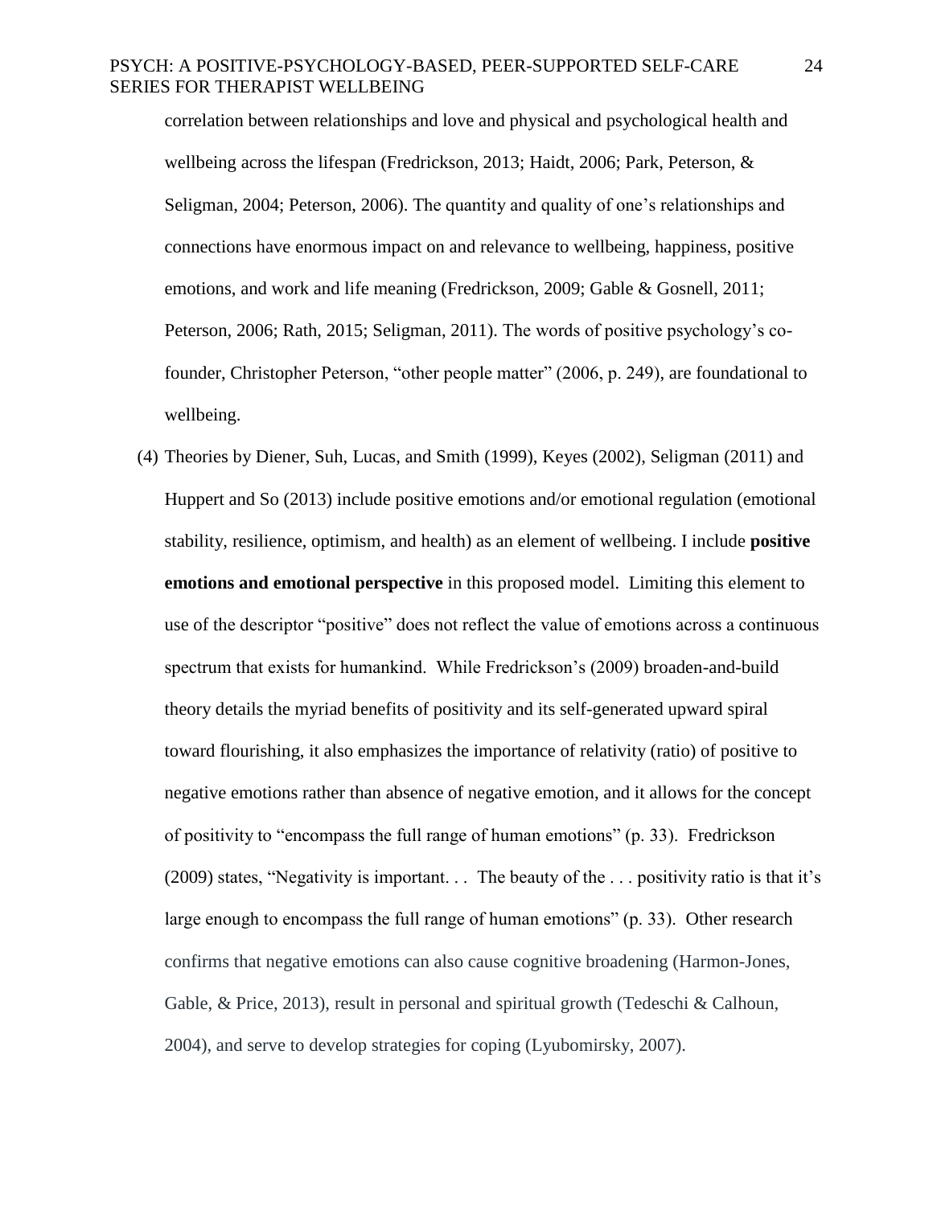correlation between relationships and love and physical and psychological health and wellbeing across the lifespan (Fredrickson, 2013; Haidt, 2006; Park, Peterson, & Seligman, 2004; Peterson, 2006). The quantity and quality of one's relationships and connections have enormous impact on and relevance to wellbeing, happiness, positive emotions, and work and life meaning (Fredrickson, 2009; Gable & Gosnell, 2011; Peterson, 2006; Rath, 2015; Seligman, 2011). The words of positive psychology's co-founder, Christopher Peterson, "other people matter" (2006, p. 249), are foundational to wellbeing.

(4) Theories by Diener, Suh, Lucas, and Smith (1999), Keyes (2002), Seligman (2011) and Huppert and So (2013) include positive emotions and/or emotional regulation (emotional stability, resilience, optimism, and health) as an element of wellbeing. I include **positive emotions and emotional perspective** in this proposed model. Limiting this element to use of the descriptor "positive" does not reflect the value of emotions across a continuous spectrum that exists for humankind. While Fredrickson's (2009) broaden-and-build theory details the myriad benefits of positivity and its self-generated upward spiral toward flourishing, it also emphasizes the importance of relativity (ratio) of positive to negative emotions rather than absence of negative emotion, and it allows for the concept of positivity to "encompass the full range of human emotions" (p. 33). Fredrickson (2009) states, "Negativity is important. . . The beauty of the . . . positivity ratio is that it's large enough to encompass the full range of human emotions" (p. 33). Other research confirms that negative emotions can also cause cognitive broadening (Harmon-Jones, Gable, & Price, 2013), result in personal and spiritual growth (Tedeschi & Calhoun, 2004), and serve to develop strategies for coping (Lyubomirsky, 2007).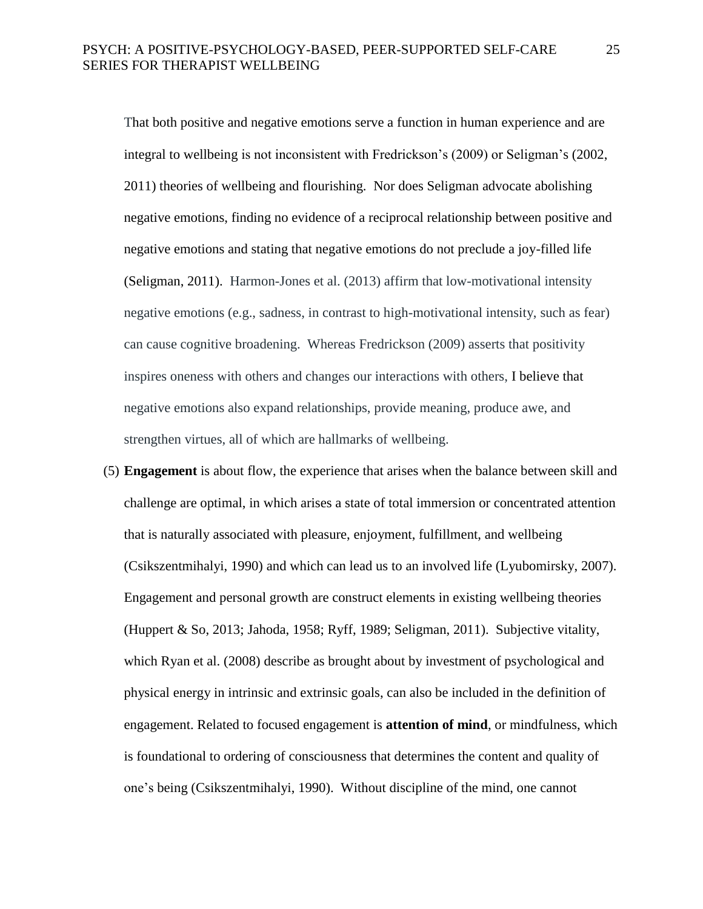That both positive and negative emotions serve a function in human experience and are integral to wellbeing is not inconsistent with Fredrickson's (2009) or Seligman's (2002, 2011) theories of wellbeing and flourishing. Nor does Seligman advocate abolishing negative emotions, finding no evidence of a reciprocal relationship between positive and negative emotions and stating that negative emotions do not preclude a joy-filled life (Seligman, 2011). Harmon-Jones et al. (2013) affirm that low-motivational intensity negative emotions (e.g., sadness, in contrast to high-motivational intensity, such as fear) can cause cognitive broadening. Whereas Fredrickson (2009) asserts that positivity inspires oneness with others and changes our interactions with others, I believe that negative emotions also expand relationships, provide meaning, produce awe, and strengthen virtues, all of which are hallmarks of wellbeing.

(5) **Engagement** is about flow, the experience that arises when the balance between skill and challenge are optimal, in which arises a state of total immersion or concentrated attention that is naturally associated with pleasure, enjoyment, fulfillment, and wellbeing (Csikszentmihalyi, 1990) and which can lead us to an involved life (Lyubomirsky, 2007). Engagement and personal growth are construct elements in existing wellbeing theories (Huppert & So, 2013; Jahoda, 1958; Ryff, 1989; Seligman, 2011). Subjective vitality, which Ryan et al. (2008) describe as brought about by investment of psychological and physical energy in intrinsic and extrinsic goals, can also be included in the definition of engagement. Related to focused engagement is **attention of mind**, or mindfulness, which is foundational to ordering of consciousness that determines the content and quality of one's being (Csikszentmihalyi, 1990). Without discipline of the mind, one cannot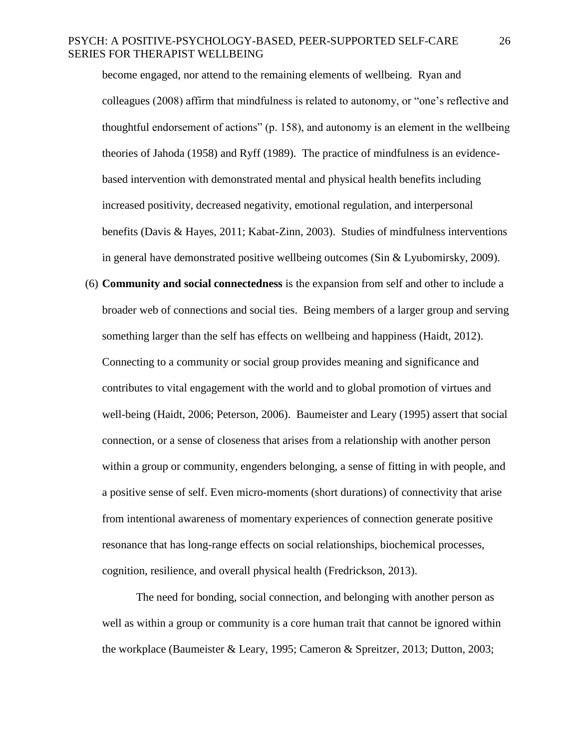become engaged, nor attend to the remaining elements of wellbeing. Ryan and colleagues (2008) affirm that mindfulness is related to autonomy, or "one's reflective and thoughtful endorsement of actions" (p. 158), and autonomy is an element in the wellbeing theories of Jahoda (1958) and Ryff (1989). The practice of mindfulness is an evidence-based intervention with demonstrated mental and physical health benefits including increased positivity, decreased negativity, emotional regulation, and interpersonal benefits (Davis & Hayes, 2011; Kabat-Zinn, 2003). Studies of mindfulness interventions in general have demonstrated positive wellbeing outcomes (Sin & Lyubomirsky, 2009).

(6) **Community and social connectedness** is the expansion from self and other to include a broader web of connections and social ties. Being members of a larger group and serving something larger than the self has effects on wellbeing and happiness (Haidt, 2012). Connecting to a community or social group provides meaning and significance and contributes to vital engagement with the world and to global promotion of virtues and well-being (Haidt, 2006; Peterson, 2006). Baumeister and Leary (1995) assert that social connection, or a sense of closeness that arises from a relationship with another person within a group or community, engenders belonging, a sense of fitting in with people, and a positive sense of self. Even micro-moments (short durations) of connectivity that arise from intentional awareness of momentary experiences of connection generate positive resonance that has long-range effects on social relationships, biochemical processes, cognition, resilience, and overall physical health (Fredrickson, 2013).

The need for bonding, social connection, and belonging with another person as well as within a group or community is a core human trait that cannot be ignored within the workplace (Baumeister & Leary, 1995; Cameron & Spreitzer, 2013; Dutton, 2003;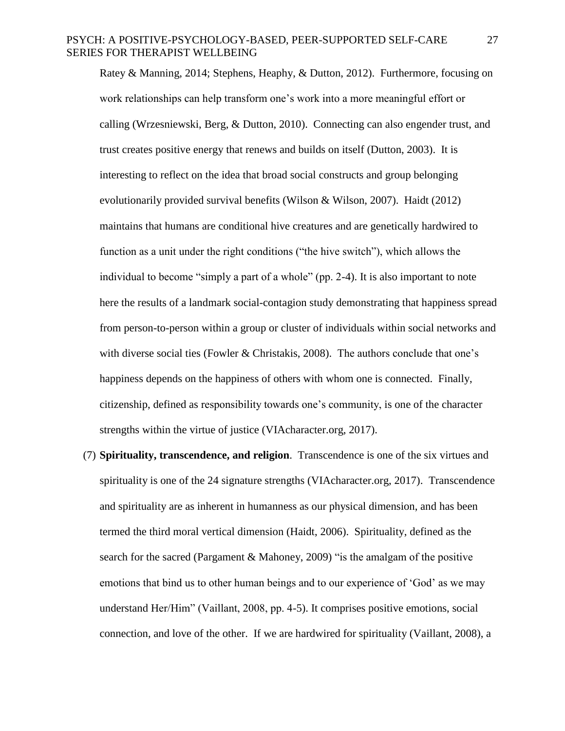Ratey & Manning, 2014; Stephens, Heaphy, & Dutton, 2012). Furthermore, focusing on work relationships can help transform one's work into a more meaningful effort or calling (Wrzesniewski, Berg, & Dutton, 2010). Connecting can also engender trust, and trust creates positive energy that renews and builds on itself (Dutton, 2003). It is interesting to reflect on the idea that broad social constructs and group belonging evolutionarily provided survival benefits (Wilson & Wilson, 2007). Haidt (2012) maintains that humans are conditional hive creatures and are genetically hardwired to function as a unit under the right conditions ("the hive switch"), which allows the individual to become "simply a part of a whole" (pp. 2-4). It is also important to note here the results of a landmark social-contagion study demonstrating that happiness spread from person-to-person within a group or cluster of individuals within social networks and with diverse social ties (Fowler & Christakis, 2008). The authors conclude that one's happiness depends on the happiness of others with whom one is connected. Finally, citizenship, defined as responsibility towards one's community, is one of the character strengths within the virtue of justice (VIAcharacter.org, 2017).

(7) **Spirituality, transcendence, and religion**. Transcendence is one of the six virtues and spirituality is one of the 24 signature strengths (VIAcharacter.org, 2017). Transcendence and spirituality are as inherent in humanness as our physical dimension, and has been termed the third moral vertical dimension (Haidt, 2006). Spirituality, defined as the search for the sacred (Pargament & Mahoney, 2009) "is the amalgam of the positive emotions that bind us to other human beings and to our experience of 'God' as we may understand Her/Him" (Vaillant, 2008, pp. 4-5). It comprises positive emotions, social connection, and love of the other. If we are hardwired for spirituality (Vaillant, 2008), a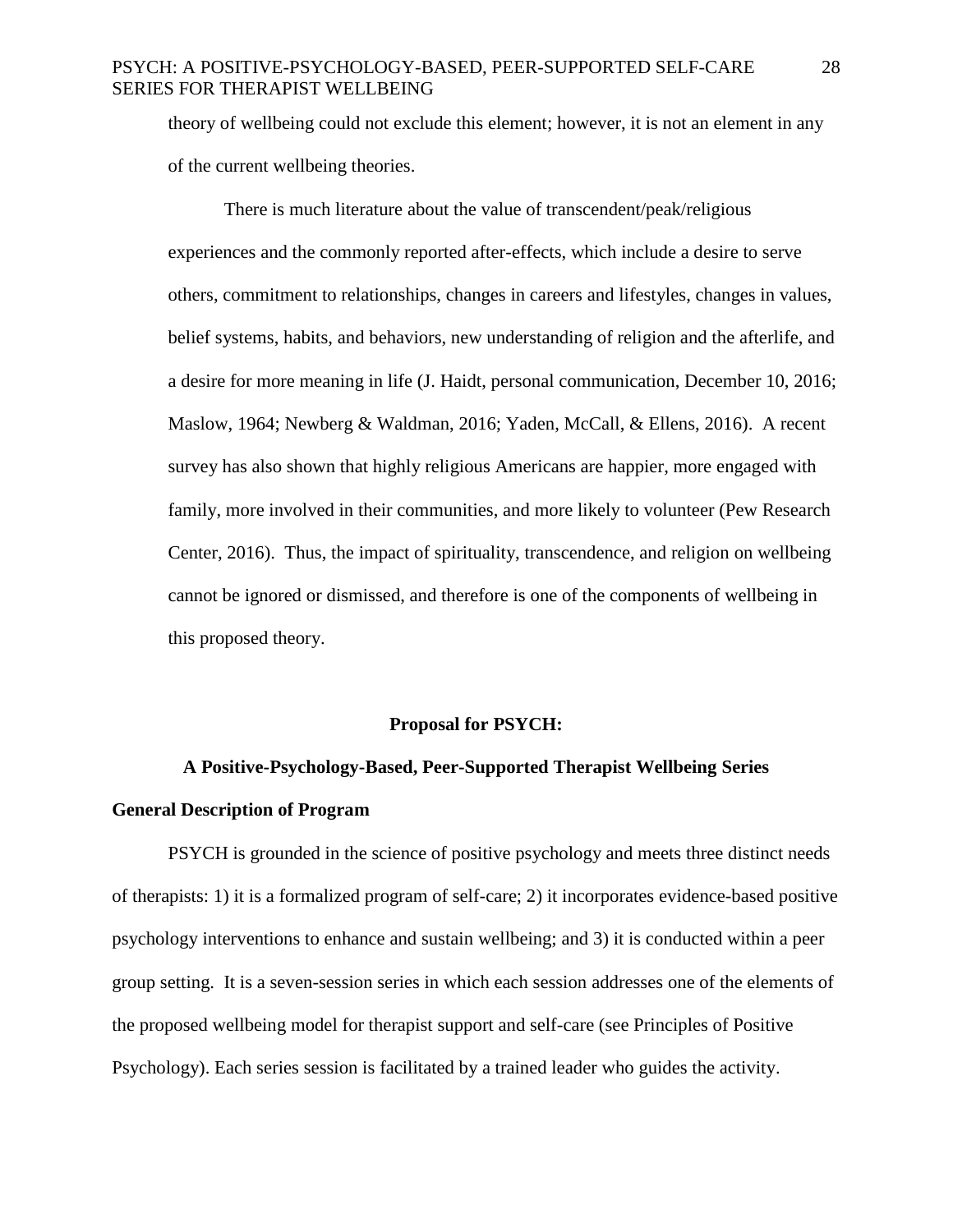theory of wellbeing could not exclude this element; however, it is not an element in any of the current wellbeing theories.

There is much literature about the value of transcendent/peak/religious experiences and the commonly reported after-effects, which include a desire to serve others, commitment to relationships, changes in careers and lifestyles, changes in values, belief systems, habits, and behaviors, new understanding of religion and the afterlife, and a desire for more meaning in life (J. Haidt, personal communication, December 10, 2016; Maslow, 1964; Newberg & Waldman, 2016; Yaden, McCall, & Ellens, 2016). A recent survey has also shown that highly religious Americans are happier, more engaged with family, more involved in their communities, and more likely to volunteer (Pew Research Center, 2016). Thus, the impact of spirituality, transcendence, and religion on wellbeing cannot be ignored or dismissed, and therefore is one of the components of wellbeing in this proposed theory.

## Proposal for PSYCH:

## A Positive-Psychology-Based, Peer-Supported Therapist Wellbeing Series

### General Description of Program

PSYCH is grounded in the science of positive psychology and meets three distinct needs of therapists: 1) it is a formalized program of self-care; 2) it incorporates evidence-based positive psychology interventions to enhance and sustain wellbeing; and 3) it is conducted within a peer group setting. It is a seven-session series in which each session addresses one of the elements of the proposed wellbeing model for therapist support and self-care (see Principles of Positive Psychology). Each series session is facilitated by a trained leader who guides the activity.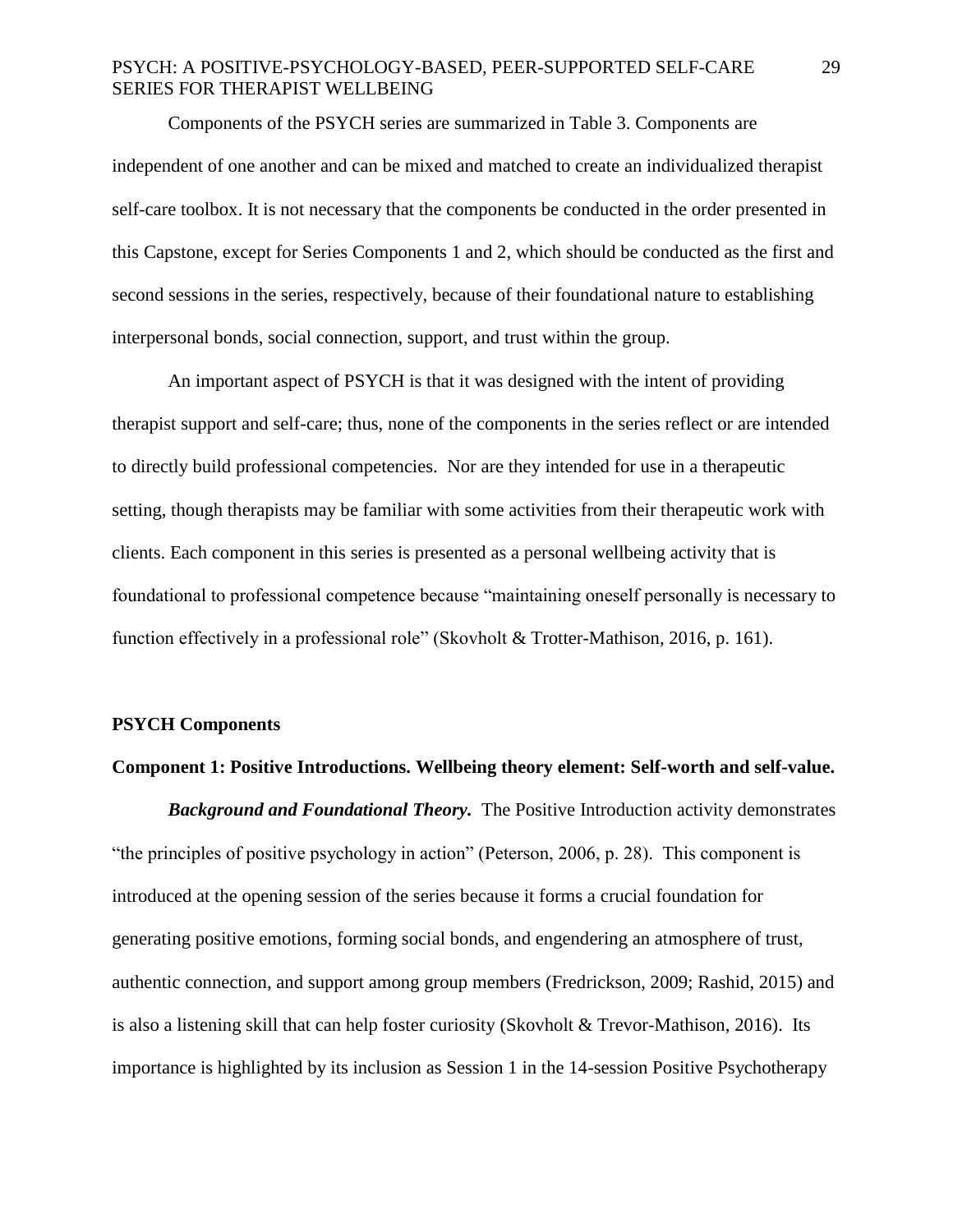Components of the PSYCH series are summarized in Table 3. Components are independent of one another and can be mixed and matched to create an individualized therapist self-care toolbox. It is not necessary that the components be conducted in the order presented in this Capstone, except for Series Components 1 and 2, which should be conducted as the first and second sessions in the series, respectively, because of their foundational nature to establishing interpersonal bonds, social connection, support, and trust within the group.

An important aspect of PSYCH is that it was designed with the intent of providing therapist support and self-care; thus, none of the components in the series reflect or are intended to directly build professional competencies. Nor are they intended for use in a therapeutic setting, though therapists may be familiar with some activities from their therapeutic work with clients. Each component in this series is presented as a personal wellbeing activity that is foundational to professional competence because "maintaining oneself personally is necessary to function effectively in a professional role" (Skovholt & Trotter-Mathison, 2016, p. 161).

## PSYCH Components

### Component 1: Positive Introductions. Wellbeing theory element: Self-worth and self-value.

***Background and Foundational Theory.*** The Positive Introduction activity demonstrates "the principles of positive psychology in action" (Peterson, 2006, p. 28). This component is introduced at the opening session of the series because it forms a crucial foundation for generating positive emotions, forming social bonds, and engendering an atmosphere of trust, authentic connection, and support among group members (Fredrickson, 2009; Rashid, 2015) and is also a listening skill that can help foster curiosity (Skovholt & Trevor-Mathison, 2016). Its importance is highlighted by its inclusion as Session 1 in the 14-session Positive Psychotherapy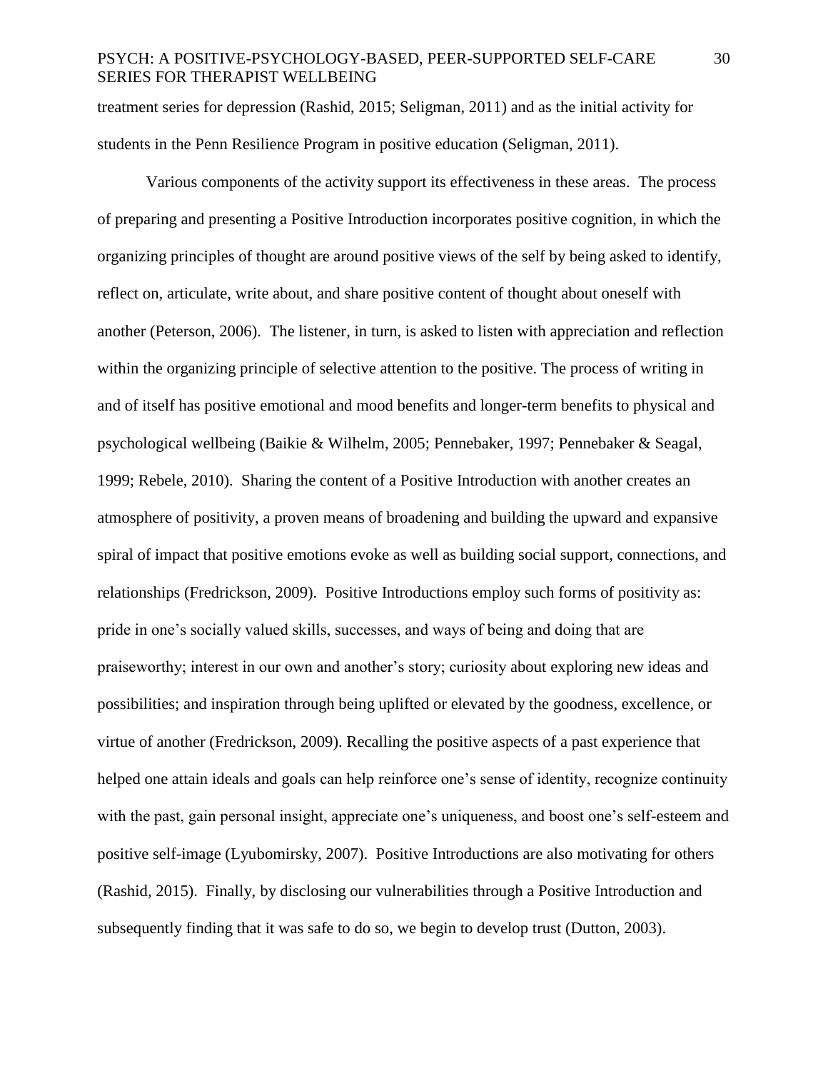treatment series for depression (Rashid, 2015; Seligman, 2011) and as the initial activity for students in the Penn Resilience Program in positive education (Seligman, 2011).

Various components of the activity support its effectiveness in these areas. The process of preparing and presenting a Positive Introduction incorporates positive cognition, in which the organizing principles of thought are around positive views of the self by being asked to identify, reflect on, articulate, write about, and share positive content of thought about oneself with another (Peterson, 2006). The listener, in turn, is asked to listen with appreciation and reflection within the organizing principle of selective attention to the positive. The process of writing in and of itself has positive emotional and mood benefits and longer-term benefits to physical and psychological wellbeing (Baikie & Wilhelm, 2005; Pennebaker, 1997; Pennebaker & Seagal, 1999; Rebele, 2010). Sharing the content of a Positive Introduction with another creates an atmosphere of positivity, a proven means of broadening and building the upward and expansive spiral of impact that positive emotions evoke as well as building social support, connections, and relationships (Fredrickson, 2009). Positive Introductions employ such forms of positivity as: pride in one's socially valued skills, successes, and ways of being and doing that are praiseworthy; interest in our own and another's story; curiosity about exploring new ideas and possibilities; and inspiration through being uplifted or elevated by the goodness, excellence, or virtue of another (Fredrickson, 2009). Recalling the positive aspects of a past experience that helped one attain ideals and goals can help reinforce one's sense of identity, recognize continuity with the past, gain personal insight, appreciate one's uniqueness, and boost one's self-esteem and positive self-image (Lyubomirsky, 2007). Positive Introductions are also motivating for others (Rashid, 2015). Finally, by disclosing our vulnerabilities through a Positive Introduction and subsequently finding that it was safe to do so, we begin to develop trust (Dutton, 2003).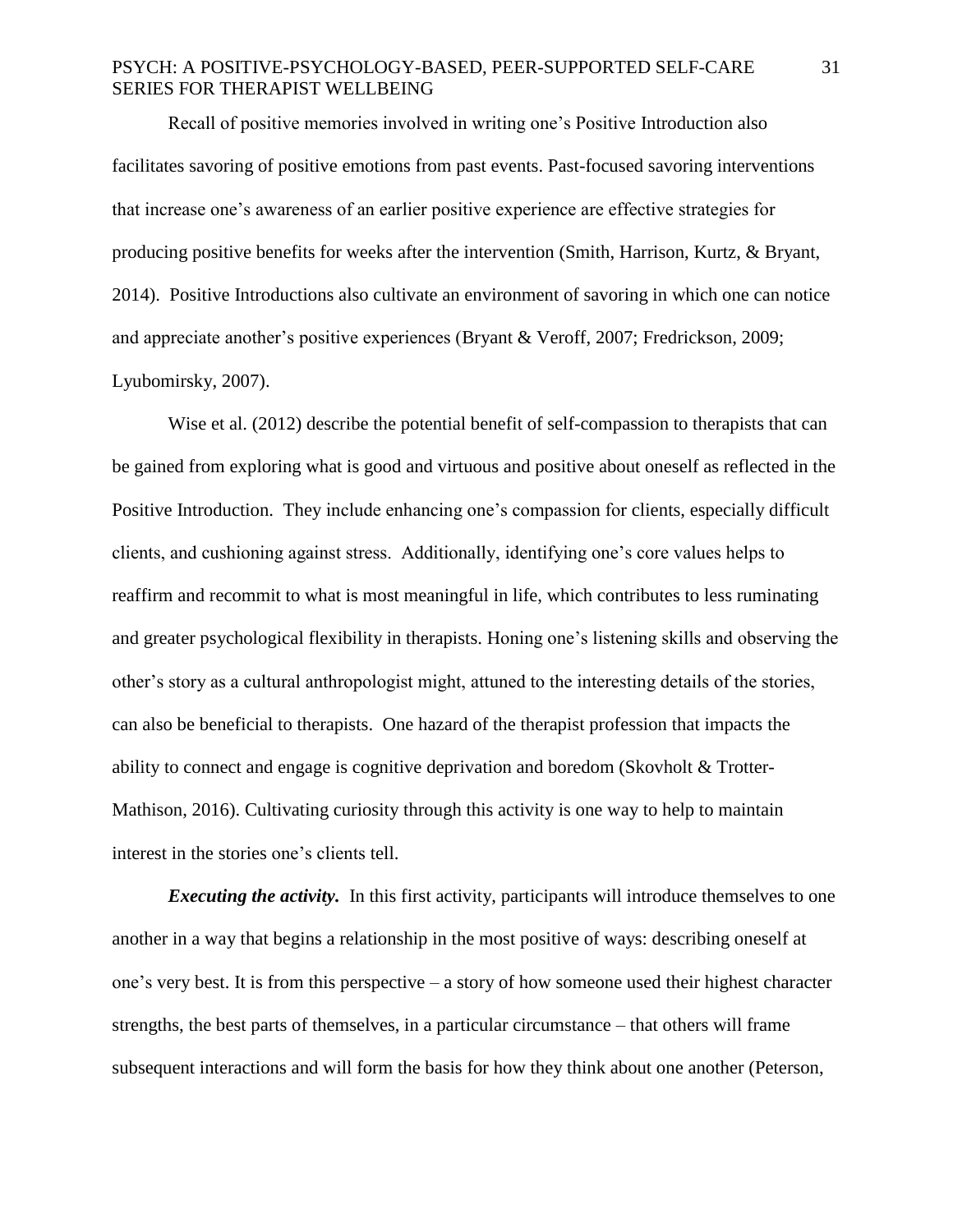Recall of positive memories involved in writing one's Positive Introduction also facilitates savoring of positive emotions from past events. Past-focused savoring interventions that increase one's awareness of an earlier positive experience are effective strategies for producing positive benefits for weeks after the intervention (Smith, Harrison, Kurtz, & Bryant, 2014). Positive Introductions also cultivate an environment of savoring in which one can notice and appreciate another's positive experiences (Bryant & Veroff, 2007; Fredrickson, 2009; Lyubomirsky, 2007).

Wise et al. (2012) describe the potential benefit of self-compassion to therapists that can be gained from exploring what is good and virtuous and positive about oneself as reflected in the Positive Introduction. They include enhancing one's compassion for clients, especially difficult clients, and cushioning against stress. Additionally, identifying one's core values helps to reaffirm and recommit to what is most meaningful in life, which contributes to less ruminating and greater psychological flexibility in therapists. Honing one's listening skills and observing the other's story as a cultural anthropologist might, attuned to the interesting details of the stories, can also be beneficial to therapists. One hazard of the therapist profession that impacts the ability to connect and engage is cognitive deprivation and boredom (Skovholt & Trotter-Mathison, 2016). Cultivating curiosity through this activity is one way to help to maintain interest in the stories one's clients tell.

***Executing the activity.*** In this first activity, participants will introduce themselves to one another in a way that begins a relationship in the most positive of ways: describing oneself at one's very best. It is from this perspective – a story of how someone used their highest character strengths, the best parts of themselves, in a particular circumstance – that others will frame subsequent interactions and will form the basis for how they think about one another (Peterson,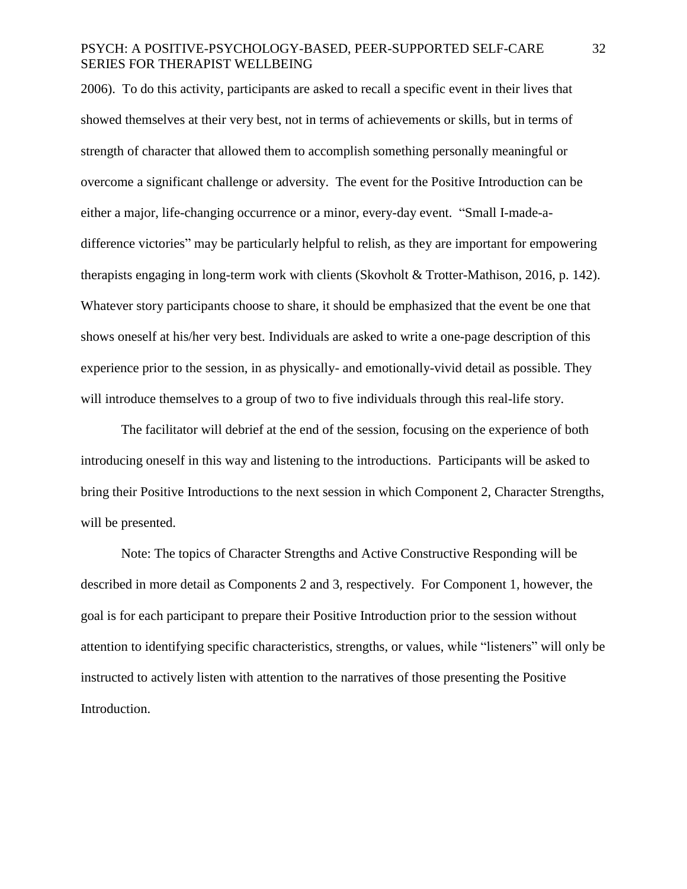2006). To do this activity, participants are asked to recall a specific event in their lives that showed themselves at their very best, not in terms of achievements or skills, but in terms of strength of character that allowed them to accomplish something personally meaningful or overcome a significant challenge or adversity. The event for the Positive Introduction can be either a major, life-changing occurrence or a minor, every-day event. "Small I-made-a-difference victories" may be particularly helpful to relish, as they are important for empowering therapists engaging in long-term work with clients (Skovholt & Trotter-Mathison, 2016, p. 142). Whatever story participants choose to share, it should be emphasized that the event be one that shows oneself at his/her very best. Individuals are asked to write a one-page description of this experience prior to the session, in as physically- and emotionally-vivid detail as possible. They will introduce themselves to a group of two to five individuals through this real-life story.

The facilitator will debrief at the end of the session, focusing on the experience of both introducing oneself in this way and listening to the introductions. Participants will be asked to bring their Positive Introductions to the next session in which Component 2, Character Strengths, will be presented.

Note: The topics of Character Strengths and Active Constructive Responding will be described in more detail as Components 2 and 3, respectively. For Component 1, however, the goal is for each participant to prepare their Positive Introduction prior to the session without attention to identifying specific characteristics, strengths, or values, while "listeners" will only be instructed to actively listen with attention to the narratives of those presenting the Positive Introduction.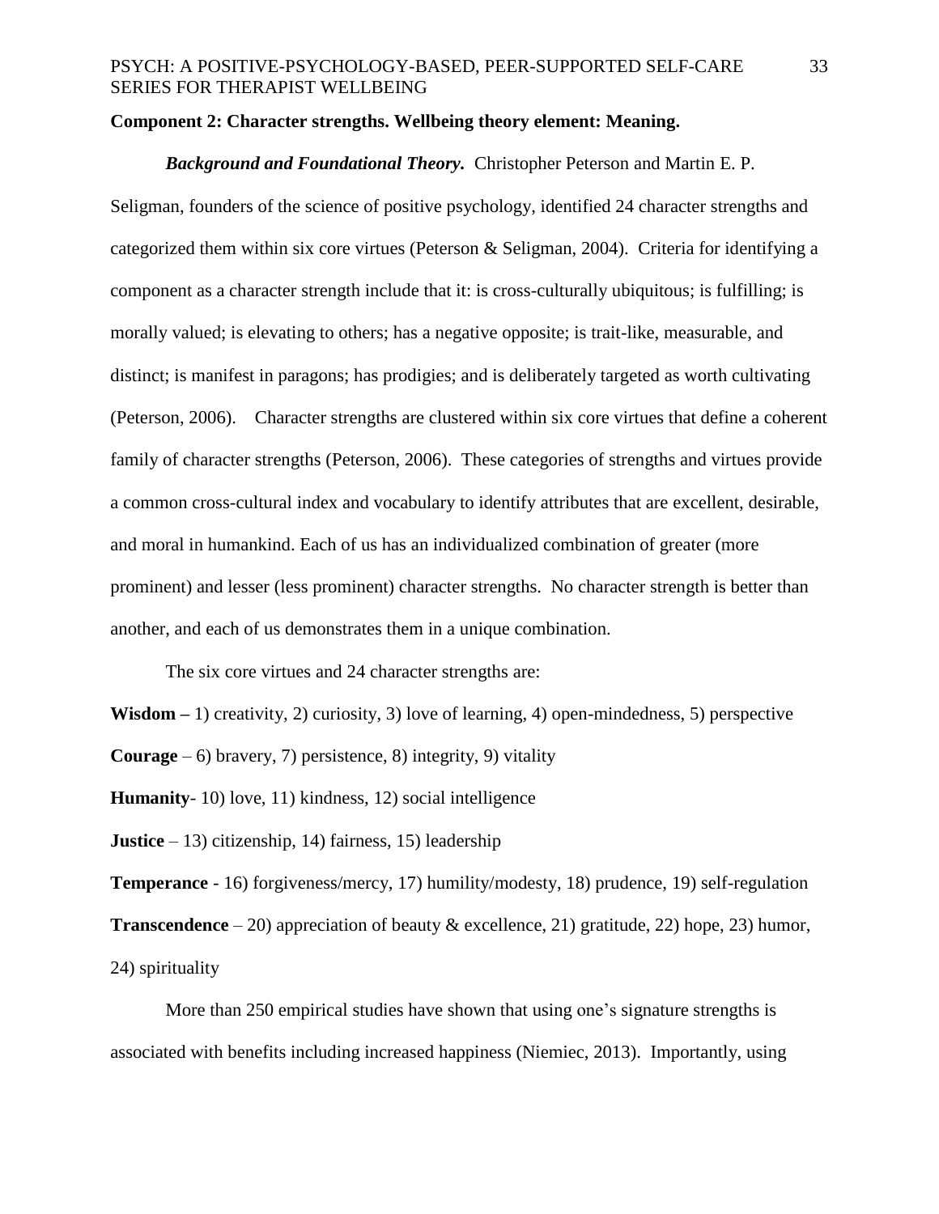**Component 2: Character strengths. Wellbeing theory element: Meaning.**

***Background and Foundational Theory.*** Christopher Peterson and Martin E. P. Seligman, founders of the science of positive psychology, identified 24 character strengths and categorized them within six core virtues (Peterson & Seligman, 2004). Criteria for identifying a component as a character strength include that it: is cross-culturally ubiquitous; is fulfilling; is morally valued; is elevating to others; has a negative opposite; is trait-like, measurable, and distinct; is manifest in paragons; has prodigies; and is deliberately targeted as worth cultivating (Peterson, 2006). Character strengths are clustered within six core virtues that define a coherent family of character strengths (Peterson, 2006). These categories of strengths and virtues provide a common cross-cultural index and vocabulary to identify attributes that are excellent, desirable, and moral in humankind. Each of us has an individualized combination of greater (more prominent) and lesser (less prominent) character strengths. No character strength is better than another, and each of us demonstrates them in a unique combination.

The six core virtues and 24 character strengths are:

**Wisdom –** 1) creativity, 2) curiosity, 3) love of learning, 4) open-mindedness, 5) perspective

**Courage** – 6) bravery, 7) persistence, 8) integrity, 9) vitality

**Humanity**- 10) love, 11) kindness, 12) social intelligence

**Justice** – 13) citizenship, 14) fairness, 15) leadership

**Temperance** - 16) forgiveness/mercy, 17) humility/modesty, 18) prudence, 19) self-regulation

**Transcendence** – 20) appreciation of beauty & excellence, 21) gratitude, 22) hope, 23) humor, 24) spirituality

More than 250 empirical studies have shown that using one's signature strengths is associated with benefits including increased happiness (Niemiec, 2013). Importantly, using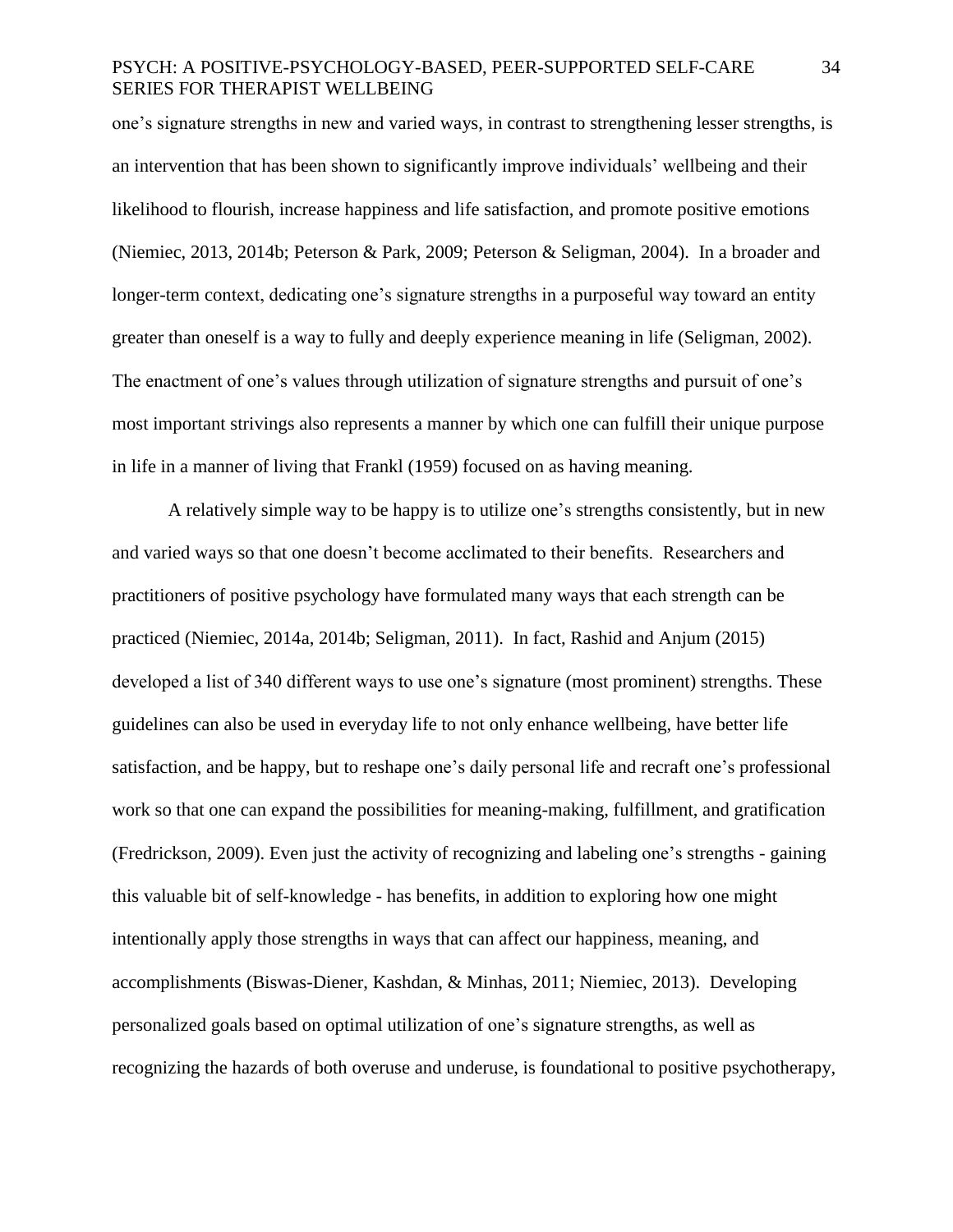one's signature strengths in new and varied ways, in contrast to strengthening lesser strengths, is an intervention that has been shown to significantly improve individuals' wellbeing and their likelihood to flourish, increase happiness and life satisfaction, and promote positive emotions (Niemiec, 2013, 2014b; Peterson & Park, 2009; Peterson & Seligman, 2004). In a broader and longer-term context, dedicating one's signature strengths in a purposeful way toward an entity greater than oneself is a way to fully and deeply experience meaning in life (Seligman, 2002). The enactment of one's values through utilization of signature strengths and pursuit of one's most important strivings also represents a manner by which one can fulfill their unique purpose in life in a manner of living that Frankl (1959) focused on as having meaning.

A relatively simple way to be happy is to utilize one's strengths consistently, but in new and varied ways so that one doesn't become acclimated to their benefits. Researchers and practitioners of positive psychology have formulated many ways that each strength can be practiced (Niemiec, 2014a, 2014b; Seligman, 2011). In fact, Rashid and Anjum (2015) developed a list of 340 different ways to use one's signature (most prominent) strengths. These guidelines can also be used in everyday life to not only enhance wellbeing, have better life satisfaction, and be happy, but to reshape one's daily personal life and recraft one's professional work so that one can expand the possibilities for meaning-making, fulfillment, and gratification (Fredrickson, 2009). Even just the activity of recognizing and labeling one's strengths - gaining this valuable bit of self-knowledge - has benefits, in addition to exploring how one might intentionally apply those strengths in ways that can affect our happiness, meaning, and accomplishments (Biswas-Diener, Kashdan, & Minhas, 2011; Niemiec, 2013). Developing personalized goals based on optimal utilization of one's signature strengths, as well as recognizing the hazards of both overuse and underuse, is foundational to positive psychotherapy,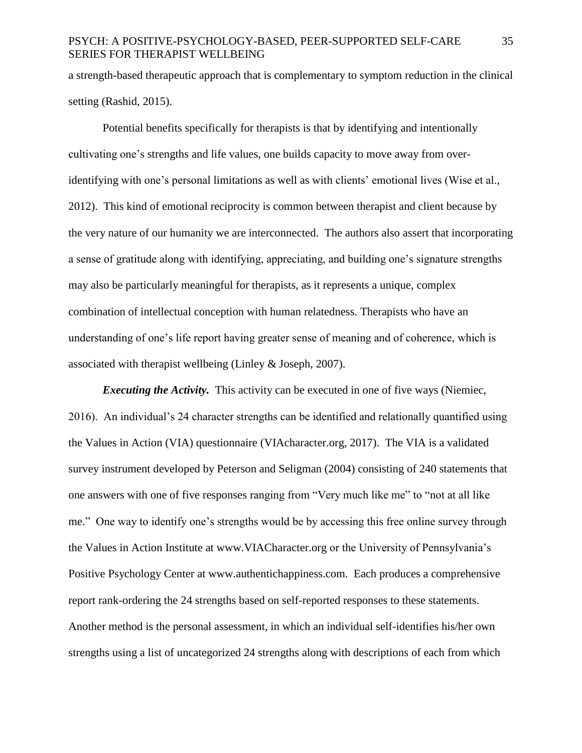a strength-based therapeutic approach that is complementary to symptom reduction in the clinical setting (Rashid, 2015).

Potential benefits specifically for therapists is that by identifying and intentionally cultivating one's strengths and life values, one builds capacity to move away from over-identifying with one's personal limitations as well as with clients' emotional lives (Wise et al., 2012). This kind of emotional reciprocity is common between therapist and client because by the very nature of our humanity we are interconnected. The authors also assert that incorporating a sense of gratitude along with identifying, appreciating, and building one's signature strengths may also be particularly meaningful for therapists, as it represents a unique, complex combination of intellectual conception with human relatedness. Therapists who have an understanding of one's life report having greater sense of meaning and of coherence, which is associated with therapist wellbeing (Linley & Joseph, 2007).

***Executing the Activity.*** This activity can be executed in one of five ways (Niemiec, 2016). An individual's 24 character strengths can be identified and relationally quantified using the Values in Action (VIA) questionnaire (VIAcharacter.org, 2017). The VIA is a validated survey instrument developed by Peterson and Seligman (2004) consisting of 240 statements that one answers with one of five responses ranging from "Very much like me" to "not at all like me." One way to identify one's strengths would be by accessing this free online survey through the Values in Action Institute at www.VIACharacter.org or the University of Pennsylvania's Positive Psychology Center at www.authentichappiness.com. Each produces a comprehensive report rank-ordering the 24 strengths based on self-reported responses to these statements. Another method is the personal assessment, in which an individual self-identifies his/her own strengths using a list of uncategorized 24 strengths along with descriptions of each from which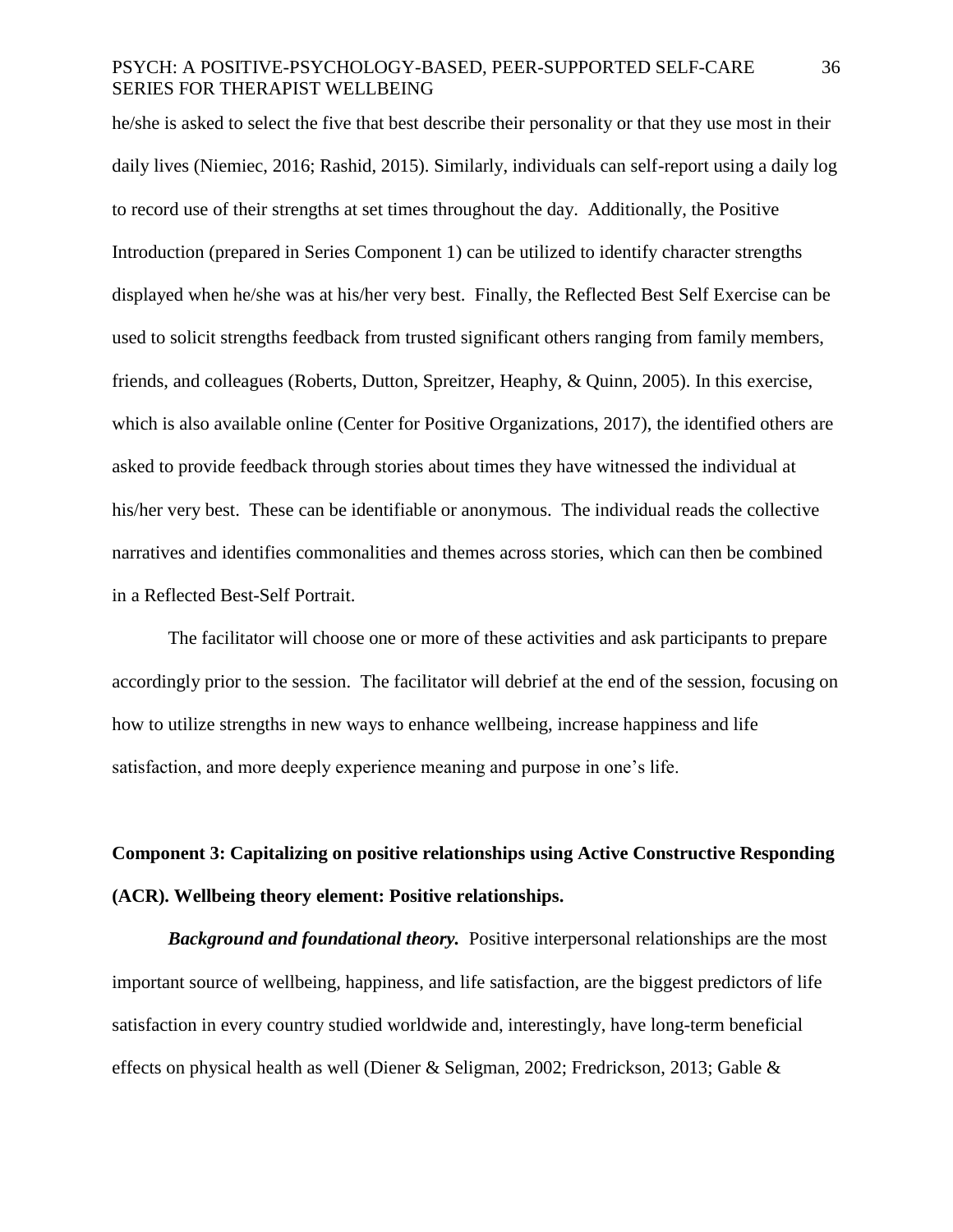he/she is asked to select the five that best describe their personality or that they use most in their daily lives (Niemiec, 2016; Rashid, 2015). Similarly, individuals can self-report using a daily log to record use of their strengths at set times throughout the day. Additionally, the Positive Introduction (prepared in Series Component 1) can be utilized to identify character strengths displayed when he/she was at his/her very best. Finally, the Reflected Best Self Exercise can be used to solicit strengths feedback from trusted significant others ranging from family members, friends, and colleagues (Roberts, Dutton, Spreitzer, Heaphy, & Quinn, 2005). In this exercise, which is also available online (Center for Positive Organizations, 2017), the identified others are asked to provide feedback through stories about times they have witnessed the individual at his/her very best. These can be identifiable or anonymous. The individual reads the collective narratives and identifies commonalities and themes across stories, which can then be combined in a Reflected Best-Self Portrait.

The facilitator will choose one or more of these activities and ask participants to prepare accordingly prior to the session. The facilitator will debrief at the end of the session, focusing on how to utilize strengths in new ways to enhance wellbeing, increase happiness and life satisfaction, and more deeply experience meaning and purpose in one's life.

**Component 3: Capitalizing on positive relationships using Active Constructive Responding (ACR). Wellbeing theory element: Positive relationships.**

***Background and foundational theory.*** Positive interpersonal relationships are the most important source of wellbeing, happiness, and life satisfaction, are the biggest predictors of life satisfaction in every country studied worldwide and, interestingly, have long-term beneficial effects on physical health as well (Diener & Seligman, 2002; Fredrickson, 2013; Gable &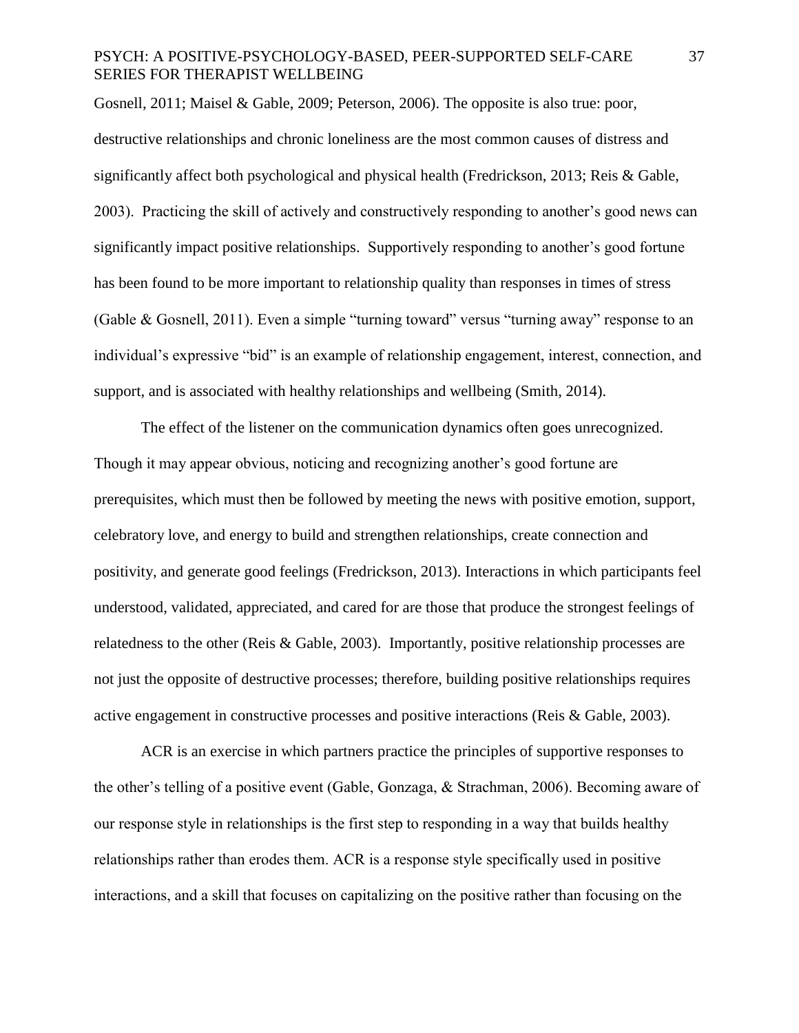Gosnell, 2011; Maisel & Gable, 2009; Peterson, 2006). The opposite is also true: poor, destructive relationships and chronic loneliness are the most common causes of distress and significantly affect both psychological and physical health (Fredrickson, 2013; Reis & Gable, 2003). Practicing the skill of actively and constructively responding to another's good news can significantly impact positive relationships. Supportively responding to another's good fortune has been found to be more important to relationship quality than responses in times of stress (Gable & Gosnell, 2011). Even a simple "turning toward" versus "turning away" response to an individual's expressive "bid" is an example of relationship engagement, interest, connection, and support, and is associated with healthy relationships and wellbeing (Smith, 2014).

The effect of the listener on the communication dynamics often goes unrecognized. Though it may appear obvious, noticing and recognizing another's good fortune are prerequisites, which must then be followed by meeting the news with positive emotion, support, celebratory love, and energy to build and strengthen relationships, create connection and positivity, and generate good feelings (Fredrickson, 2013). Interactions in which participants feel understood, validated, appreciated, and cared for are those that produce the strongest feelings of relatedness to the other (Reis & Gable, 2003). Importantly, positive relationship processes are not just the opposite of destructive processes; therefore, building positive relationships requires active engagement in constructive processes and positive interactions (Reis & Gable, 2003).

ACR is an exercise in which partners practice the principles of supportive responses to the other's telling of a positive event (Gable, Gonzaga, & Strachman, 2006). Becoming aware of our response style in relationships is the first step to responding in a way that builds healthy relationships rather than erodes them. ACR is a response style specifically used in positive interactions, and a skill that focuses on capitalizing on the positive rather than focusing on the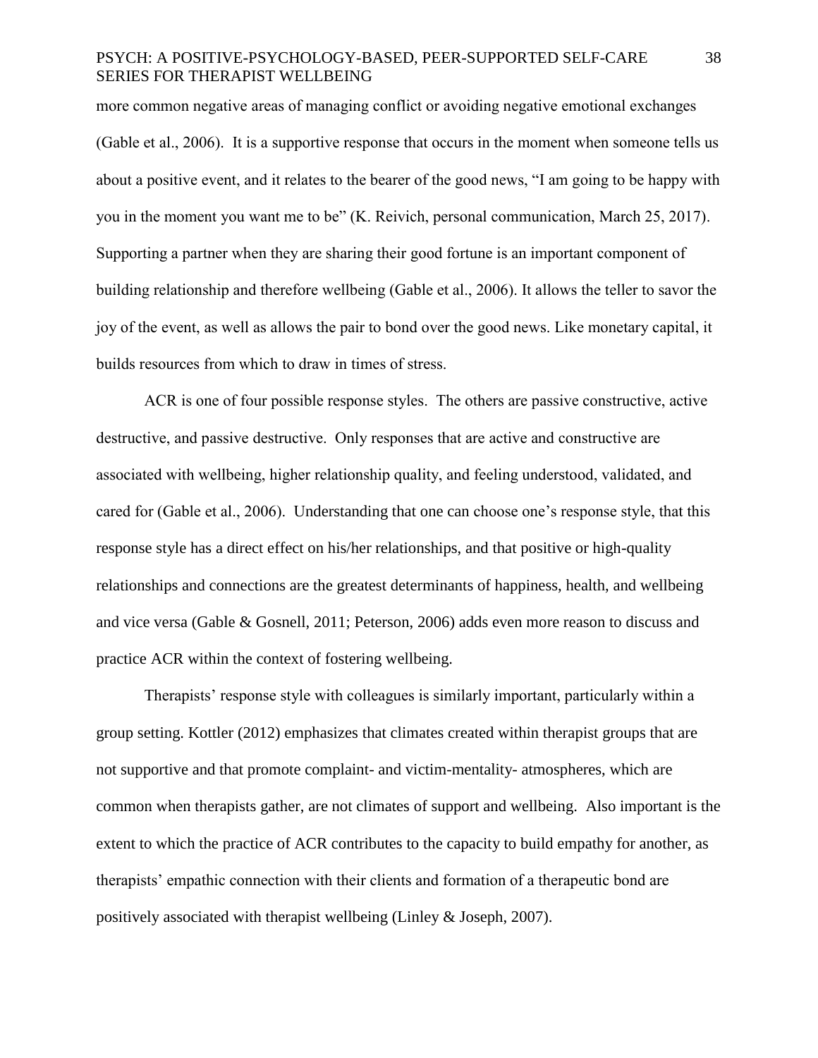more common negative areas of managing conflict or avoiding negative emotional exchanges (Gable et al., 2006). It is a supportive response that occurs in the moment when someone tells us about a positive event, and it relates to the bearer of the good news, "I am going to be happy with you in the moment you want me to be" (K. Reivich, personal communication, March 25, 2017). Supporting a partner when they are sharing their good fortune is an important component of building relationship and therefore wellbeing (Gable et al., 2006). It allows the teller to savor the joy of the event, as well as allows the pair to bond over the good news. Like monetary capital, it builds resources from which to draw in times of stress.

ACR is one of four possible response styles. The others are passive constructive, active destructive, and passive destructive. Only responses that are active and constructive are associated with wellbeing, higher relationship quality, and feeling understood, validated, and cared for (Gable et al., 2006). Understanding that one can choose one's response style, that this response style has a direct effect on his/her relationships, and that positive or high-quality relationships and connections are the greatest determinants of happiness, health, and wellbeing and vice versa (Gable & Gosnell, 2011; Peterson, 2006) adds even more reason to discuss and practice ACR within the context of fostering wellbeing.

Therapists' response style with colleagues is similarly important, particularly within a group setting. Kottler (2012) emphasizes that climates created within therapist groups that are not supportive and that promote complaint- and victim-mentality- atmospheres, which are common when therapists gather, are not climates of support and wellbeing. Also important is the extent to which the practice of ACR contributes to the capacity to build empathy for another, as therapists' empathic connection with their clients and formation of a therapeutic bond are positively associated with therapist wellbeing (Linley & Joseph, 2007).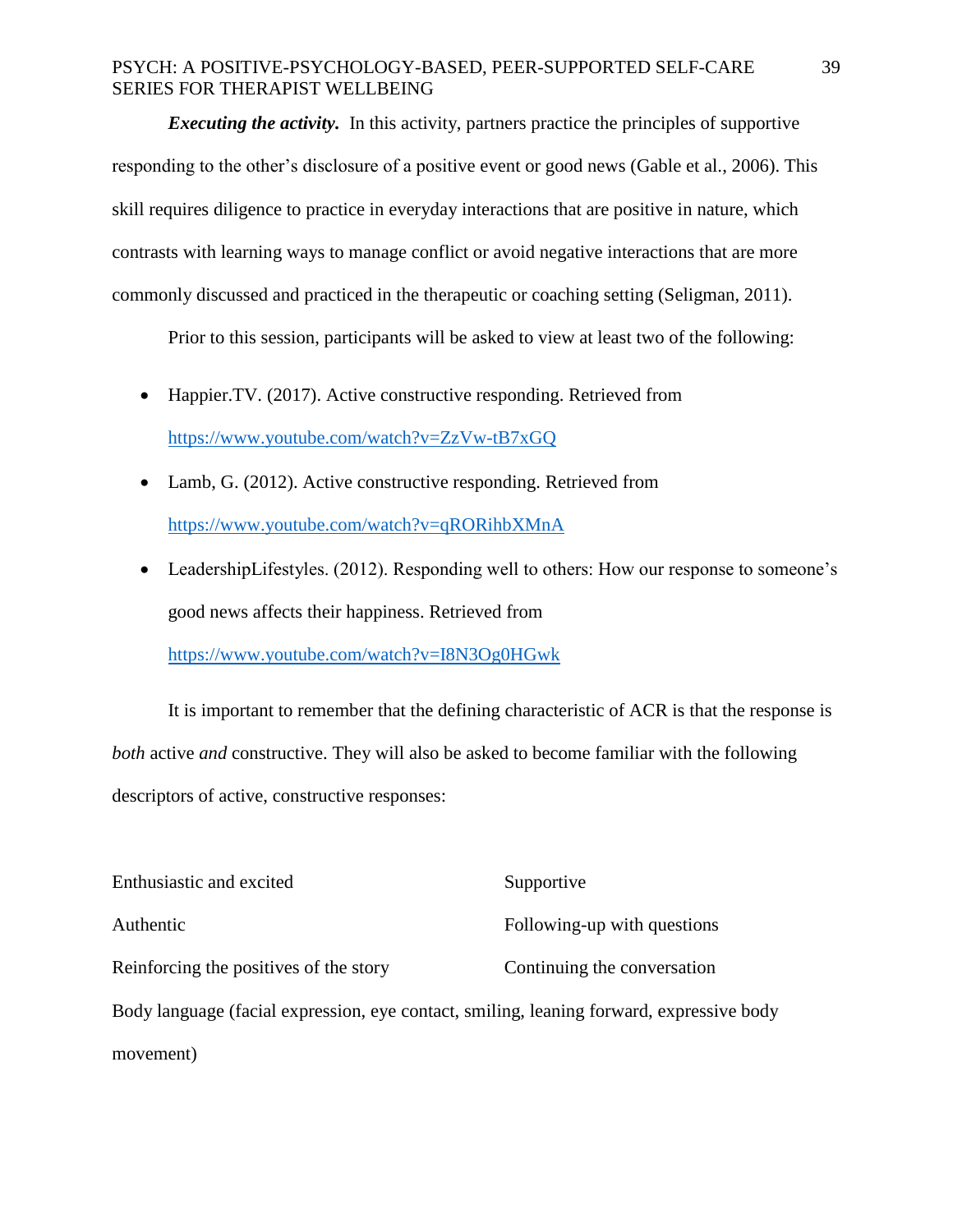***Executing the activity.*** In this activity, partners practice the principles of supportive responding to the other's disclosure of a positive event or good news (Gable et al., 2006). This skill requires diligence to practice in everyday interactions that are positive in nature, which contrasts with learning ways to manage conflict or avoid negative interactions that are more commonly discussed and practiced in the therapeutic or coaching setting (Seligman, 2011).

Prior to this session, participants will be asked to view at least two of the following:

- Happier.TV. (2017). Active constructive responding. Retrieved from https://www.youtube.com/watch?v=ZzVw-tB7xGQ
- Lamb, G. (2012). Active constructive responding. Retrieved from https://www.youtube.com/watch?v=qRORihbXMnA
- LeadershipLifestyles. (2012). Responding well to others: How our response to someone's good news affects their happiness. Retrieved from https://www.youtube.com/watch?v=I8N3Og0HGwk

It is important to remember that the defining characteristic of ACR is that the response is *both* active *and* constructive. They will also be asked to become familiar with the following descriptors of active, constructive responses:

| | |
|---|---|
| Enthusiastic and excited | Supportive |
| Authentic | Following-up with questions |
| Reinforcing the positives of the story | Continuing the conversation |

Body language (facial expression, eye contact, smiling, leaning forward, expressive body movement)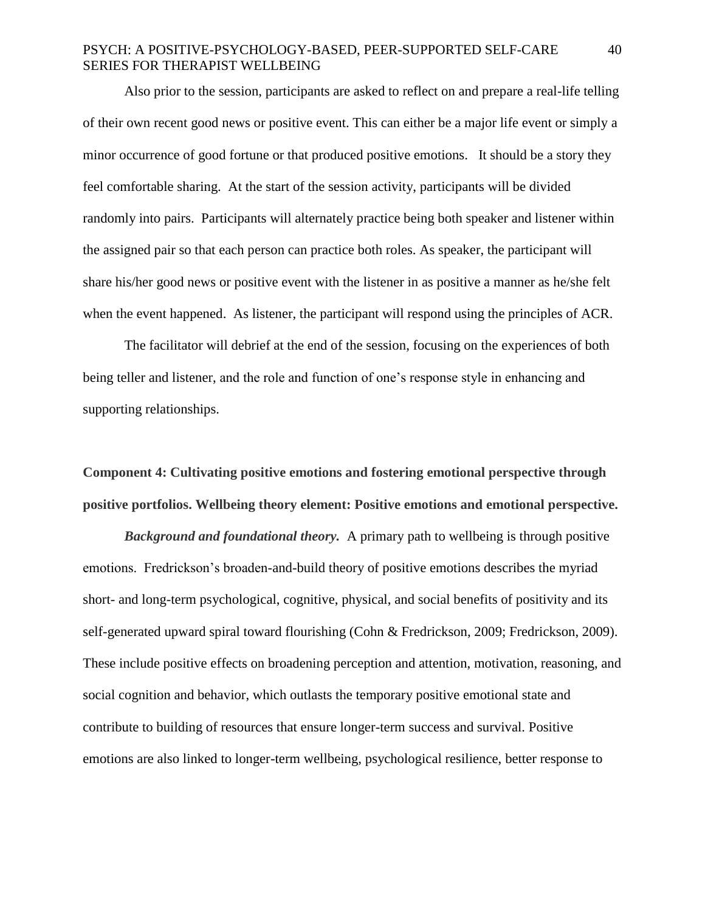Also prior to the session, participants are asked to reflect on and prepare a real-life telling of their own recent good news or positive event. This can either be a major life event or simply a minor occurrence of good fortune or that produced positive emotions. It should be a story they feel comfortable sharing. At the start of the session activity, participants will be divided randomly into pairs. Participants will alternately practice being both speaker and listener within the assigned pair so that each person can practice both roles. As speaker, the participant will share his/her good news or positive event with the listener in as positive a manner as he/she felt when the event happened. As listener, the participant will respond using the principles of ACR.

The facilitator will debrief at the end of the session, focusing on the experiences of both being teller and listener, and the role and function of one's response style in enhancing and supporting relationships.

**Component 4: Cultivating positive emotions and fostering emotional perspective through positive portfolios. Wellbeing theory element: Positive emotions and emotional perspective.**

***Background and foundational theory.*** A primary path to wellbeing is through positive emotions. Fredrickson's broaden-and-build theory of positive emotions describes the myriad short- and long-term psychological, cognitive, physical, and social benefits of positivity and its self-generated upward spiral toward flourishing (Cohn & Fredrickson, 2009; Fredrickson, 2009). These include positive effects on broadening perception and attention, motivation, reasoning, and social cognition and behavior, which outlasts the temporary positive emotional state and contribute to building of resources that ensure longer-term success and survival. Positive emotions are also linked to longer-term wellbeing, psychological resilience, better response to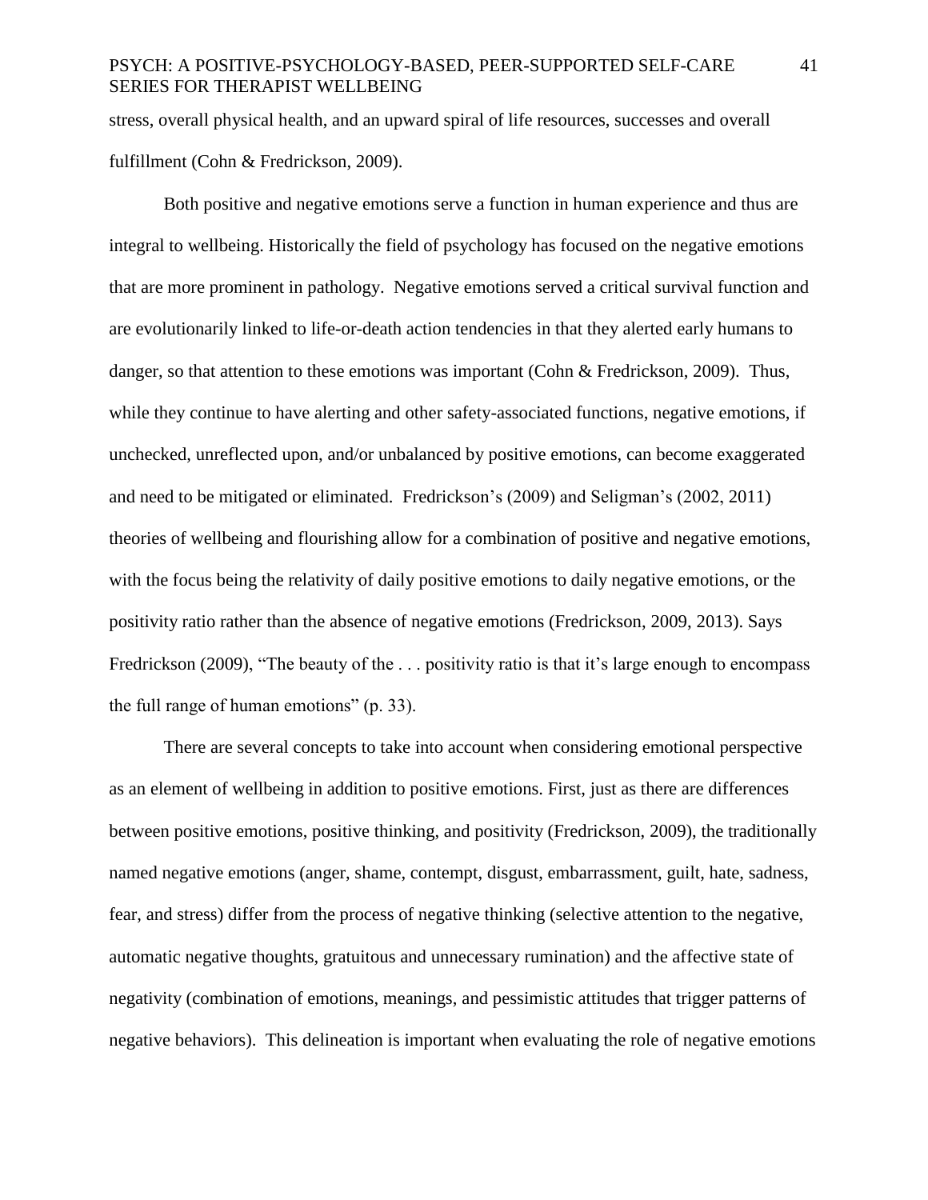stress, overall physical health, and an upward spiral of life resources, successes and overall fulfillment (Cohn & Fredrickson, 2009).

Both positive and negative emotions serve a function in human experience and thus are integral to wellbeing. Historically the field of psychology has focused on the negative emotions that are more prominent in pathology. Negative emotions served a critical survival function and are evolutionarily linked to life-or-death action tendencies in that they alerted early humans to danger, so that attention to these emotions was important (Cohn & Fredrickson, 2009). Thus, while they continue to have alerting and other safety-associated functions, negative emotions, if unchecked, unreflected upon, and/or unbalanced by positive emotions, can become exaggerated and need to be mitigated or eliminated. Fredrickson's (2009) and Seligman's (2002, 2011) theories of wellbeing and flourishing allow for a combination of positive and negative emotions, with the focus being the relativity of daily positive emotions to daily negative emotions, or the positivity ratio rather than the absence of negative emotions (Fredrickson, 2009, 2013). Says Fredrickson (2009), "The beauty of the . . . positivity ratio is that it's large enough to encompass the full range of human emotions" (p. 33).

There are several concepts to take into account when considering emotional perspective as an element of wellbeing in addition to positive emotions. First, just as there are differences between positive emotions, positive thinking, and positivity (Fredrickson, 2009), the traditionally named negative emotions (anger, shame, contempt, disgust, embarrassment, guilt, hate, sadness, fear, and stress) differ from the process of negative thinking (selective attention to the negative, automatic negative thoughts, gratuitous and unnecessary rumination) and the affective state of negativity (combination of emotions, meanings, and pessimistic attitudes that trigger patterns of negative behaviors). This delineation is important when evaluating the role of negative emotions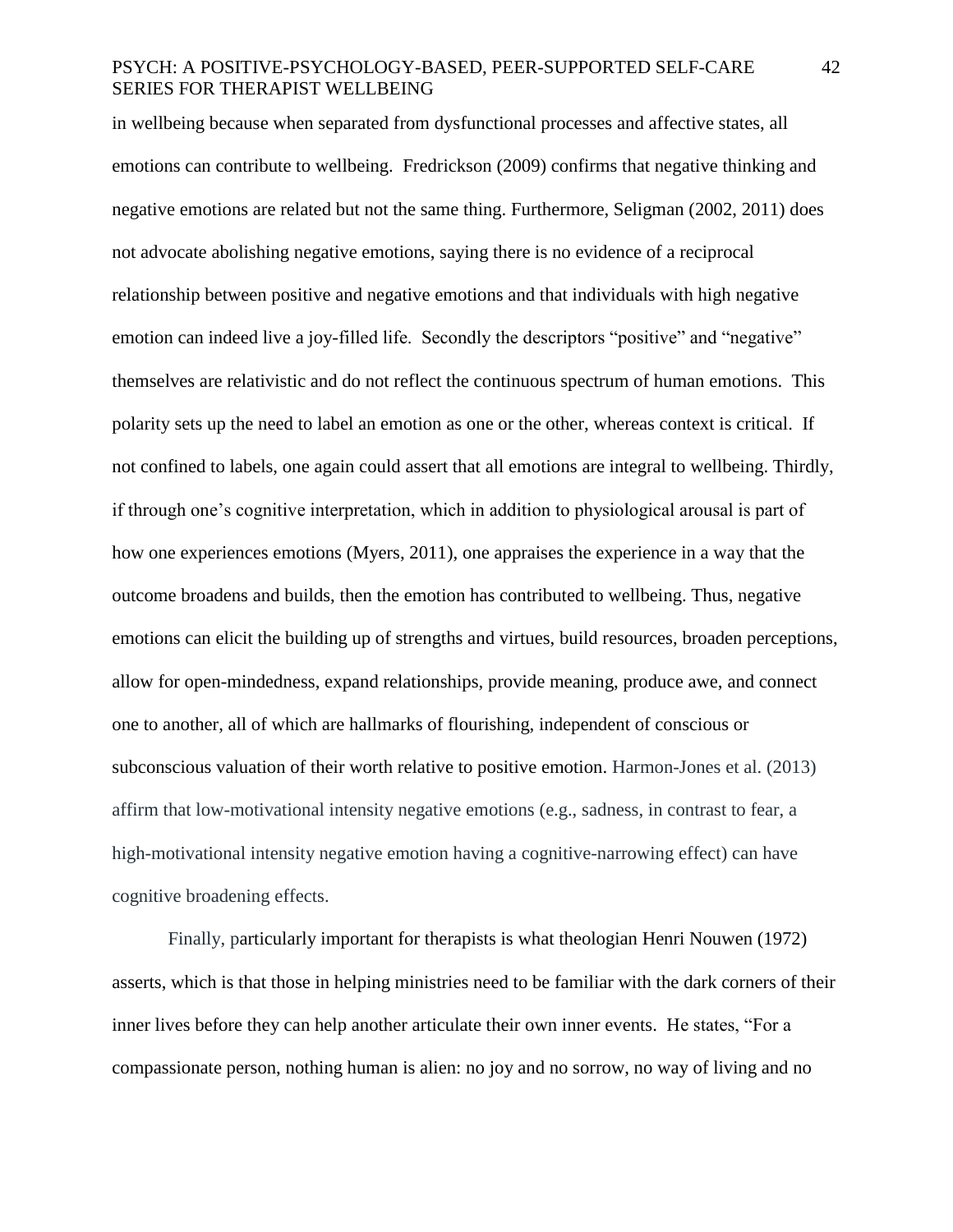in wellbeing because when separated from dysfunctional processes and affective states, all emotions can contribute to wellbeing. Fredrickson (2009) confirms that negative thinking and negative emotions are related but not the same thing. Furthermore, Seligman (2002, 2011) does not advocate abolishing negative emotions, saying there is no evidence of a reciprocal relationship between positive and negative emotions and that individuals with high negative emotion can indeed live a joy-filled life. Secondly the descriptors "positive" and "negative" themselves are relativistic and do not reflect the continuous spectrum of human emotions. This polarity sets up the need to label an emotion as one or the other, whereas context is critical. If not confined to labels, one again could assert that all emotions are integral to wellbeing. Thirdly, if through one's cognitive interpretation, which in addition to physiological arousal is part of how one experiences emotions (Myers, 2011), one appraises the experience in a way that the outcome broadens and builds, then the emotion has contributed to wellbeing. Thus, negative emotions can elicit the building up of strengths and virtues, build resources, broaden perceptions, allow for open-mindedness, expand relationships, provide meaning, produce awe, and connect one to another, all of which are hallmarks of flourishing, independent of conscious or subconscious valuation of their worth relative to positive emotion. Harmon-Jones et al. (2013) affirm that low-motivational intensity negative emotions (e.g., sadness, in contrast to fear, a high-motivational intensity negative emotion having a cognitive-narrowing effect) can have cognitive broadening effects.

Finally, particularly important for therapists is what theologian Henri Nouwen (1972) asserts, which is that those in helping ministries need to be familiar with the dark corners of their inner lives before they can help another articulate their own inner events. He states, "For a compassionate person, nothing human is alien: no joy and no sorrow, no way of living and no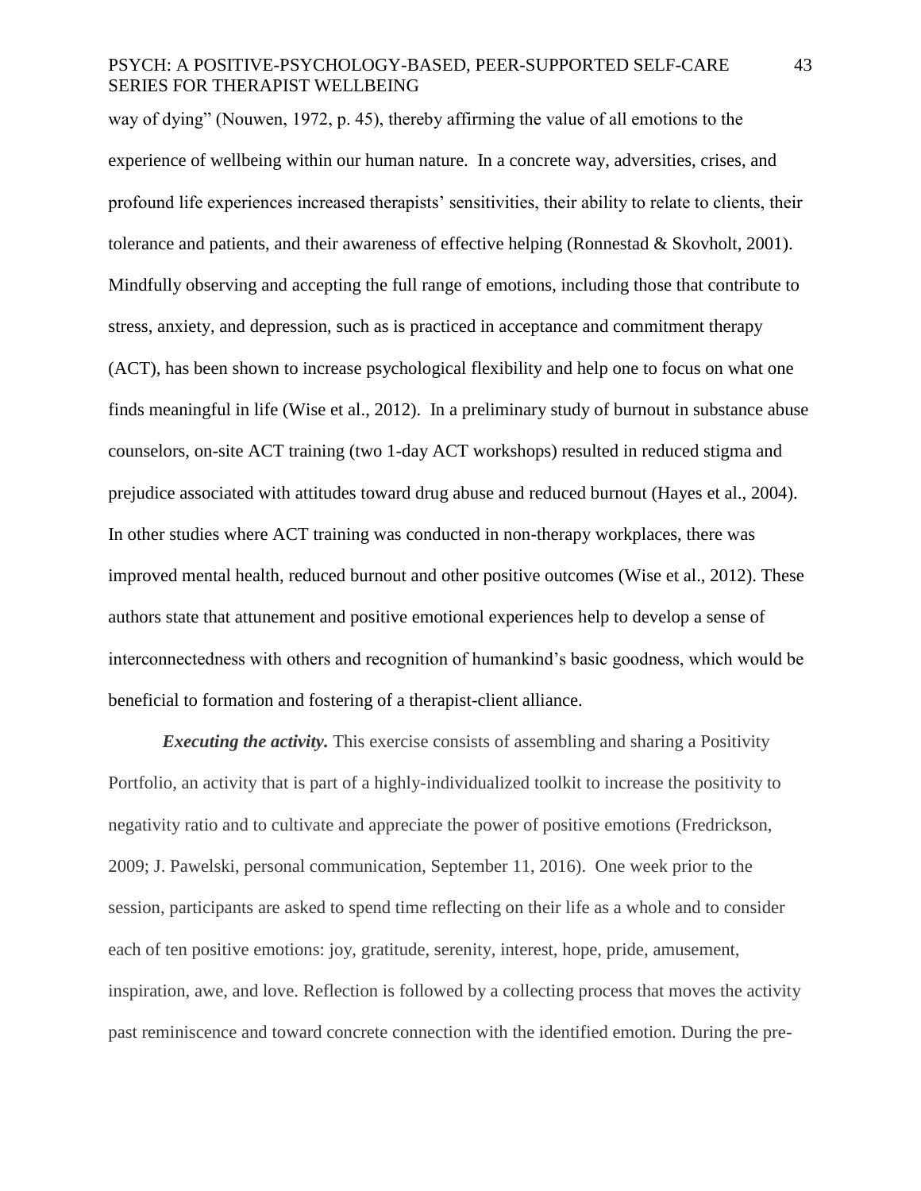way of dying" (Nouwen, 1972, p. 45), thereby affirming the value of all emotions to the experience of wellbeing within our human nature. In a concrete way, adversities, crises, and profound life experiences increased therapists' sensitivities, their ability to relate to clients, their tolerance and patients, and their awareness of effective helping (Ronnestad & Skovholt, 2001). Mindfully observing and accepting the full range of emotions, including those that contribute to stress, anxiety, and depression, such as is practiced in acceptance and commitment therapy (ACT), has been shown to increase psychological flexibility and help one to focus on what one finds meaningful in life (Wise et al., 2012). In a preliminary study of burnout in substance abuse counselors, on-site ACT training (two 1-day ACT workshops) resulted in reduced stigma and prejudice associated with attitudes toward drug abuse and reduced burnout (Hayes et al., 2004). In other studies where ACT training was conducted in non-therapy workplaces, there was improved mental health, reduced burnout and other positive outcomes (Wise et al., 2012). These authors state that attunement and positive emotional experiences help to develop a sense of interconnectedness with others and recognition of humankind's basic goodness, which would be beneficial to formation and fostering of a therapist-client alliance.

***Executing the activity.*** This exercise consists of assembling and sharing a Positivity Portfolio, an activity that is part of a highly-individualized toolkit to increase the positivity to negativity ratio and to cultivate and appreciate the power of positive emotions (Fredrickson, 2009; J. Pawelski, personal communication, September 11, 2016). One week prior to the session, participants are asked to spend time reflecting on their life as a whole and to consider each of ten positive emotions: joy, gratitude, serenity, interest, hope, pride, amusement, inspiration, awe, and love. Reflection is followed by a collecting process that moves the activity past reminiscence and toward concrete connection with the identified emotion. During the pre-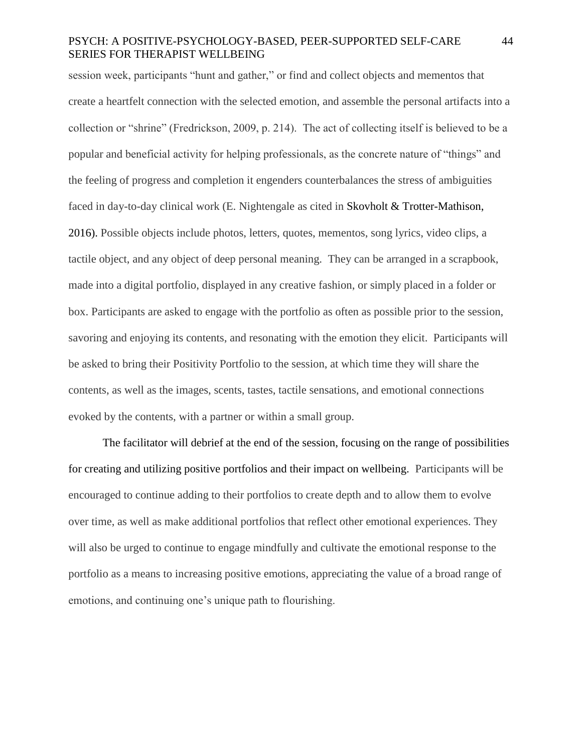session week, participants "hunt and gather," or find and collect objects and mementos that create a heartfelt connection with the selected emotion, and assemble the personal artifacts into a collection or "shrine" (Fredrickson, 2009, p. 214). The act of collecting itself is believed to be a popular and beneficial activity for helping professionals, as the concrete nature of "things" and the feeling of progress and completion it engenders counterbalances the stress of ambiguities faced in day-to-day clinical work (E. Nightengale as cited in Skovholt & Trotter-Mathison, 2016). Possible objects include photos, letters, quotes, mementos, song lyrics, video clips, a tactile object, and any object of deep personal meaning. They can be arranged in a scrapbook, made into a digital portfolio, displayed in any creative fashion, or simply placed in a folder or box. Participants are asked to engage with the portfolio as often as possible prior to the session, savoring and enjoying its contents, and resonating with the emotion they elicit. Participants will be asked to bring their Positivity Portfolio to the session, at which time they will share the contents, as well as the images, scents, tastes, tactile sensations, and emotional connections evoked by the contents, with a partner or within a small group.

The facilitator will debrief at the end of the session, focusing on the range of possibilities for creating and utilizing positive portfolios and their impact on wellbeing. Participants will be encouraged to continue adding to their portfolios to create depth and to allow them to evolve over time, as well as make additional portfolios that reflect other emotional experiences. They will also be urged to continue to engage mindfully and cultivate the emotional response to the portfolio as a means to increasing positive emotions, appreciating the value of a broad range of emotions, and continuing one's unique path to flourishing.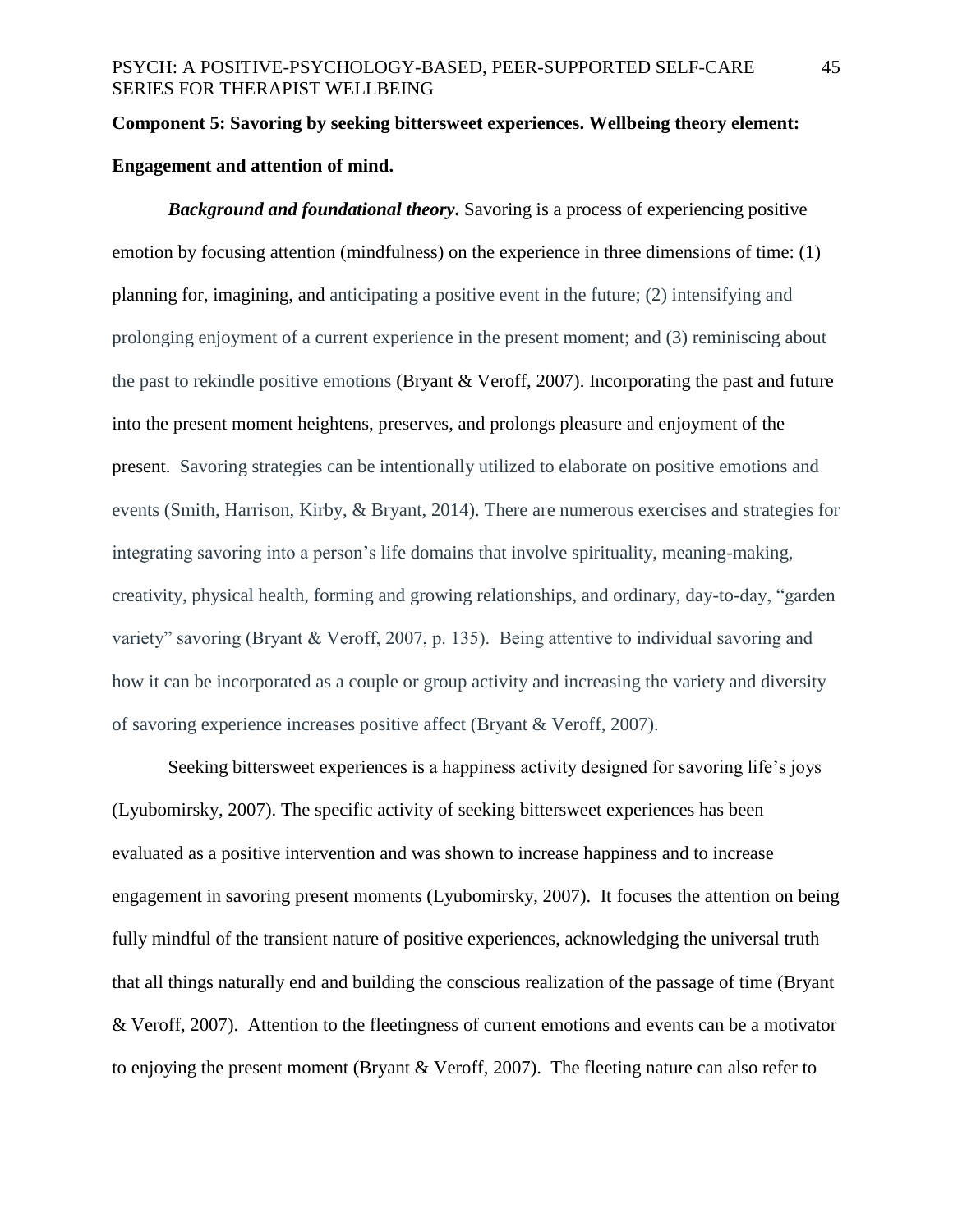**Component 5: Savoring by seeking bittersweet experiences. Wellbeing theory element: Engagement and attention of mind.**

***Background and foundational theory*.** Savoring is a process of experiencing positive emotion by focusing attention (mindfulness) on the experience in three dimensions of time: (1) planning for, imagining, and anticipating a positive event in the future; (2) intensifying and prolonging enjoyment of a current experience in the present moment; and (3) reminiscing about the past to rekindle positive emotions (Bryant & Veroff, 2007). Incorporating the past and future into the present moment heightens, preserves, and prolongs pleasure and enjoyment of the present. Savoring strategies can be intentionally utilized to elaborate on positive emotions and events (Smith, Harrison, Kirby, & Bryant, 2014). There are numerous exercises and strategies for integrating savoring into a person's life domains that involve spirituality, meaning-making, creativity, physical health, forming and growing relationships, and ordinary, day-to-day, "garden variety" savoring (Bryant & Veroff, 2007, p. 135). Being attentive to individual savoring and how it can be incorporated as a couple or group activity and increasing the variety and diversity of savoring experience increases positive affect (Bryant & Veroff, 2007).

Seeking bittersweet experiences is a happiness activity designed for savoring life's joys (Lyubomirsky, 2007). The specific activity of seeking bittersweet experiences has been evaluated as a positive intervention and was shown to increase happiness and to increase engagement in savoring present moments (Lyubomirsky, 2007). It focuses the attention on being fully mindful of the transient nature of positive experiences, acknowledging the universal truth that all things naturally end and building the conscious realization of the passage of time (Bryant & Veroff, 2007). Attention to the fleetingness of current emotions and events can be a motivator to enjoying the present moment (Bryant & Veroff, 2007). The fleeting nature can also refer to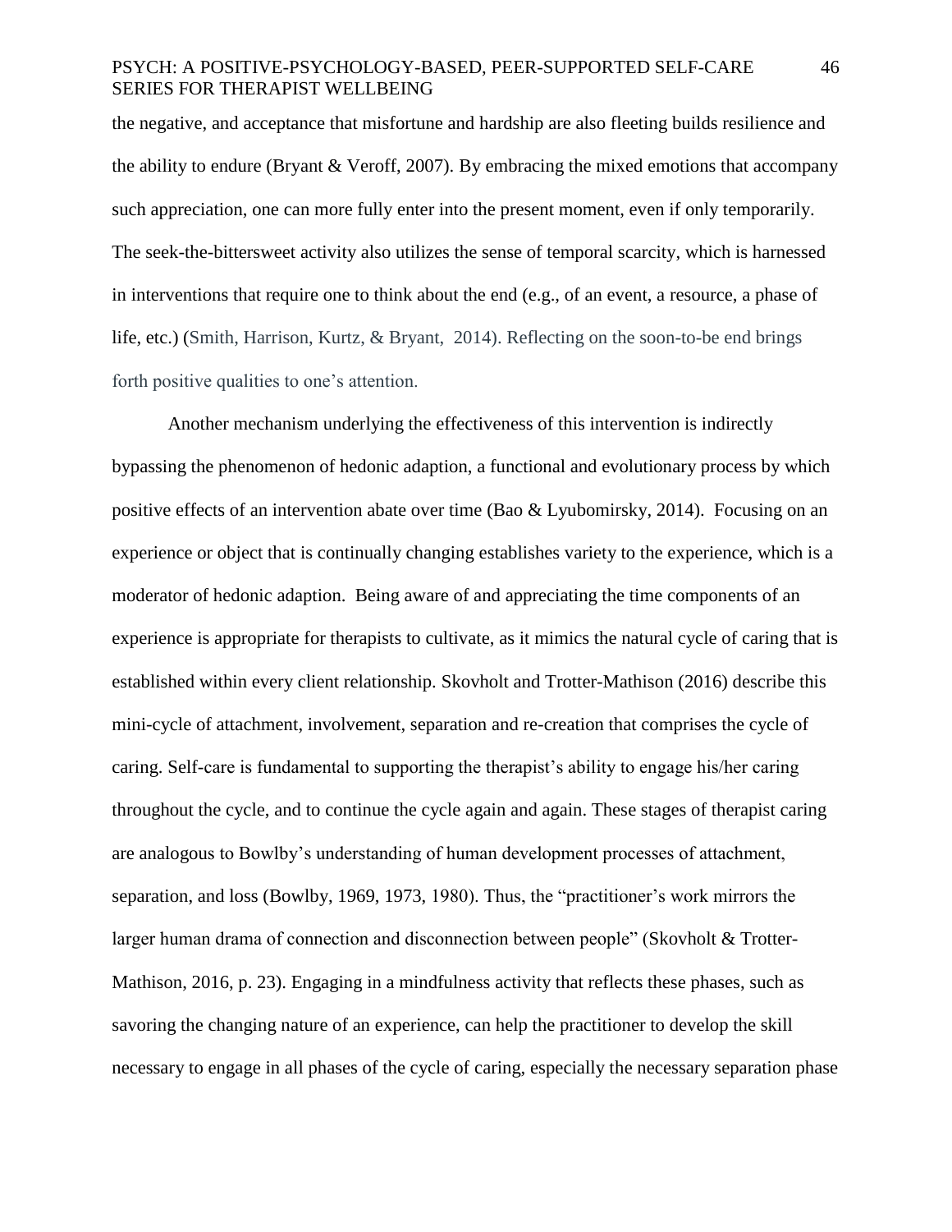the negative, and acceptance that misfortune and hardship are also fleeting builds resilience and the ability to endure (Bryant & Veroff, 2007). By embracing the mixed emotions that accompany such appreciation, one can more fully enter into the present moment, even if only temporarily. The seek-the-bittersweet activity also utilizes the sense of temporal scarcity, which is harnessed in interventions that require one to think about the end (e.g., of an event, a resource, a phase of life, etc.) (Smith, Harrison, Kurtz, & Bryant, 2014). Reflecting on the soon-to-be end brings forth positive qualities to one's attention.

Another mechanism underlying the effectiveness of this intervention is indirectly bypassing the phenomenon of hedonic adaption, a functional and evolutionary process by which positive effects of an intervention abate over time (Bao & Lyubomirsky, 2014). Focusing on an experience or object that is continually changing establishes variety to the experience, which is a moderator of hedonic adaption. Being aware of and appreciating the time components of an experience is appropriate for therapists to cultivate, as it mimics the natural cycle of caring that is established within every client relationship. Skovholt and Trotter-Mathison (2016) describe this mini-cycle of attachment, involvement, separation and re-creation that comprises the cycle of caring. Self-care is fundamental to supporting the therapist's ability to engage his/her caring throughout the cycle, and to continue the cycle again and again. These stages of therapist caring are analogous to Bowlby's understanding of human development processes of attachment, separation, and loss (Bowlby, 1969, 1973, 1980). Thus, the "practitioner's work mirrors the larger human drama of connection and disconnection between people" (Skovholt & Trotter-Mathison, 2016, p. 23). Engaging in a mindfulness activity that reflects these phases, such as savoring the changing nature of an experience, can help the practitioner to develop the skill necessary to engage in all phases of the cycle of caring, especially the necessary separation phase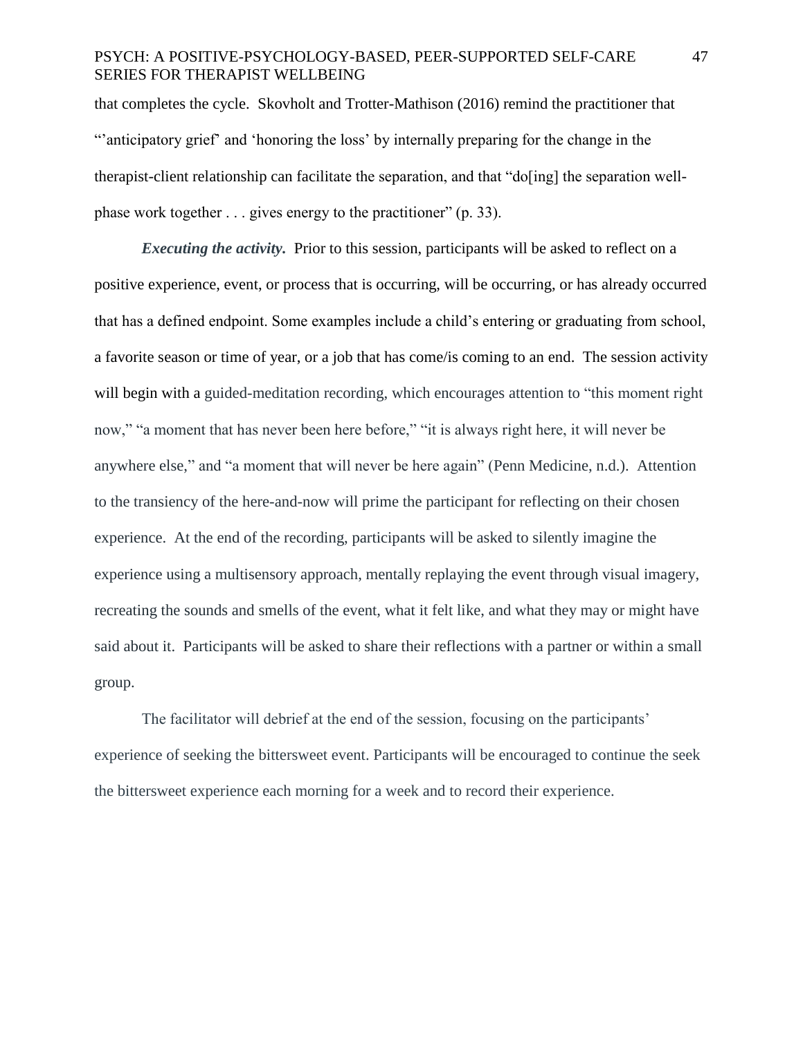that completes the cycle. Skovholt and Trotter-Mathison (2016) remind the practitioner that "'anticipatory grief' and 'honoring the loss' by internally preparing for the change in the therapist-client relationship can facilitate the separation, and that "do[ing] the separation well-phase work together . . . gives energy to the practitioner" (p. 33).

***Executing the activity.*** Prior to this session, participants will be asked to reflect on a positive experience, event, or process that is occurring, will be occurring, or has already occurred that has a defined endpoint. Some examples include a child's entering or graduating from school, a favorite season or time of year, or a job that has come/is coming to an end. The session activity will begin with a guided-meditation recording, which encourages attention to "this moment right now," "a moment that has never been here before," "it is always right here, it will never be anywhere else," and "a moment that will never be here again" (Penn Medicine, n.d.). Attention to the transiency of the here-and-now will prime the participant for reflecting on their chosen experience. At the end of the recording, participants will be asked to silently imagine the experience using a multisensory approach, mentally replaying the event through visual imagery, recreating the sounds and smells of the event, what it felt like, and what they may or might have said about it. Participants will be asked to share their reflections with a partner or within a small group.

The facilitator will debrief at the end of the session, focusing on the participants' experience of seeking the bittersweet event. Participants will be encouraged to continue the seek the bittersweet experience each morning for a week and to record their experience.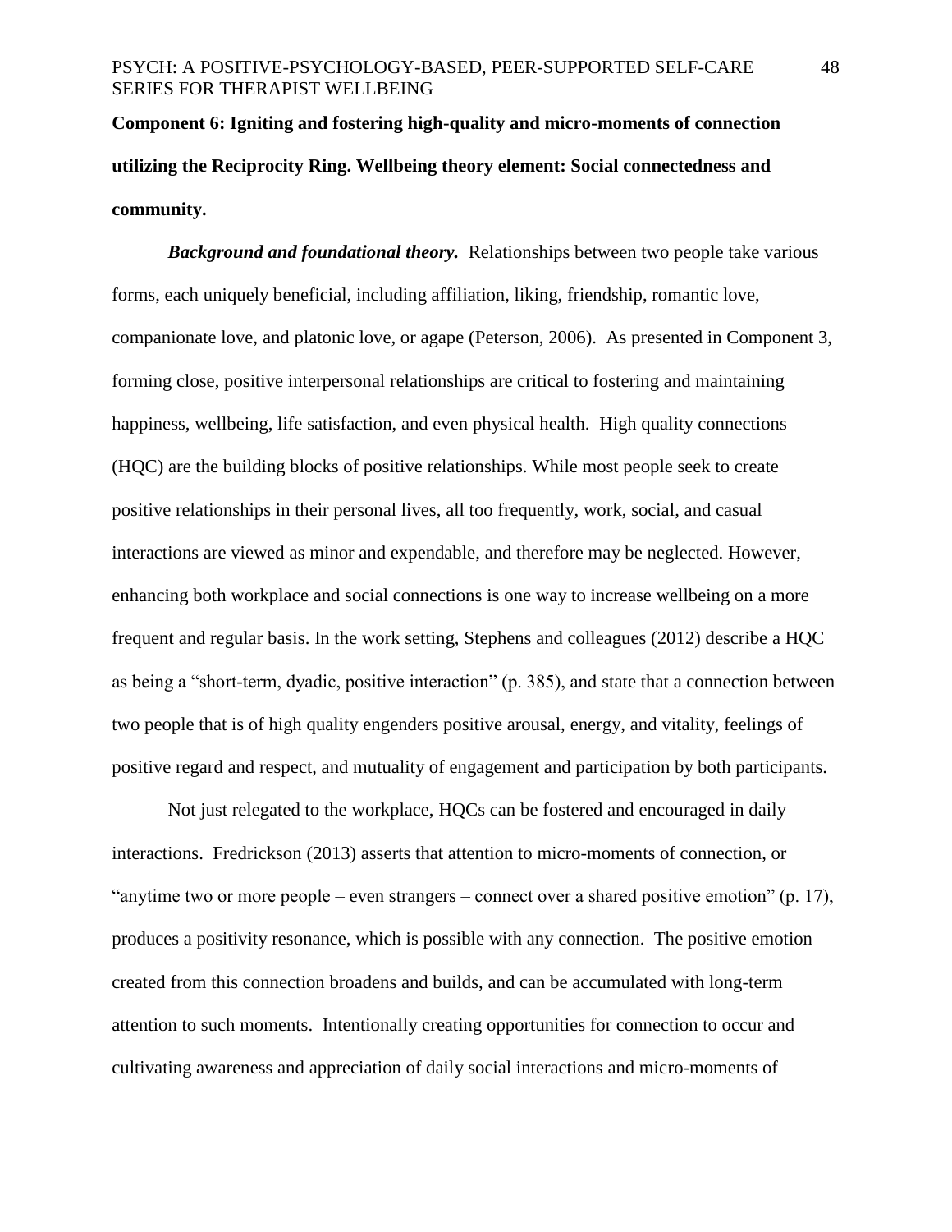**Component 6: Igniting and fostering high-quality and micro-moments of connection utilizing the Reciprocity Ring. Wellbeing theory element: Social connectedness and community.**

***Background and foundational theory.*** Relationships between two people take various forms, each uniquely beneficial, including affiliation, liking, friendship, romantic love, companionate love, and platonic love, or agape (Peterson, 2006). As presented in Component 3, forming close, positive interpersonal relationships are critical to fostering and maintaining happiness, wellbeing, life satisfaction, and even physical health. High quality connections (HQC) are the building blocks of positive relationships. While most people seek to create positive relationships in their personal lives, all too frequently, work, social, and casual interactions are viewed as minor and expendable, and therefore may be neglected. However, enhancing both workplace and social connections is one way to increase wellbeing on a more frequent and regular basis. In the work setting, Stephens and colleagues (2012) describe a HQC as being a "short-term, dyadic, positive interaction" (p. 385), and state that a connection between two people that is of high quality engenders positive arousal, energy, and vitality, feelings of positive regard and respect, and mutuality of engagement and participation by both participants.

Not just relegated to the workplace, HQCs can be fostered and encouraged in daily interactions. Fredrickson (2013) asserts that attention to micro-moments of connection, or "anytime two or more people – even strangers – connect over a shared positive emotion" (p. 17), produces a positivity resonance, which is possible with any connection. The positive emotion created from this connection broadens and builds, and can be accumulated with long-term attention to such moments. Intentionally creating opportunities for connection to occur and cultivating awareness and appreciation of daily social interactions and micro-moments of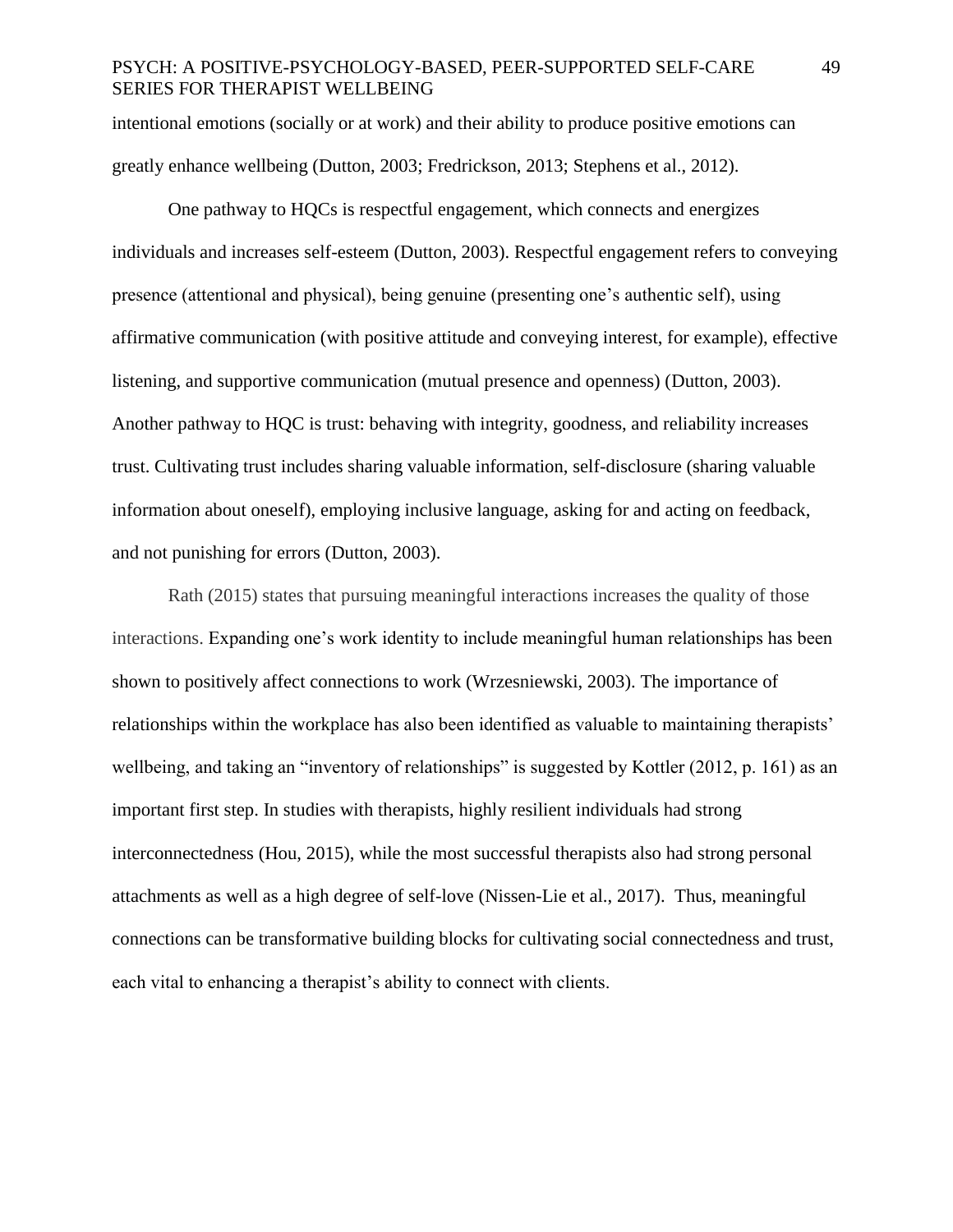intentional emotions (socially or at work) and their ability to produce positive emotions can greatly enhance wellbeing (Dutton, 2003; Fredrickson, 2013; Stephens et al., 2012).

One pathway to HQCs is respectful engagement, which connects and energizes individuals and increases self-esteem (Dutton, 2003). Respectful engagement refers to conveying presence (attentional and physical), being genuine (presenting one's authentic self), using affirmative communication (with positive attitude and conveying interest, for example), effective listening, and supportive communication (mutual presence and openness) (Dutton, 2003). Another pathway to HQC is trust: behaving with integrity, goodness, and reliability increases trust. Cultivating trust includes sharing valuable information, self-disclosure (sharing valuable information about oneself), employing inclusive language, asking for and acting on feedback, and not punishing for errors (Dutton, 2003).

Rath (2015) states that pursuing meaningful interactions increases the quality of those interactions. Expanding one's work identity to include meaningful human relationships has been shown to positively affect connections to work (Wrzesniewski, 2003). The importance of relationships within the workplace has also been identified as valuable to maintaining therapists' wellbeing, and taking an "inventory of relationships" is suggested by Kottler (2012, p. 161) as an important first step. In studies with therapists, highly resilient individuals had strong interconnectedness (Hou, 2015), while the most successful therapists also had strong personal attachments as well as a high degree of self-love (Nissen-Lie et al., 2017). Thus, meaningful connections can be transformative building blocks for cultivating social connectedness and trust, each vital to enhancing a therapist's ability to connect with clients.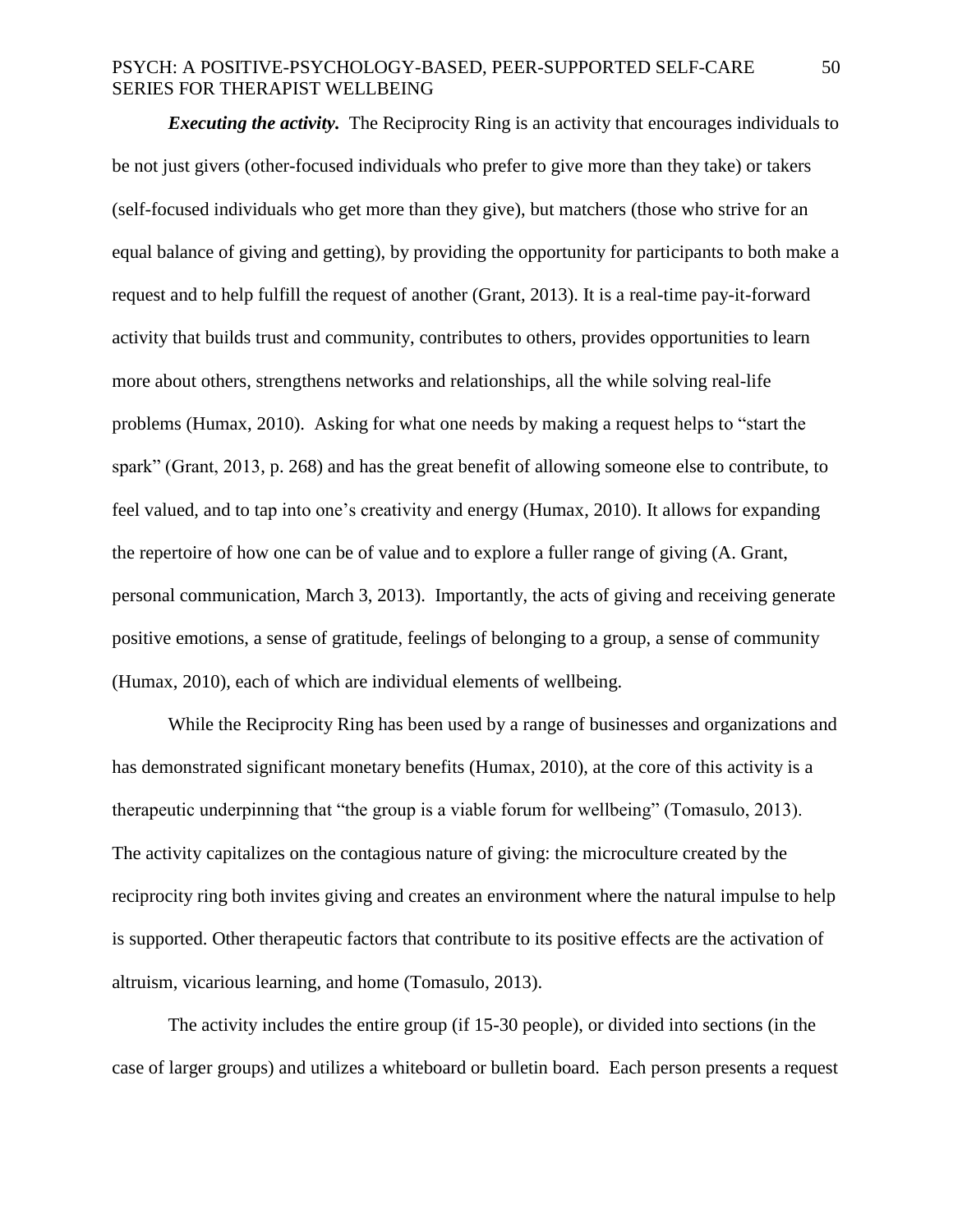***Executing the activity.*** The Reciprocity Ring is an activity that encourages individuals to be not just givers (other-focused individuals who prefer to give more than they take) or takers (self-focused individuals who get more than they give), but matchers (those who strive for an equal balance of giving and getting), by providing the opportunity for participants to both make a request and to help fulfill the request of another (Grant, 2013). It is a real-time pay-it-forward activity that builds trust and community, contributes to others, provides opportunities to learn more about others, strengthens networks and relationships, all the while solving real-life problems (Humax, 2010). Asking for what one needs by making a request helps to "start the spark" (Grant, 2013, p. 268) and has the great benefit of allowing someone else to contribute, to feel valued, and to tap into one's creativity and energy (Humax, 2010). It allows for expanding the repertoire of how one can be of value and to explore a fuller range of giving (A. Grant, personal communication, March 3, 2013). Importantly, the acts of giving and receiving generate positive emotions, a sense of gratitude, feelings of belonging to a group, a sense of community (Humax, 2010), each of which are individual elements of wellbeing.

While the Reciprocity Ring has been used by a range of businesses and organizations and has demonstrated significant monetary benefits (Humax, 2010), at the core of this activity is a therapeutic underpinning that "the group is a viable forum for wellbeing" (Tomasulo, 2013). The activity capitalizes on the contagious nature of giving: the microculture created by the reciprocity ring both invites giving and creates an environment where the natural impulse to help is supported. Other therapeutic factors that contribute to its positive effects are the activation of altruism, vicarious learning, and home (Tomasulo, 2013).

The activity includes the entire group (if 15-30 people), or divided into sections (in the case of larger groups) and utilizes a whiteboard or bulletin board. Each person presents a request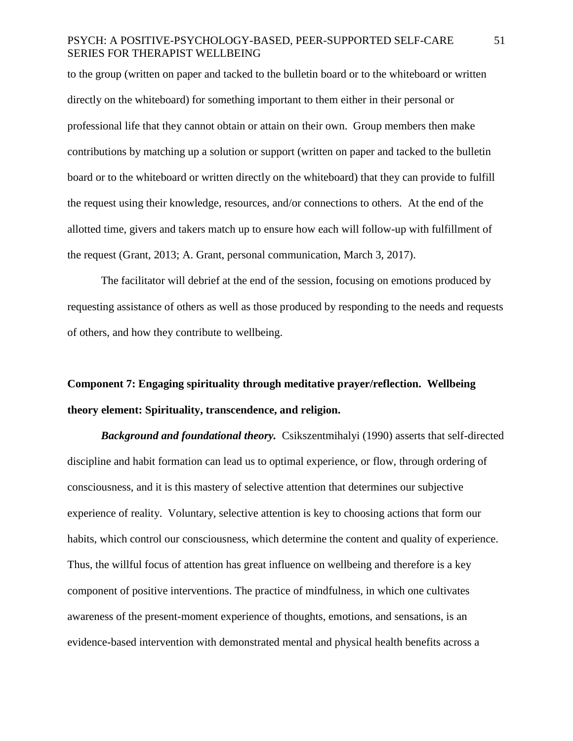to the group (written on paper and tacked to the bulletin board or to the whiteboard or written directly on the whiteboard) for something important to them either in their personal or professional life that they cannot obtain or attain on their own. Group members then make contributions by matching up a solution or support (written on paper and tacked to the bulletin board or to the whiteboard or written directly on the whiteboard) that they can provide to fulfill the request using their knowledge, resources, and/or connections to others. At the end of the allotted time, givers and takers match up to ensure how each will follow-up with fulfillment of the request (Grant, 2013; A. Grant, personal communication, March 3, 2017).

The facilitator will debrief at the end of the session, focusing on emotions produced by requesting assistance of others as well as those produced by responding to the needs and requests of others, and how they contribute to wellbeing.

**Component 7: Engaging spirituality through meditative prayer/reflection. Wellbeing theory element: Spirituality, transcendence, and religion.**

***Background and foundational theory.*** Csikszentmihalyi (1990) asserts that self-directed discipline and habit formation can lead us to optimal experience, or flow, through ordering of consciousness, and it is this mastery of selective attention that determines our subjective experience of reality. Voluntary, selective attention is key to choosing actions that form our habits, which control our consciousness, which determine the content and quality of experience. Thus, the willful focus of attention has great influence on wellbeing and therefore is a key component of positive interventions. The practice of mindfulness, in which one cultivates awareness of the present-moment experience of thoughts, emotions, and sensations, is an evidence-based intervention with demonstrated mental and physical health benefits across a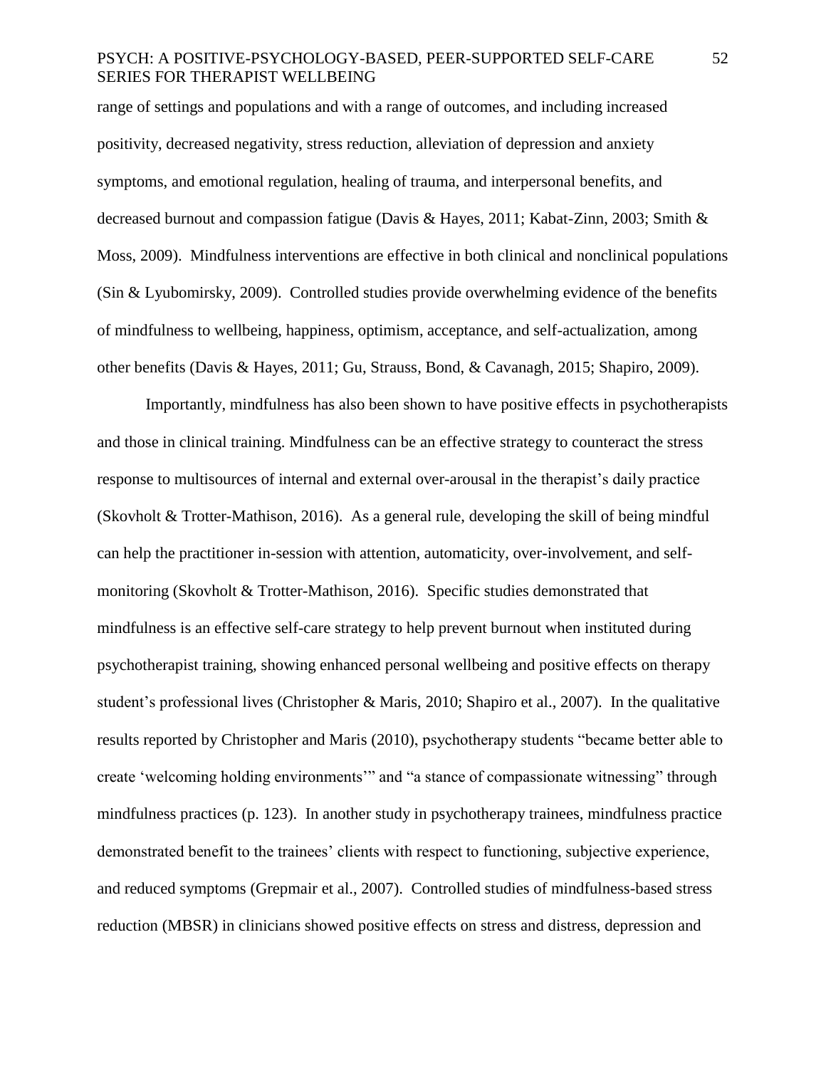range of settings and populations and with a range of outcomes, and including increased positivity, decreased negativity, stress reduction, alleviation of depression and anxiety symptoms, and emotional regulation, healing of trauma, and interpersonal benefits, and decreased burnout and compassion fatigue (Davis & Hayes, 2011; Kabat-Zinn, 2003; Smith & Moss, 2009). Mindfulness interventions are effective in both clinical and nonclinical populations (Sin & Lyubomirsky, 2009). Controlled studies provide overwhelming evidence of the benefits of mindfulness to wellbeing, happiness, optimism, acceptance, and self-actualization, among other benefits (Davis & Hayes, 2011; Gu, Strauss, Bond, & Cavanagh, 2015; Shapiro, 2009).

Importantly, mindfulness has also been shown to have positive effects in psychotherapists and those in clinical training. Mindfulness can be an effective strategy to counteract the stress response to multisources of internal and external over-arousal in the therapist's daily practice (Skovholt & Trotter-Mathison, 2016). As a general rule, developing the skill of being mindful can help the practitioner in-session with attention, automaticity, over-involvement, and self-monitoring (Skovholt & Trotter-Mathison, 2016). Specific studies demonstrated that mindfulness is an effective self-care strategy to help prevent burnout when instituted during psychotherapist training, showing enhanced personal wellbeing and positive effects on therapy student's professional lives (Christopher & Maris, 2010; Shapiro et al., 2007). In the qualitative results reported by Christopher and Maris (2010), psychotherapy students "became better able to create 'welcoming holding environments'" and "a stance of compassionate witnessing" through mindfulness practices (p. 123). In another study in psychotherapy trainees, mindfulness practice demonstrated benefit to the trainees' clients with respect to functioning, subjective experience, and reduced symptoms (Grepmair et al., 2007). Controlled studies of mindfulness-based stress reduction (MBSR) in clinicians showed positive effects on stress and distress, depression and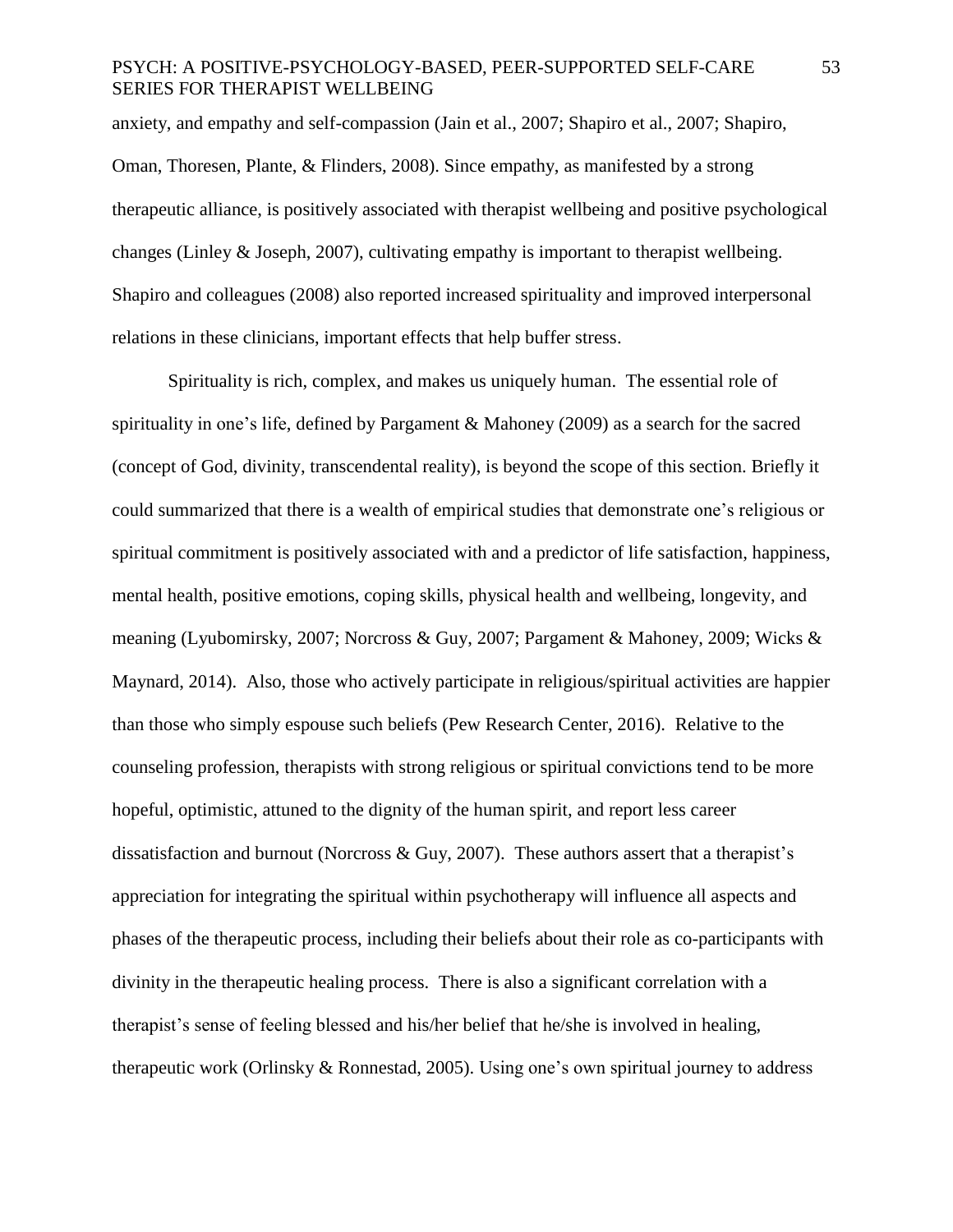anxiety, and empathy and self-compassion (Jain et al., 2007; Shapiro et al., 2007; Shapiro, Oman, Thoresen, Plante, & Flinders, 2008). Since empathy, as manifested by a strong therapeutic alliance, is positively associated with therapist wellbeing and positive psychological changes (Linley & Joseph, 2007), cultivating empathy is important to therapist wellbeing. Shapiro and colleagues (2008) also reported increased spirituality and improved interpersonal relations in these clinicians, important effects that help buffer stress.

Spirituality is rich, complex, and makes us uniquely human. The essential role of spirituality in one's life, defined by Pargament & Mahoney (2009) as a search for the sacred (concept of God, divinity, transcendental reality), is beyond the scope of this section. Briefly it could summarized that there is a wealth of empirical studies that demonstrate one's religious or spiritual commitment is positively associated with and a predictor of life satisfaction, happiness, mental health, positive emotions, coping skills, physical health and wellbeing, longevity, and meaning (Lyubomirsky, 2007; Norcross & Guy, 2007; Pargament & Mahoney, 2009; Wicks & Maynard, 2014). Also, those who actively participate in religious/spiritual activities are happier than those who simply espouse such beliefs (Pew Research Center, 2016). Relative to the counseling profession, therapists with strong religious or spiritual convictions tend to be more hopeful, optimistic, attuned to the dignity of the human spirit, and report less career dissatisfaction and burnout (Norcross & Guy, 2007). These authors assert that a therapist's appreciation for integrating the spiritual within psychotherapy will influence all aspects and phases of the therapeutic process, including their beliefs about their role as co-participants with divinity in the therapeutic healing process. There is also a significant correlation with a therapist's sense of feeling blessed and his/her belief that he/she is involved in healing, therapeutic work (Orlinsky & Ronnestad, 2005). Using one's own spiritual journey to address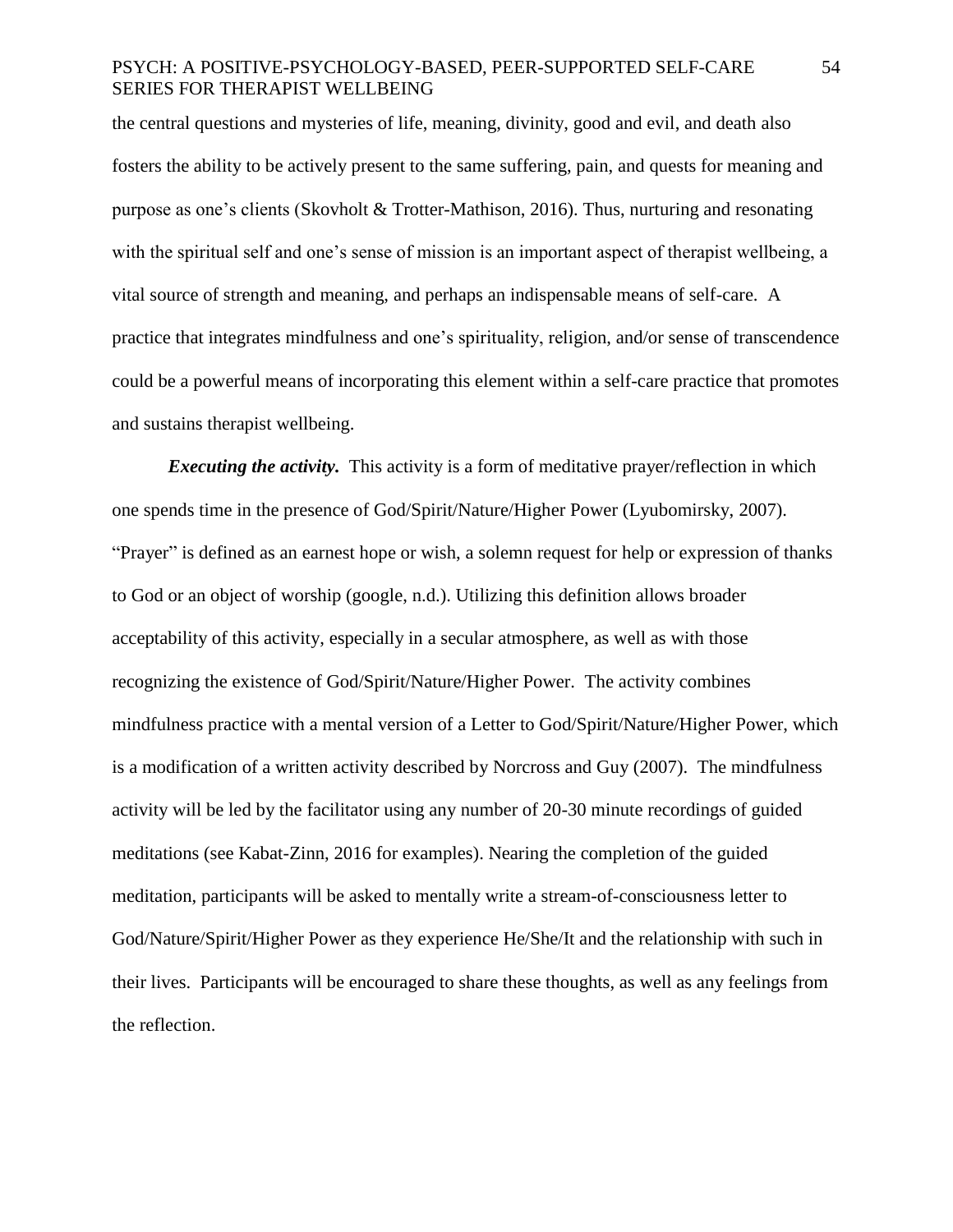the central questions and mysteries of life, meaning, divinity, good and evil, and death also fosters the ability to be actively present to the same suffering, pain, and quests for meaning and purpose as one's clients (Skovholt & Trotter-Mathison, 2016). Thus, nurturing and resonating with the spiritual self and one's sense of mission is an important aspect of therapist wellbeing, a vital source of strength and meaning, and perhaps an indispensable means of self-care. A practice that integrates mindfulness and one's spirituality, religion, and/or sense of transcendence could be a powerful means of incorporating this element within a self-care practice that promotes and sustains therapist wellbeing.

***Executing the activity.*** This activity is a form of meditative prayer/reflection in which one spends time in the presence of God/Spirit/Nature/Higher Power (Lyubomirsky, 2007). "Prayer" is defined as an earnest hope or wish, a solemn request for help or expression of thanks to God or an object of worship (google, n.d.). Utilizing this definition allows broader acceptability of this activity, especially in a secular atmosphere, as well as with those recognizing the existence of God/Spirit/Nature/Higher Power. The activity combines mindfulness practice with a mental version of a Letter to God/Spirit/Nature/Higher Power, which is a modification of a written activity described by Norcross and Guy (2007). The mindfulness activity will be led by the facilitator using any number of 20-30 minute recordings of guided meditations (see Kabat-Zinn, 2016 for examples). Nearing the completion of the guided meditation, participants will be asked to mentally write a stream-of-consciousness letter to God/Nature/Spirit/Higher Power as they experience He/She/It and the relationship with such in their lives. Participants will be encouraged to share these thoughts, as well as any feelings from the reflection.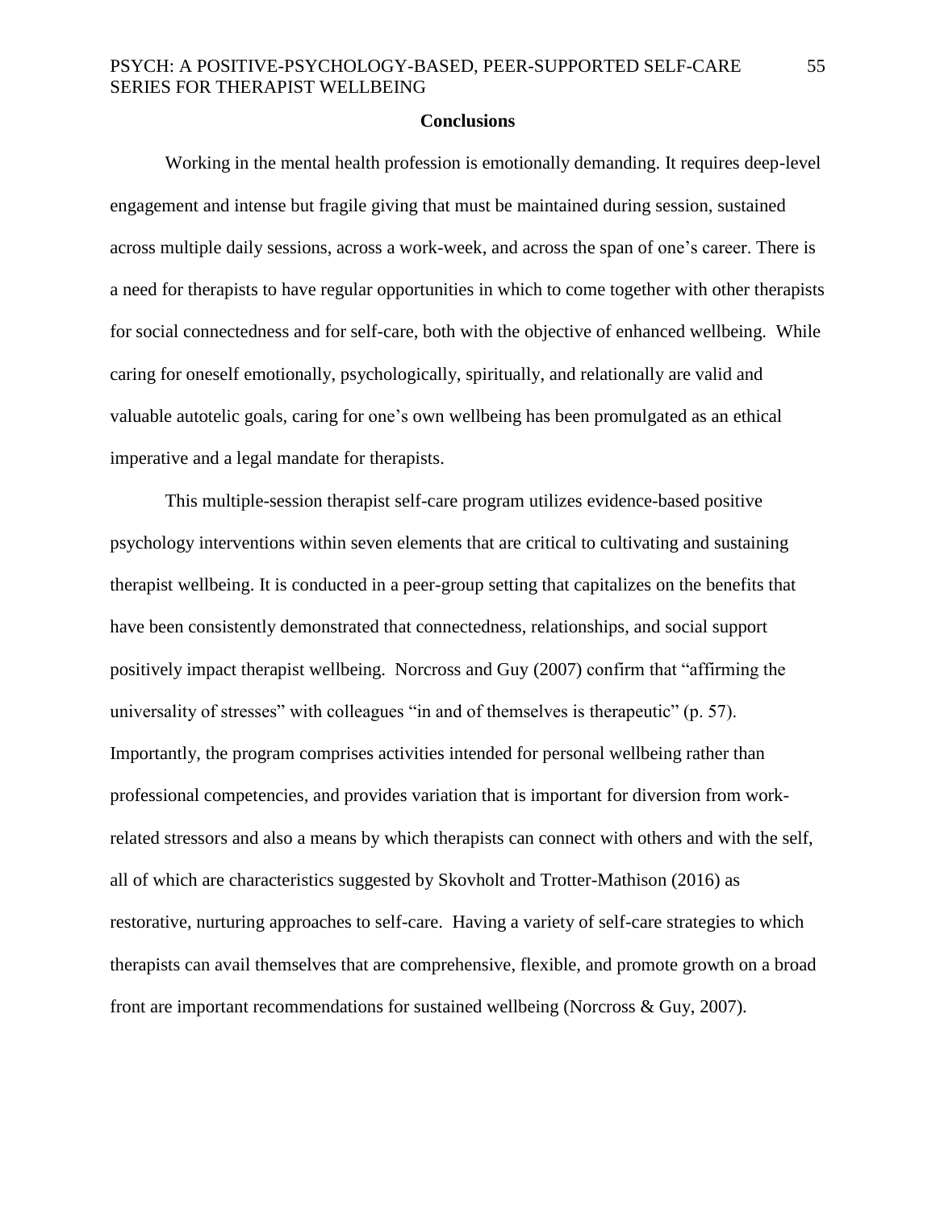## Conclusions

Working in the mental health profession is emotionally demanding. It requires deep-level engagement and intense but fragile giving that must be maintained during session, sustained across multiple daily sessions, across a work-week, and across the span of one's career. There is a need for therapists to have regular opportunities in which to come together with other therapists for social connectedness and for self-care, both with the objective of enhanced wellbeing. While caring for oneself emotionally, psychologically, spiritually, and relationally are valid and valuable autotelic goals, caring for one's own wellbeing has been promulgated as an ethical imperative and a legal mandate for therapists.

This multiple-session therapist self-care program utilizes evidence-based positive psychology interventions within seven elements that are critical to cultivating and sustaining therapist wellbeing. It is conducted in a peer-group setting that capitalizes on the benefits that have been consistently demonstrated that connectedness, relationships, and social support positively impact therapist wellbeing. Norcross and Guy (2007) confirm that "affirming the universality of stresses" with colleagues "in and of themselves is therapeutic" (p. 57). Importantly, the program comprises activities intended for personal wellbeing rather than professional competencies, and provides variation that is important for diversion from work-related stressors and also a means by which therapists can connect with others and with the self, all of which are characteristics suggested by Skovholt and Trotter-Mathison (2016) as restorative, nurturing approaches to self-care. Having a variety of self-care strategies to which therapists can avail themselves that are comprehensive, flexible, and promote growth on a broad front are important recommendations for sustained wellbeing (Norcross & Guy, 2007).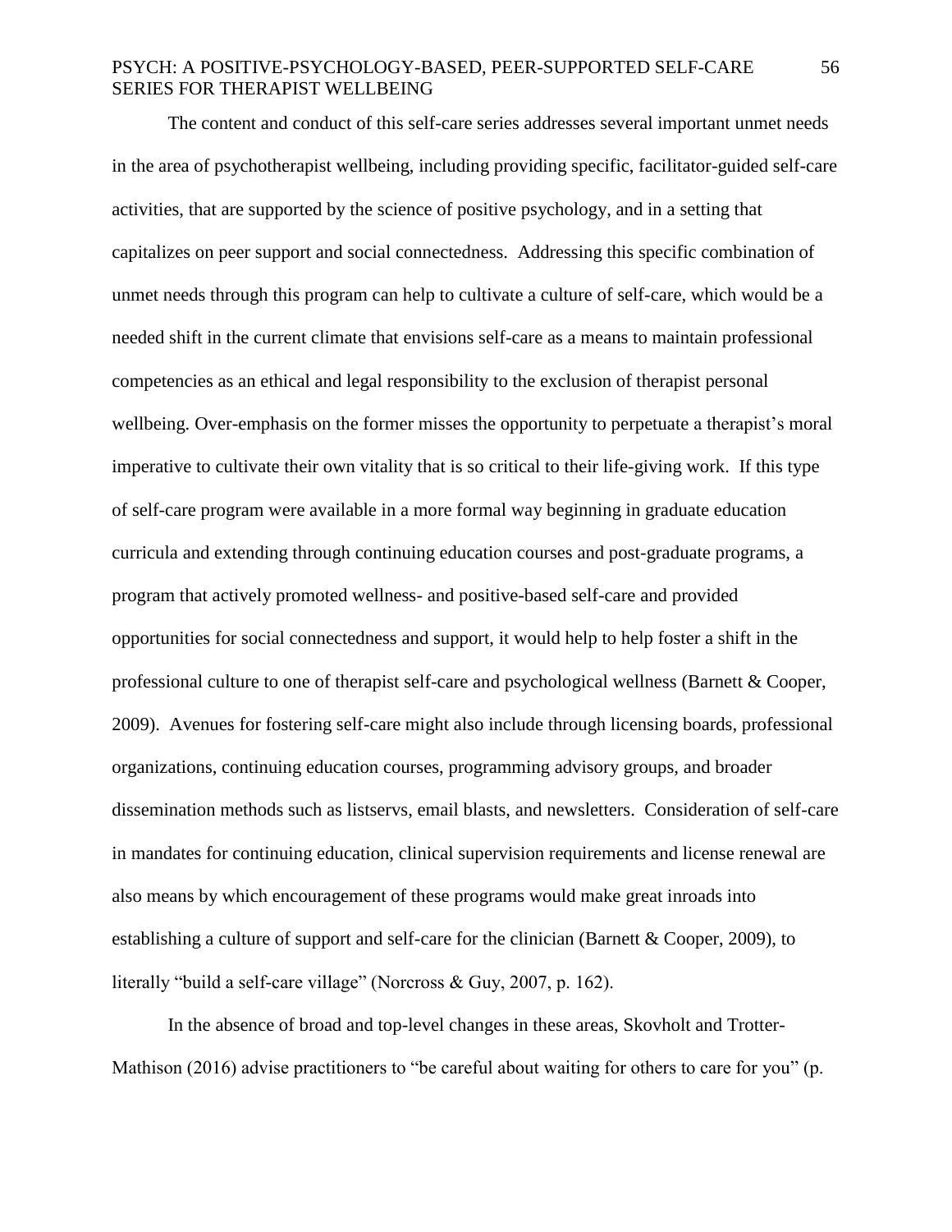The content and conduct of this self-care series addresses several important unmet needs in the area of psychotherapist wellbeing, including providing specific, facilitator-guided self-care activities, that are supported by the science of positive psychology, and in a setting that capitalizes on peer support and social connectedness. Addressing this specific combination of unmet needs through this program can help to cultivate a culture of self-care, which would be a needed shift in the current climate that envisions self-care as a means to maintain professional competencies as an ethical and legal responsibility to the exclusion of therapist personal wellbeing. Over-emphasis on the former misses the opportunity to perpetuate a therapist's moral imperative to cultivate their own vitality that is so critical to their life-giving work. If this type of self-care program were available in a more formal way beginning in graduate education curricula and extending through continuing education courses and post-graduate programs, a program that actively promoted wellness- and positive-based self-care and provided opportunities for social connectedness and support, it would help to help foster a shift in the professional culture to one of therapist self-care and psychological wellness (Barnett & Cooper, 2009). Avenues for fostering self-care might also include through licensing boards, professional organizations, continuing education courses, programming advisory groups, and broader dissemination methods such as listservs, email blasts, and newsletters. Consideration of self-care in mandates for continuing education, clinical supervision requirements and license renewal are also means by which encouragement of these programs would make great inroads into establishing a culture of support and self-care for the clinician (Barnett & Cooper, 2009), to literally "build a self-care village" (Norcross & Guy, 2007, p. 162).

In the absence of broad and top-level changes in these areas, Skovholt and Trotter-Mathison (2016) advise practitioners to "be careful about waiting for others to care for you" (p.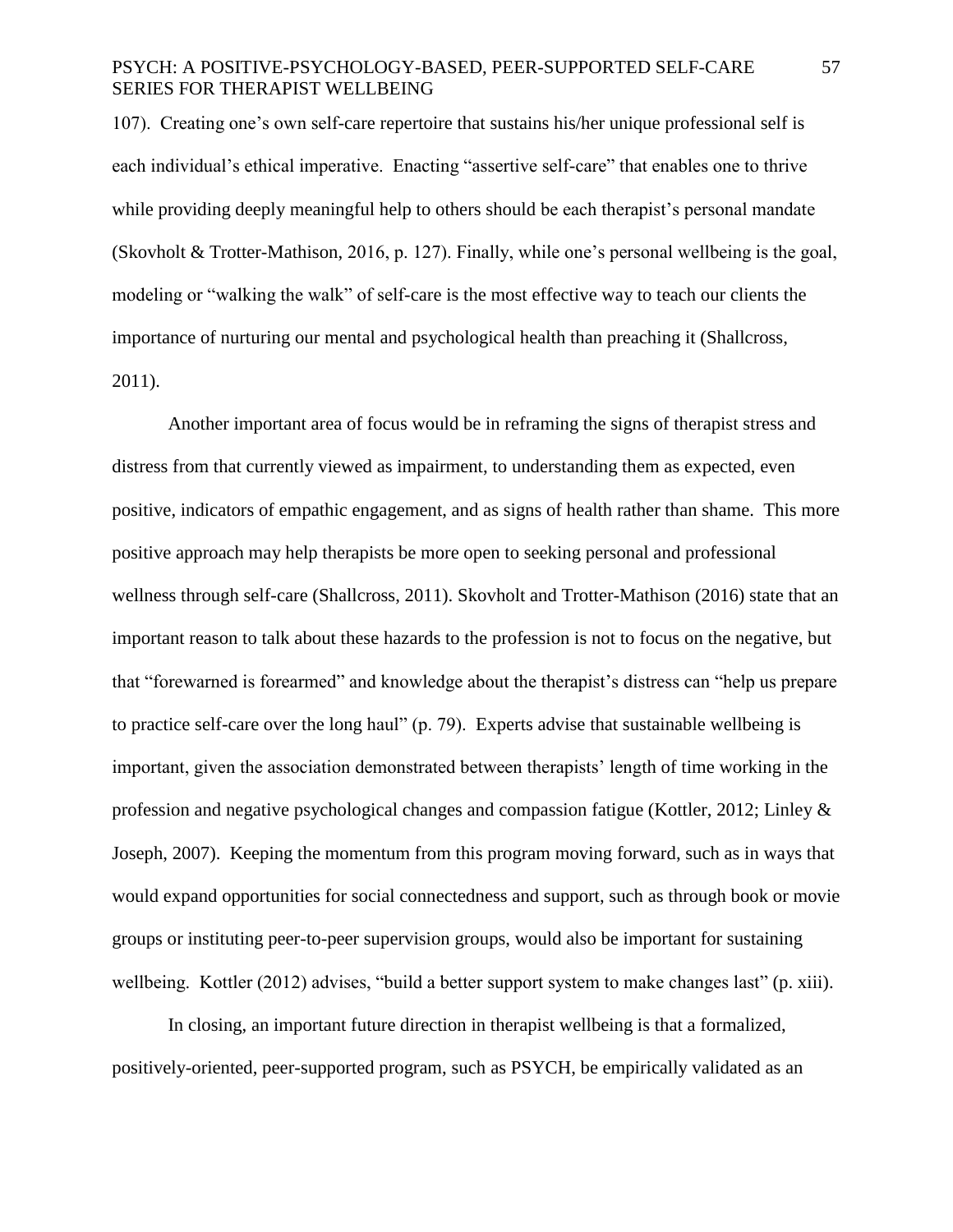107). Creating one's own self-care repertoire that sustains his/her unique professional self is each individual's ethical imperative. Enacting "assertive self-care" that enables one to thrive while providing deeply meaningful help to others should be each therapist's personal mandate (Skovholt & Trotter-Mathison, 2016, p. 127). Finally, while one's personal wellbeing is the goal, modeling or "walking the walk" of self-care is the most effective way to teach our clients the importance of nurturing our mental and psychological health than preaching it (Shallcross, 2011).

Another important area of focus would be in reframing the signs of therapist stress and distress from that currently viewed as impairment, to understanding them as expected, even positive, indicators of empathic engagement, and as signs of health rather than shame. This more positive approach may help therapists be more open to seeking personal and professional wellness through self-care (Shallcross, 2011). Skovholt and Trotter-Mathison (2016) state that an important reason to talk about these hazards to the profession is not to focus on the negative, but that "forewarned is forearmed" and knowledge about the therapist's distress can "help us prepare to practice self-care over the long haul" (p. 79). Experts advise that sustainable wellbeing is important, given the association demonstrated between therapists' length of time working in the profession and negative psychological changes and compassion fatigue (Kottler, 2012; Linley & Joseph, 2007). Keeping the momentum from this program moving forward, such as in ways that would expand opportunities for social connectedness and support, such as through book or movie groups or instituting peer-to-peer supervision groups, would also be important for sustaining wellbeing. Kottler (2012) advises, "build a better support system to make changes last" (p. xiii).

In closing, an important future direction in therapist wellbeing is that a formalized, positively-oriented, peer-supported program, such as PSYCH, be empirically validated as an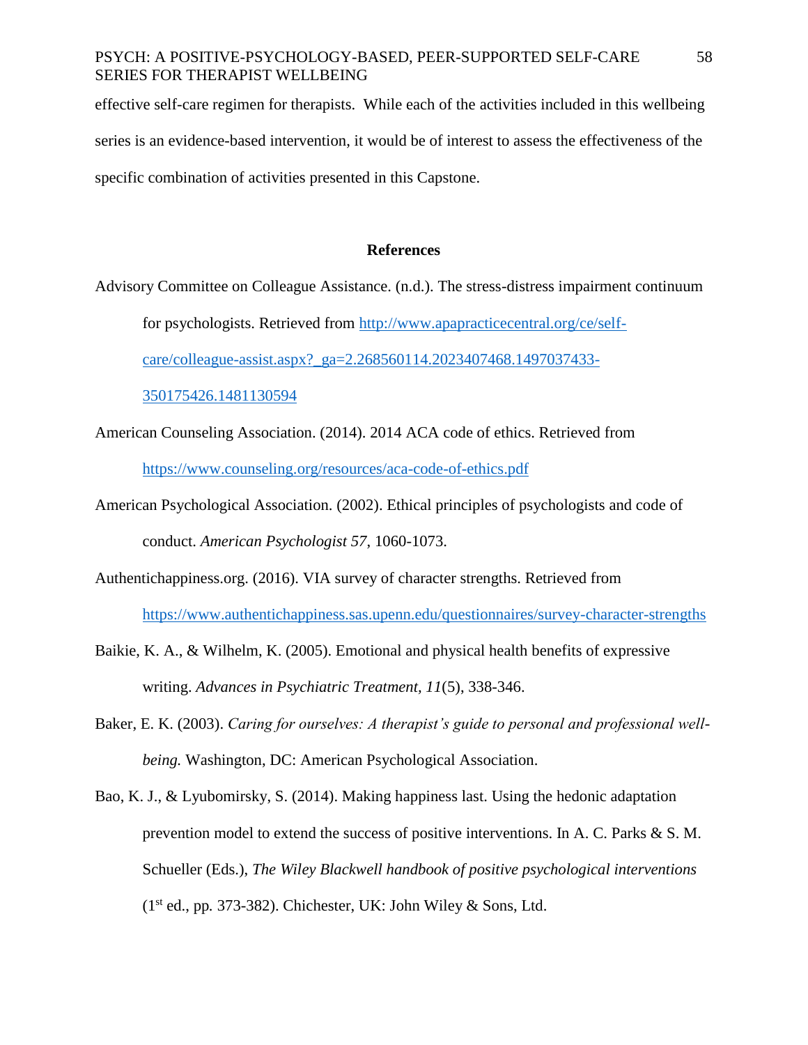effective self-care regimen for therapists. While each of the activities included in this wellbeing series is an evidence-based intervention, it would be of interest to assess the effectiveness of the specific combination of activities presented in this Capstone.

## References

Advisory Committee on Colleague Assistance. (n.d.). The stress-distress impairment continuum for psychologists. Retrieved from http://www.apapracticecentral.org/ce/self-care/colleague-assist.aspx?_ga=2.268560114.2023407468.1497037433-350175426.1481130594

American Counseling Association. (2014). 2014 ACA code of ethics. Retrieved from https://www.counseling.org/resources/aca-code-of-ethics.pdf

American Psychological Association. (2002). Ethical principles of psychologists and code of conduct. *American Psychologist 57*, 1060-1073.

Authentichappiness.org. (2016). VIA survey of character strengths. Retrieved from https://www.authentichappiness.sas.upenn.edu/questionnaires/survey-character-strengths

Baikie, K. A., & Wilhelm, K. (2005). Emotional and physical health benefits of expressive writing. *Advances in Psychiatric Treatment, 11*(5), 338-346.

Baker, E. K. (2003). *Caring for ourselves: A therapist's guide to personal and professional well-being.* Washington, DC: American Psychological Association.

Bao, K. J., & Lyubomirsky, S. (2014). Making happiness last. Using the hedonic adaptation prevention model to extend the success of positive interventions. In A. C. Parks & S. M. Schueller (Eds.), *The Wiley Blackwell handbook of positive psychological interventions* (1st ed., pp. 373-382). Chichester, UK: John Wiley & Sons, Ltd.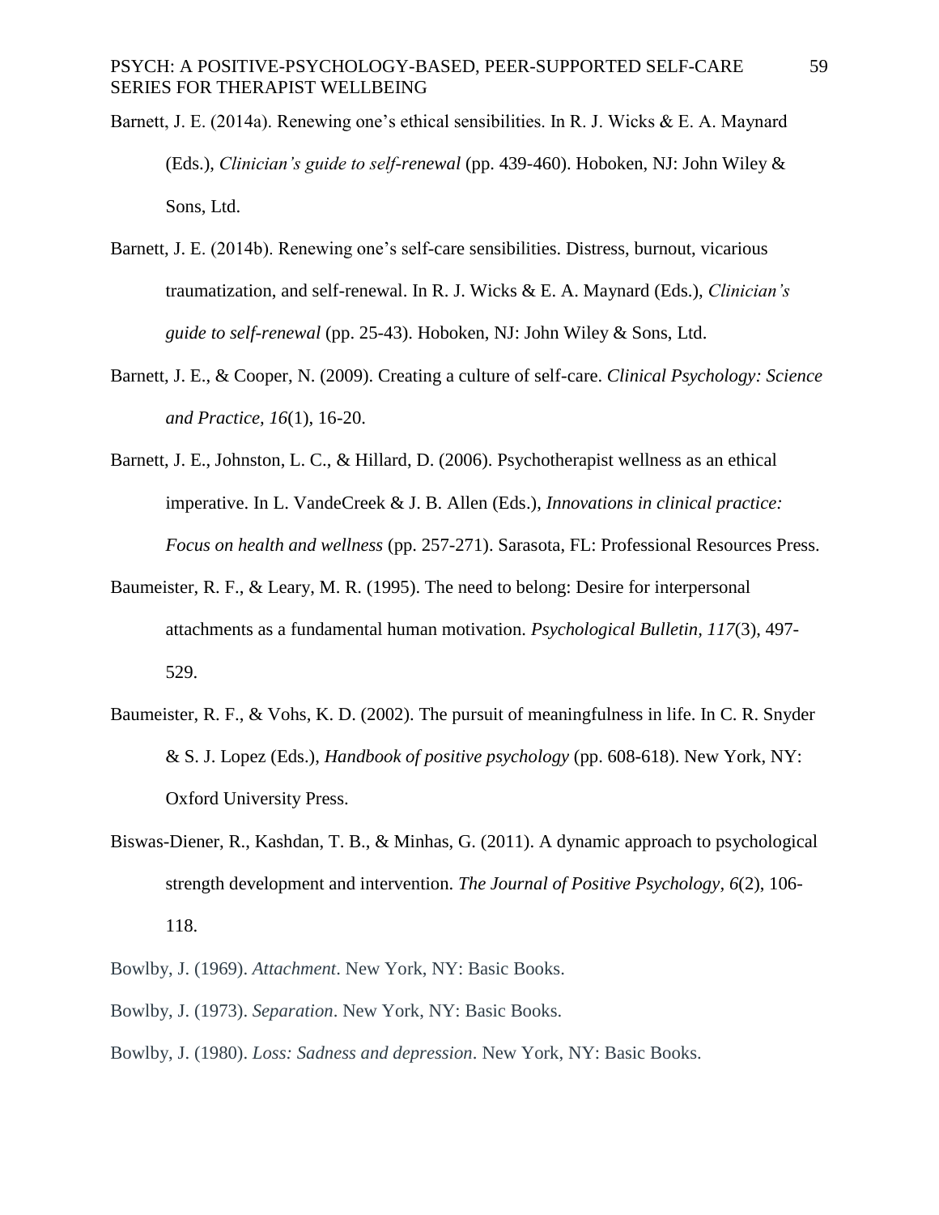Barnett, J. E. (2014a). Renewing one's ethical sensibilities. In R. J. Wicks & E. A. Maynard (Eds.), *Clinician's guide to self-renewal* (pp. 439-460). Hoboken, NJ: John Wiley & Sons, Ltd.

Barnett, J. E. (2014b). Renewing one's self-care sensibilities. Distress, burnout, vicarious traumatization, and self-renewal. In R. J. Wicks & E. A. Maynard (Eds.), *Clinician's guide to self-renewal* (pp. 25-43). Hoboken, NJ: John Wiley & Sons, Ltd.

Barnett, J. E., & Cooper, N. (2009). Creating a culture of self-care. *Clinical Psychology: Science and Practice, 16*(1), 16-20.

Barnett, J. E., Johnston, L. C., & Hillard, D. (2006). Psychotherapist wellness as an ethical imperative. In L. VandeCreek & J. B. Allen (Eds.), *Innovations in clinical practice: Focus on health and wellness* (pp. 257-271). Sarasota, FL: Professional Resources Press.

Baumeister, R. F., & Leary, M. R. (1995). The need to belong: Desire for interpersonal attachments as a fundamental human motivation. *Psychological Bulletin, 117*(3), 497-529.

Baumeister, R. F., & Vohs, K. D. (2002). The pursuit of meaningfulness in life. In C. R. Snyder & S. J. Lopez (Eds.), *Handbook of positive psychology* (pp. 608-618). New York, NY: Oxford University Press.

Biswas-Diener, R., Kashdan, T. B., & Minhas, G. (2011). A dynamic approach to psychological strength development and intervention. *The Journal of Positive Psychology, 6*(2), 106-118.

Bowlby, J. (1969). *Attachment*. New York, NY: Basic Books.

Bowlby, J. (1973). *Separation*. New York, NY: Basic Books.

Bowlby, J. (1980). *Loss: Sadness and depression*. New York, NY: Basic Books.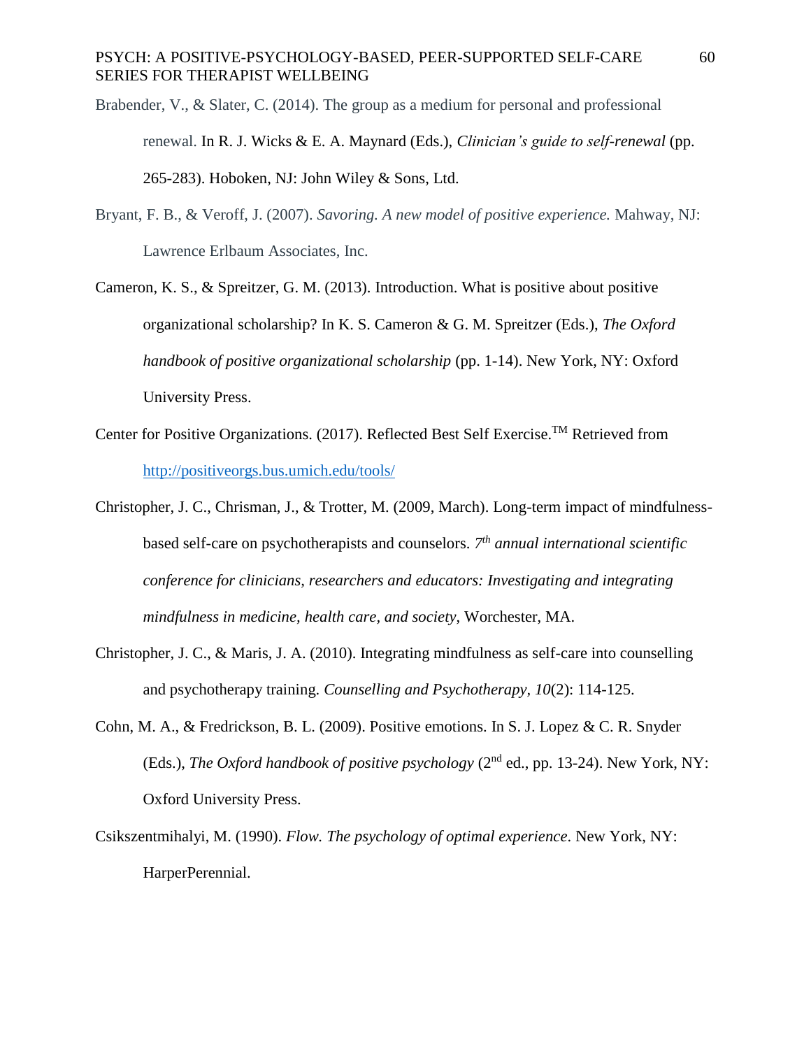Brabender, V., & Slater, C. (2014). The group as a medium for personal and professional renewal. In R. J. Wicks & E. A. Maynard (Eds.), *Clinician's guide to self-renewal* (pp. 265-283). Hoboken, NJ: John Wiley & Sons, Ltd.

Bryant, F. B., & Veroff, J. (2007). *Savoring. A new model of positive experience.* Mahway, NJ: Lawrence Erlbaum Associates, Inc.

Cameron, K. S., & Spreitzer, G. M. (2013). Introduction. What is positive about positive organizational scholarship? In K. S. Cameron & G. M. Spreitzer (Eds.), *The Oxford handbook of positive organizational scholarship* (pp. 1-14). New York, NY: Oxford University Press.

Center for Positive Organizations. (2017). Reflected Best Self Exercise.™ Retrieved from http://positiveorgs.bus.umich.edu/tools/

Christopher, J. C., Chrisman, J., & Trotter, M. (2009, March). Long-term impact of mindfulness-based self-care on psychotherapists and counselors. *7th annual international scientific conference for clinicians, researchers and educators: Investigating and integrating mindfulness in medicine, health care, and society*, Worchester, MA.

Christopher, J. C., & Maris, J. A. (2010). Integrating mindfulness as self-care into counselling and psychotherapy training. *Counselling and Psychotherapy, 10*(2): 114-125.

Cohn, M. A., & Fredrickson, B. L. (2009). Positive emotions. In S. J. Lopez & C. R. Snyder (Eds.), *The Oxford handbook of positive psychology* (2nd ed., pp. 13-24). New York, NY: Oxford University Press.

Csikszentmihalyi, M. (1990). *Flow. The psychology of optimal experience*. New York, NY: HarperPerennial.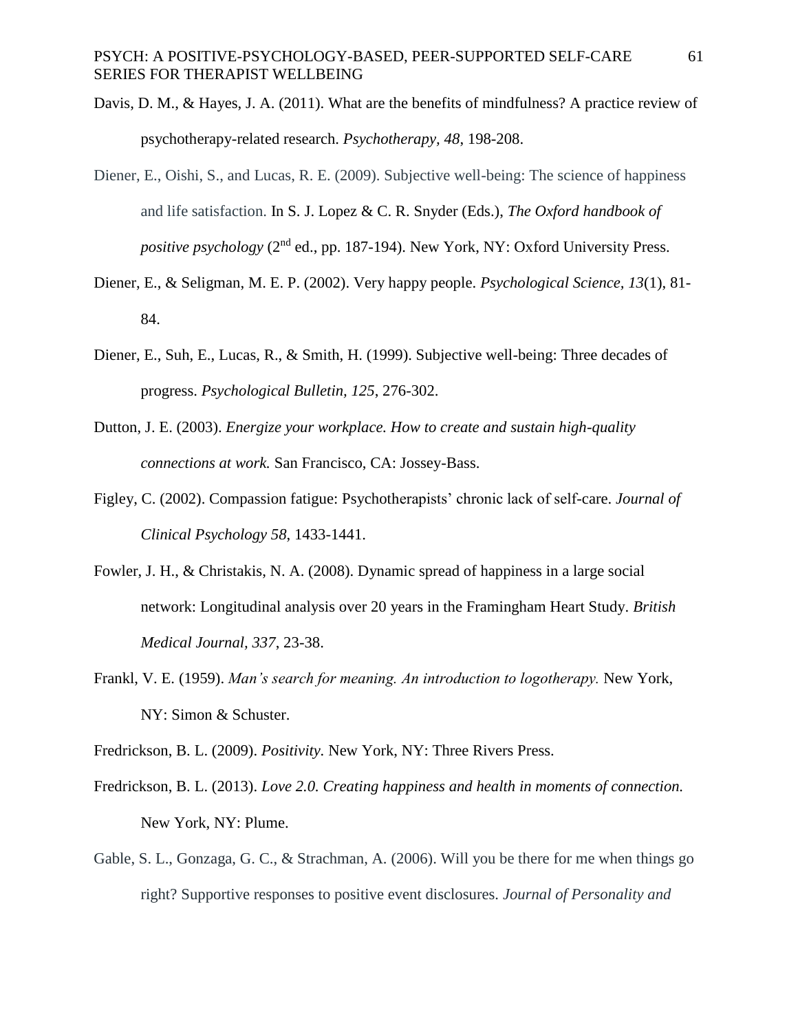Davis, D. M., & Hayes, J. A. (2011). What are the benefits of mindfulness? A practice review of psychotherapy-related research. *Psychotherapy, 48*, 198-208.

Diener, E., Oishi, S., and Lucas, R. E. (2009). Subjective well-being: The science of happiness and life satisfaction. In S. J. Lopez & C. R. Snyder (Eds.), *The Oxford handbook of positive psychology* (2nd ed., pp. 187-194). New York, NY: Oxford University Press.

Diener, E., & Seligman, M. E. P. (2002). Very happy people. *Psychological Science, 13*(1), 81-84.

Diener, E., Suh, E., Lucas, R., & Smith, H. (1999). Subjective well-being: Three decades of progress. *Psychological Bulletin, 125*, 276-302.

Dutton, J. E. (2003). *Energize your workplace. How to create and sustain high-quality connections at work.* San Francisco, CA: Jossey-Bass.

Figley, C. (2002). Compassion fatigue: Psychotherapists' chronic lack of self-care. *Journal of Clinical Psychology 58*, 1433-1441.

Fowler, J. H., & Christakis, N. A. (2008). Dynamic spread of happiness in a large social network: Longitudinal analysis over 20 years in the Framingham Heart Study. *British Medical Journal, 337*, 23-38.

Frankl, V. E. (1959). *Man's search for meaning. An introduction to logotherapy.* New York, NY: Simon & Schuster.

Fredrickson, B. L. (2009). *Positivity.* New York, NY: Three Rivers Press.

Fredrickson, B. L. (2013). *Love 2.0. Creating happiness and health in moments of connection.* New York, NY: Plume.

Gable, S. L., Gonzaga, G. C., & Strachman, A. (2006). Will you be there for me when things go right? Supportive responses to positive event disclosures. *Journal of Personality and*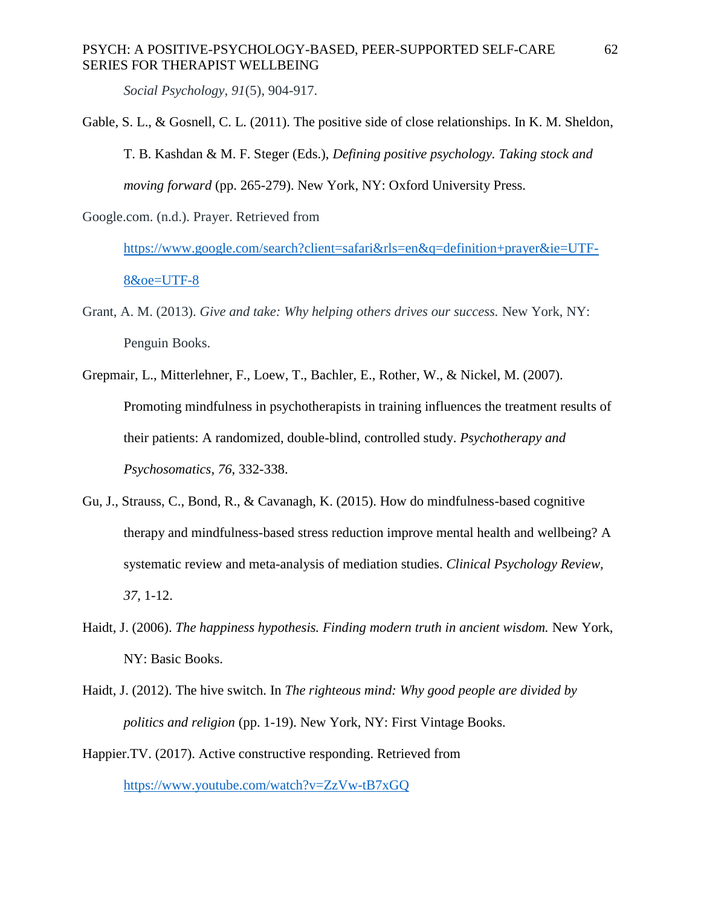*Social Psychology, 91*(5), 904-917.

Gable, S. L., & Gosnell, C. L. (2011). The positive side of close relationships. In K. M. Sheldon, T. B. Kashdan & M. F. Steger (Eds.), *Defining positive psychology. Taking stock and moving forward* (pp. 265-279). New York, NY: Oxford University Press.

Google.com. (n.d.). Prayer. Retrieved from https://www.google.com/search?client=safari&rls=en&q=definition+prayer&ie=UTF-8&oe=UTF-8

Grant, A. M. (2013). *Give and take: Why helping others drives our success.* New York, NY: Penguin Books.

Grepmair, L., Mitterlehner, F., Loew, T., Bachler, E., Rother, W., & Nickel, M. (2007). Promoting mindfulness in psychotherapists in training influences the treatment results of their patients: A randomized, double-blind, controlled study. *Psychotherapy and Psychosomatics, 76*, 332-338.

Gu, J., Strauss, C., Bond, R., & Cavanagh, K. (2015). How do mindfulness-based cognitive therapy and mindfulness-based stress reduction improve mental health and wellbeing? A systematic review and meta-analysis of mediation studies. *Clinical Psychology Review, 37*, 1-12.

Haidt, J. (2006). *The happiness hypothesis. Finding modern truth in ancient wisdom.* New York, NY: Basic Books.

Haidt, J. (2012). The hive switch. In *The righteous mind: Why good people are divided by politics and religion* (pp. 1-19). New York, NY: First Vintage Books.

Happier.TV. (2017). Active constructive responding. Retrieved from https://www.youtube.com/watch?v=ZzVw-tB7xGQ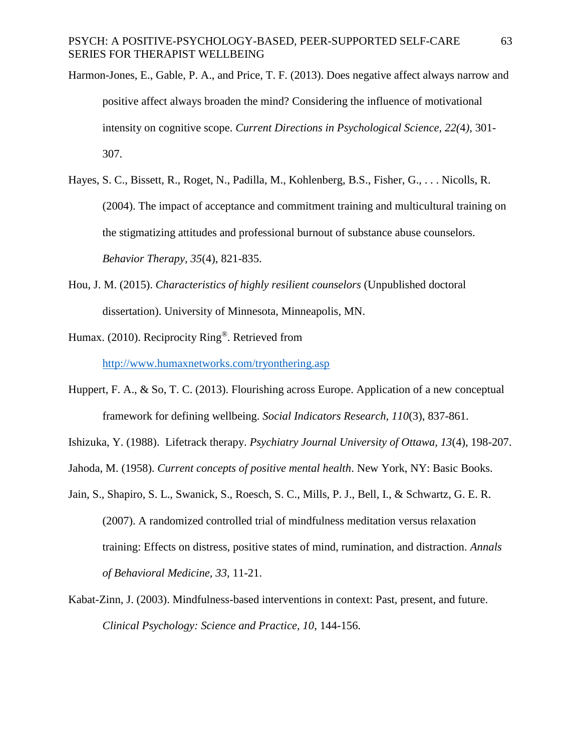Harmon-Jones, E., Gable, P. A., and Price, T. F. (2013). Does negative affect always narrow and positive affect always broaden the mind? Considering the influence of motivational intensity on cognitive scope. *Current Directions in Psychological Science, 22(*4*)*, 301-307.

Hayes, S. C., Bissett, R., Roget, N., Padilla, M., Kohlenberg, B.S., Fisher, G., . . . Nicolls, R. (2004). The impact of acceptance and commitment training and multicultural training on the stigmatizing attitudes and professional burnout of substance abuse counselors. *Behavior Therapy, 35*(4), 821-835.

Hou, J. M. (2015). *Characteristics of highly resilient counselors* (Unpublished doctoral dissertation). University of Minnesota, Minneapolis, MN.

Humax. (2010). Reciprocity Ring®. Retrieved from http://www.humaxnetworks.com/tryonthering.asp

Huppert, F. A., & So, T. C. (2013). Flourishing across Europe. Application of a new conceptual framework for defining wellbeing. *Social Indicators Research, 110*(3), 837-861.

Ishizuka, Y. (1988). Lifetrack therapy. *Psychiatry Journal University of Ottawa, 13*(4), 198-207.

Jahoda, M. (1958). *Current concepts of positive mental health*. New York, NY: Basic Books.

Jain, S., Shapiro, S. L., Swanick, S., Roesch, S. C., Mills, P. J., Bell, I., & Schwartz, G. E. R. (2007). A randomized controlled trial of mindfulness meditation versus relaxation training: Effects on distress, positive states of mind, rumination, and distraction. *Annals of Behavioral Medicine, 33,* 11-21.

Kabat-Zinn, J. (2003). Mindfulness-based interventions in context: Past, present, and future. *Clinical Psychology: Science and Practice, 10,* 144-156.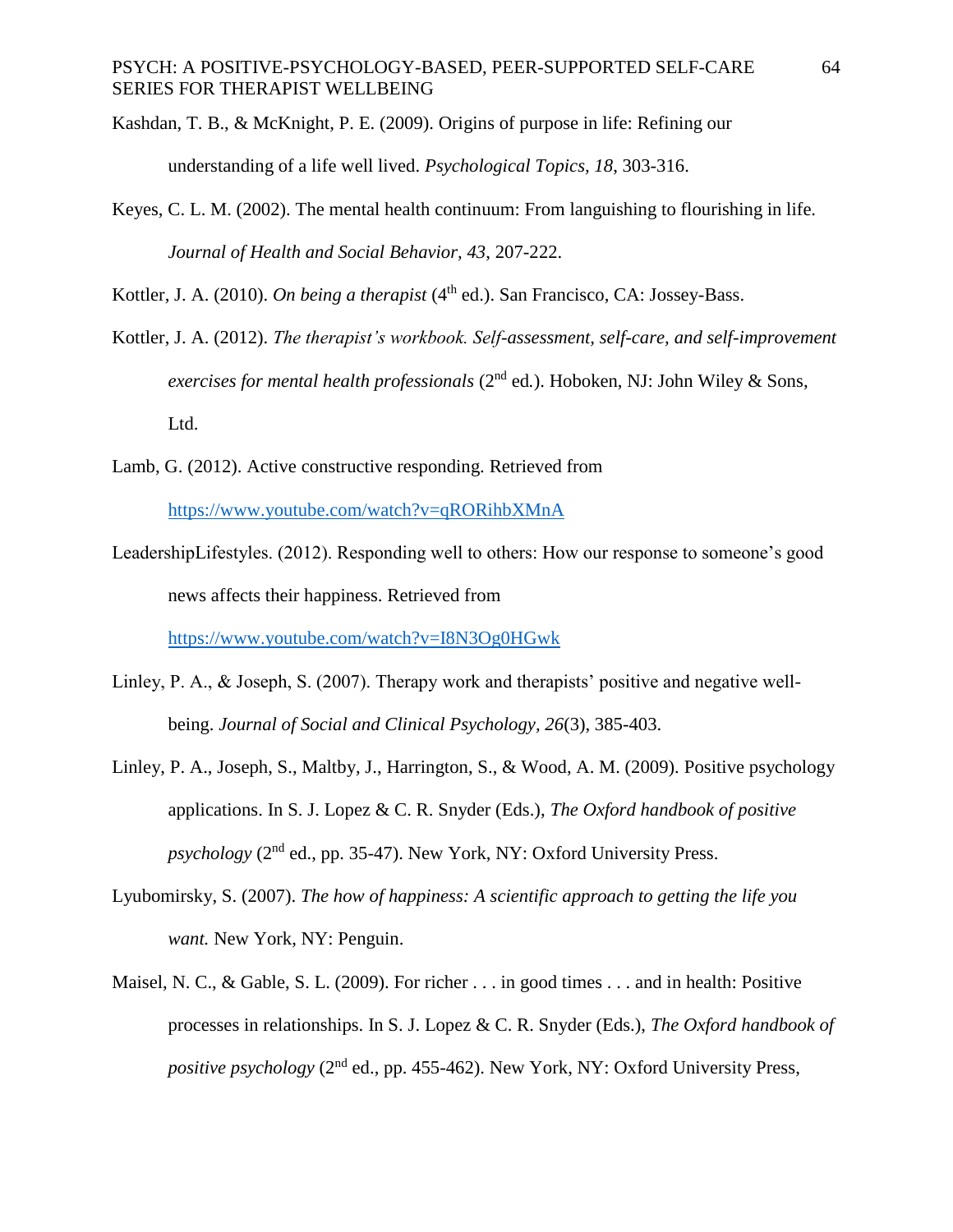Kashdan, T. B., & McKnight, P. E. (2009). Origins of purpose in life: Refining our understanding of a life well lived. *Psychological Topics, 18*, 303-316.

Keyes, C. L. M. (2002). The mental health continuum: From languishing to flourishing in life. *Journal of Health and Social Behavior, 43*, 207-222.

Kottler, J. A. (2010). *On being a therapist* (4th ed.). San Francisco, CA: Jossey-Bass.

Kottler, J. A. (2012). *The therapist's workbook. Self-assessment, self-care, and self-improvement exercises for mental health professionals* (2nd ed.). Hoboken, NJ: John Wiley & Sons, Ltd.

Lamb, G. (2012). Active constructive responding. Retrieved from https://www.youtube.com/watch?v=qRORihbXMnA

LeadershipLifestyles. (2012). Responding well to others: How our response to someone's good news affects their happiness. Retrieved from https://www.youtube.com/watch?v=I8N3Og0HGwk

Linley, P. A., & Joseph, S. (2007). Therapy work and therapists' positive and negative well-being. *Journal of Social and Clinical Psychology, 26*(3), 385-403.

Linley, P. A., Joseph, S., Maltby, J., Harrington, S., & Wood, A. M. (2009). Positive psychology applications. In S. J. Lopez & C. R. Snyder (Eds.), *The Oxford handbook of positive psychology* (2nd ed., pp. 35-47). New York, NY: Oxford University Press.

Lyubomirsky, S. (2007). *The how of happiness: A scientific approach to getting the life you want.* New York, NY: Penguin.

Maisel, N. C., & Gable, S. L. (2009). For richer . . . in good times . . . and in health: Positive processes in relationships. In S. J. Lopez & C. R. Snyder (Eds.), *The Oxford handbook of positive psychology* (2nd ed., pp. 455-462). New York, NY: Oxford University Press,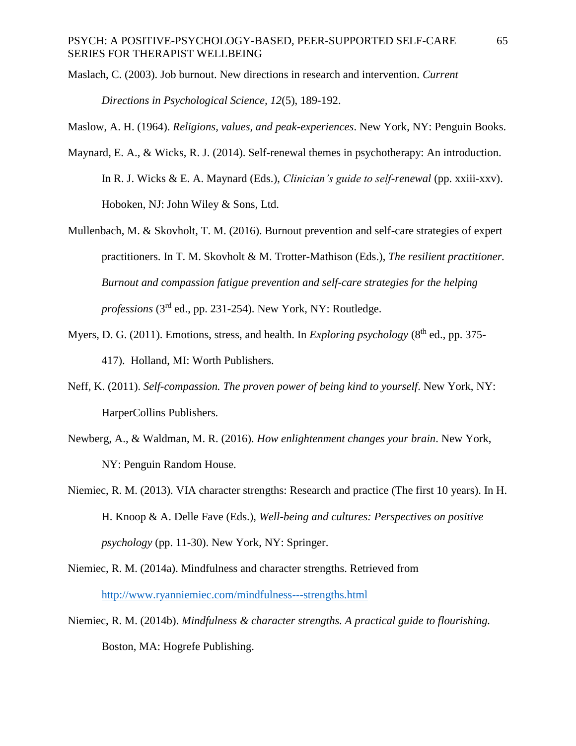Maslach, C. (2003). Job burnout. New directions in research and intervention. *Current Directions in Psychological Science, 12*(5), 189-192.

Maslow, A. H. (1964). *Religions, values, and peak-experiences*. New York, NY: Penguin Books.

Maynard, E. A., & Wicks, R. J. (2014). Self-renewal themes in psychotherapy: An introduction. In R. J. Wicks & E. A. Maynard (Eds.), *Clinician's guide to self-renewal* (pp. xxiii-xxv). Hoboken, NJ: John Wiley & Sons, Ltd.

Mullenbach, M. & Skovholt, T. M. (2016). Burnout prevention and self-care strategies of expert practitioners. In T. M. Skovholt & M. Trotter-Mathison (Eds.), *The resilient practitioner. Burnout and compassion fatigue prevention and self-care strategies for the helping professions* (3rd ed., pp. 231-254). New York, NY: Routledge.

Myers, D. G. (2011). Emotions, stress, and health. In *Exploring psychology* (8th ed., pp. 375-417). Holland, MI: Worth Publishers.

Neff, K. (2011). *Self-compassion. The proven power of being kind to yourself.* New York, NY: HarperCollins Publishers.

Newberg, A., & Waldman, M. R. (2016). *How enlightenment changes your brain*. New York, NY: Penguin Random House.

Niemiec, R. M. (2013). VIA character strengths: Research and practice (The first 10 years). In H. H. Knoop & A. Delle Fave (Eds.), *Well-being and cultures: Perspectives on positive psychology* (pp. 11-30). New York, NY: Springer.

Niemiec, R. M. (2014a). Mindfulness and character strengths. Retrieved from http://www.ryanniemiec.com/mindfulness---strengths.html

Niemiec, R. M. (2014b). *Mindfulness & character strengths. A practical guide to flourishing.* Boston, MA: Hogrefe Publishing.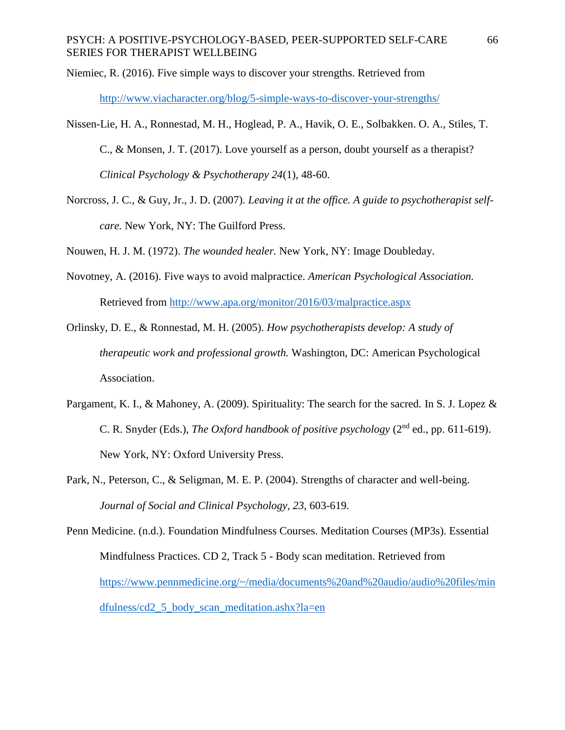Niemiec, R. (2016). Five simple ways to discover your strengths. Retrieved from http://www.viacharacter.org/blog/5-simple-ways-to-discover-your-strengths/

Nissen-Lie, H. A., Ronnestad, M. H., Hoglead, P. A., Havik, O. E., Solbakken. O. A., Stiles, T. C., & Monsen, J. T. (2017). Love yourself as a person, doubt yourself as a therapist? *Clinical Psychology & Psychotherapy 24*(1), 48-60.

Norcross, J. C., & Guy, Jr., J. D. (2007). *Leaving it at the office. A guide to psychotherapist self-care.* New York, NY: The Guilford Press.

Nouwen, H. J. M. (1972). *The wounded healer.* New York, NY: Image Doubleday.

Novotney, A. (2016). Five ways to avoid malpractice. *American Psychological Association.* Retrieved from http://www.apa.org/monitor/2016/03/malpractice.aspx

Orlinsky, D. E., & Ronnestad, M. H. (2005). *How psychotherapists develop: A study of therapeutic work and professional growth.* Washington, DC: American Psychological Association.

Pargament, K. I., & Mahoney, A. (2009). Spirituality: The search for the sacred. In S. J. Lopez & C. R. Snyder (Eds.), *The Oxford handbook of positive psychology* (2nd ed., pp. 611-619). New York, NY: Oxford University Press.

Park, N., Peterson, C., & Seligman, M. E. P. (2004). Strengths of character and well-being. *Journal of Social and Clinical Psychology, 23*, 603-619.

Penn Medicine. (n.d.). Foundation Mindfulness Courses. Meditation Courses (MP3s). Essential Mindfulness Practices. CD 2, Track 5 - Body scan meditation. Retrieved from https://www.pennmedicine.org/~/media/documents%20and%20audio/audio%20files/mindfulness/cd2_5_body_scan_meditation.ashx?la=en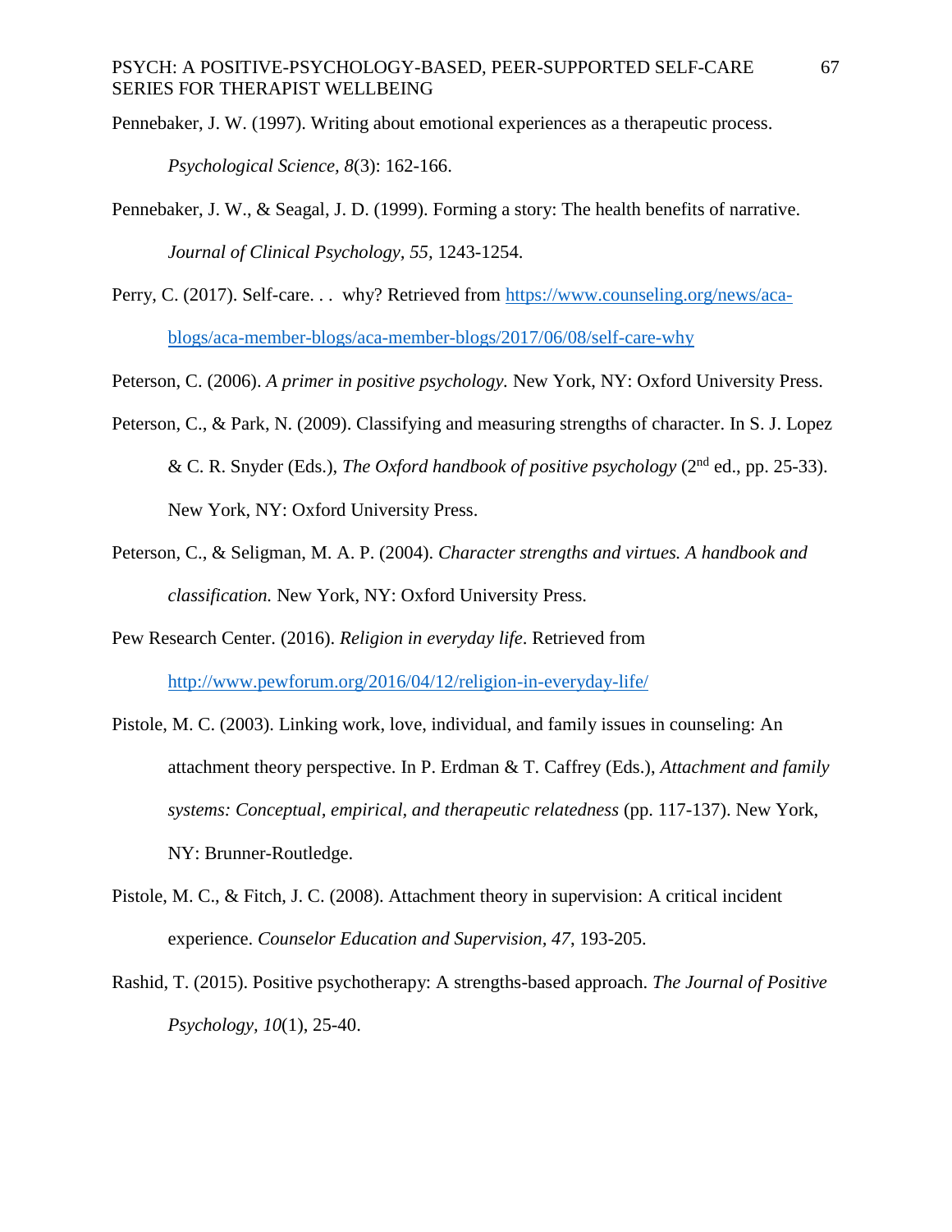Pennebaker, J. W. (1997). Writing about emotional experiences as a therapeutic process. *Psychological Science, 8*(3): 162-166.

Pennebaker, J. W., & Seagal, J. D. (1999). Forming a story: The health benefits of narrative. *Journal of Clinical Psychology, 55,* 1243-1254.

Perry, C. (2017). Self-care. . . why? Retrieved from https://www.counseling.org/news/aca-blogs/aca-member-blogs/aca-member-blogs/2017/06/08/self-care-why

Peterson, C. (2006). *A primer in positive psychology.* New York, NY: Oxford University Press.

Peterson, C., & Park, N. (2009). Classifying and measuring strengths of character. In S. J. Lopez & C. R. Snyder (Eds.), *The Oxford handbook of positive psychology* (2nd ed., pp. 25-33). New York, NY: Oxford University Press.

Peterson, C., & Seligman, M. A. P. (2004). *Character strengths and virtues. A handbook and classification.* New York, NY: Oxford University Press.

Pew Research Center. (2016). *Religion in everyday life*. Retrieved from http://www.pewforum.org/2016/04/12/religion-in-everyday-life/

Pistole, M. C. (2003). Linking work, love, individual, and family issues in counseling: An attachment theory perspective. In P. Erdman & T. Caffrey (Eds.), *Attachment and family systems: Conceptual, empirical, and therapeutic relatedness* (pp. 117-137). New York, NY: Brunner-Routledge.

Pistole, M. C., & Fitch, J. C. (2008). Attachment theory in supervision: A critical incident experience. *Counselor Education and Supervision, 47*, 193-205.

Rashid, T. (2015). Positive psychotherapy: A strengths-based approach. *The Journal of Positive Psychology, 10*(1), 25-40.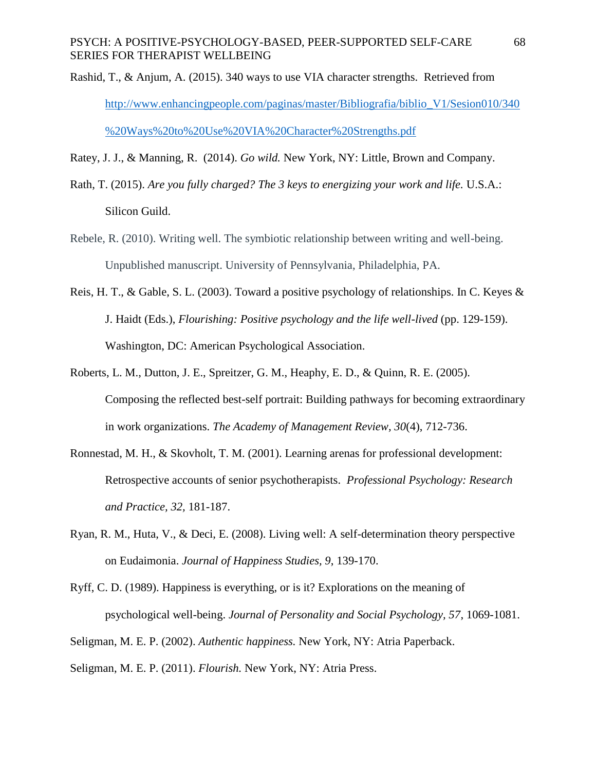Rashid, T., & Anjum, A. (2015). 340 ways to use VIA character strengths. Retrieved from http://www.enhancingpeople.com/paginas/master/Bibliografia/biblio_V1/Sesion010/340%20Ways%20to%20Use%20VIA%20Character%20Strengths.pdf

Ratey, J. J., & Manning, R. (2014). *Go wild.* New York, NY: Little, Brown and Company.

Rath, T. (2015). *Are you fully charged? The 3 keys to energizing your work and life.* U.S.A.: Silicon Guild.

Rebele, R. (2010). Writing well. The symbiotic relationship between writing and well-being. Unpublished manuscript. University of Pennsylvania, Philadelphia, PA.

Reis, H. T., & Gable, S. L. (2003). Toward a positive psychology of relationships. In C. Keyes & J. Haidt (Eds.), *Flourishing: Positive psychology and the life well-lived* (pp. 129-159). Washington, DC: American Psychological Association.

Roberts, L. M., Dutton, J. E., Spreitzer, G. M., Heaphy, E. D., & Quinn, R. E. (2005). Composing the reflected best-self portrait: Building pathways for becoming extraordinary in work organizations. *The Academy of Management Review, 30*(4), 712-736.

Ronnestad, M. H., & Skovholt, T. M. (2001). Learning arenas for professional development: Retrospective accounts of senior psychotherapists. *Professional Psychology: Research and Practice, 32,* 181-187.

Ryan, R. M., Huta, V., & Deci, E. (2008). Living well: A self-determination theory perspective on Eudaimonia. *Journal of Happiness Studies, 9*, 139-170.

Ryff, C. D. (1989). Happiness is everything, or is it? Explorations on the meaning of psychological well-being. *Journal of Personality and Social Psychology, 57*, 1069-1081.

Seligman, M. E. P. (2002). *Authentic happiness.* New York, NY: Atria Paperback.

Seligman, M. E. P. (2011). *Flourish.* New York, NY: Atria Press.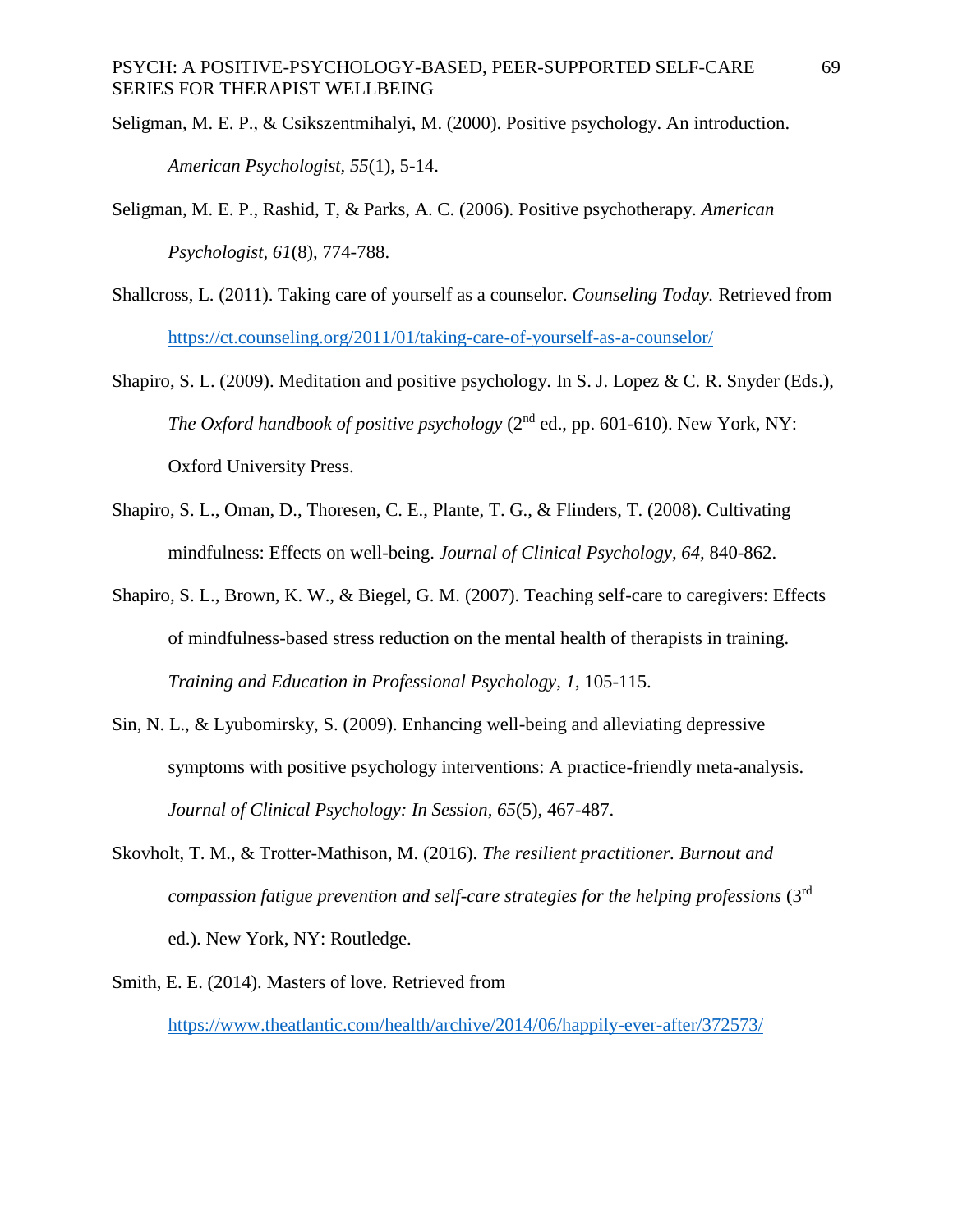Seligman, M. E. P., & Csikszentmihalyi, M. (2000). Positive psychology. An introduction. *American Psychologist, 55*(1), 5-14.

Seligman, M. E. P., Rashid, T, & Parks, A. C. (2006). Positive psychotherapy. *American Psychologist, 61*(8), 774-788.

Shallcross, L. (2011). Taking care of yourself as a counselor. *Counseling Today.* Retrieved from https://ct.counseling.org/2011/01/taking-care-of-yourself-as-a-counselor/

Shapiro, S. L. (2009). Meditation and positive psychology. In S. J. Lopez & C. R. Snyder (Eds.), *The Oxford handbook of positive psychology* (2nd ed., pp. 601-610). New York, NY: Oxford University Press.

Shapiro, S. L., Oman, D., Thoresen, C. E., Plante, T. G., & Flinders, T. (2008). Cultivating mindfulness: Effects on well-being. *Journal of Clinical Psychology, 64,* 840-862.

Shapiro, S. L., Brown, K. W., & Biegel, G. M. (2007). Teaching self-care to caregivers: Effects of mindfulness-based stress reduction on the mental health of therapists in training. *Training and Education in Professional Psychology, 1*, 105-115.

Sin, N. L., & Lyubomirsky, S. (2009). Enhancing well-being and alleviating depressive symptoms with positive psychology interventions: A practice-friendly meta-analysis. *Journal of Clinical Psychology: In Session, 65*(5), 467-487.

Skovholt, T. M., & Trotter-Mathison, M. (2016). *The resilient practitioner. Burnout and compassion fatigue prevention and self-care strategies for the helping professions* (3rd ed.). New York, NY: Routledge.

Smith, E. E. (2014). Masters of love. Retrieved from https://www.theatlantic.com/health/archive/2014/06/happily-ever-after/372573/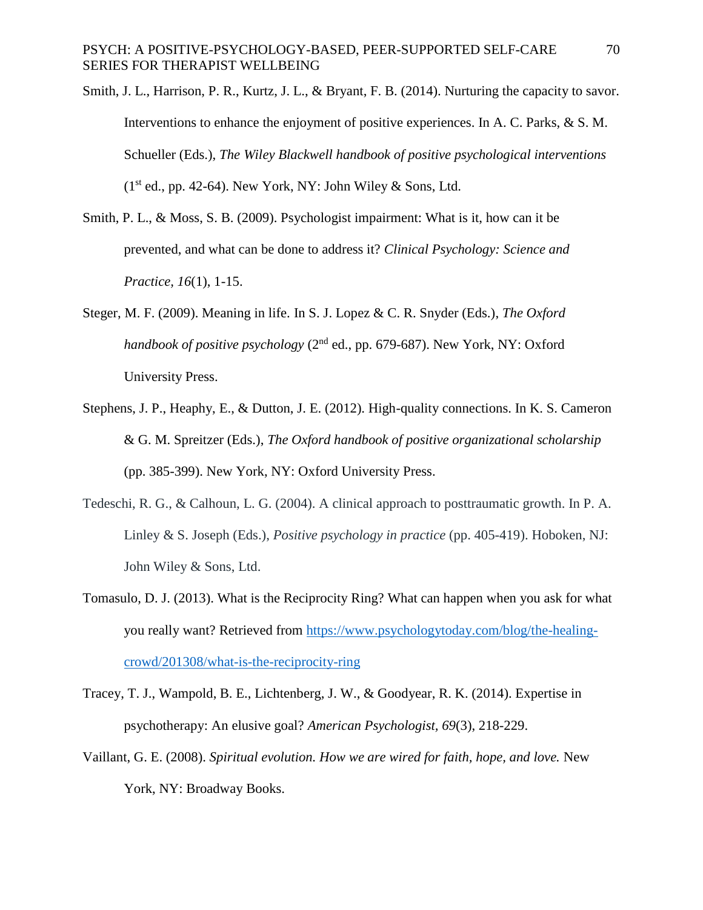Smith, J. L., Harrison, P. R., Kurtz, J. L., & Bryant, F. B. (2014). Nurturing the capacity to savor. Interventions to enhance the enjoyment of positive experiences. In A. C. Parks, & S. M. Schueller (Eds.), *The Wiley Blackwell handbook of positive psychological interventions* (1st ed., pp. 42-64). New York, NY: John Wiley & Sons, Ltd.

Smith, P. L., & Moss, S. B. (2009). Psychologist impairment: What is it, how can it be prevented, and what can be done to address it? *Clinical Psychology: Science and Practice, 16*(1), 1-15.

Steger, M. F. (2009). Meaning in life. In S. J. Lopez & C. R. Snyder (Eds.), *The Oxford handbook of positive psychology* (2nd ed., pp. 679-687). New York, NY: Oxford University Press.

Stephens, J. P., Heaphy, E., & Dutton, J. E. (2012). High-quality connections. In K. S. Cameron & G. M. Spreitzer (Eds.), *The Oxford handbook of positive organizational scholarship* (pp. 385-399). New York, NY: Oxford University Press.

Tedeschi, R. G., & Calhoun, L. G. (2004). A clinical approach to posttraumatic growth. In P. A. Linley & S. Joseph (Eds.), *Positive psychology in practice* (pp. 405-419). Hoboken, NJ: John Wiley & Sons, Ltd.

Tomasulo, D. J. (2013). What is the Reciprocity Ring? What can happen when you ask for what you really want? Retrieved from https://www.psychologytoday.com/blog/the-healing-crowd/201308/what-is-the-reciprocity-ring

Tracey, T. J., Wampold, B. E., Lichtenberg, J. W., & Goodyear, R. K. (2014). Expertise in psychotherapy: An elusive goal? *American Psychologist, 69*(3), 218-229.

Vaillant, G. E. (2008). *Spiritual evolution. How we are wired for faith, hope, and love.* New York, NY: Broadway Books.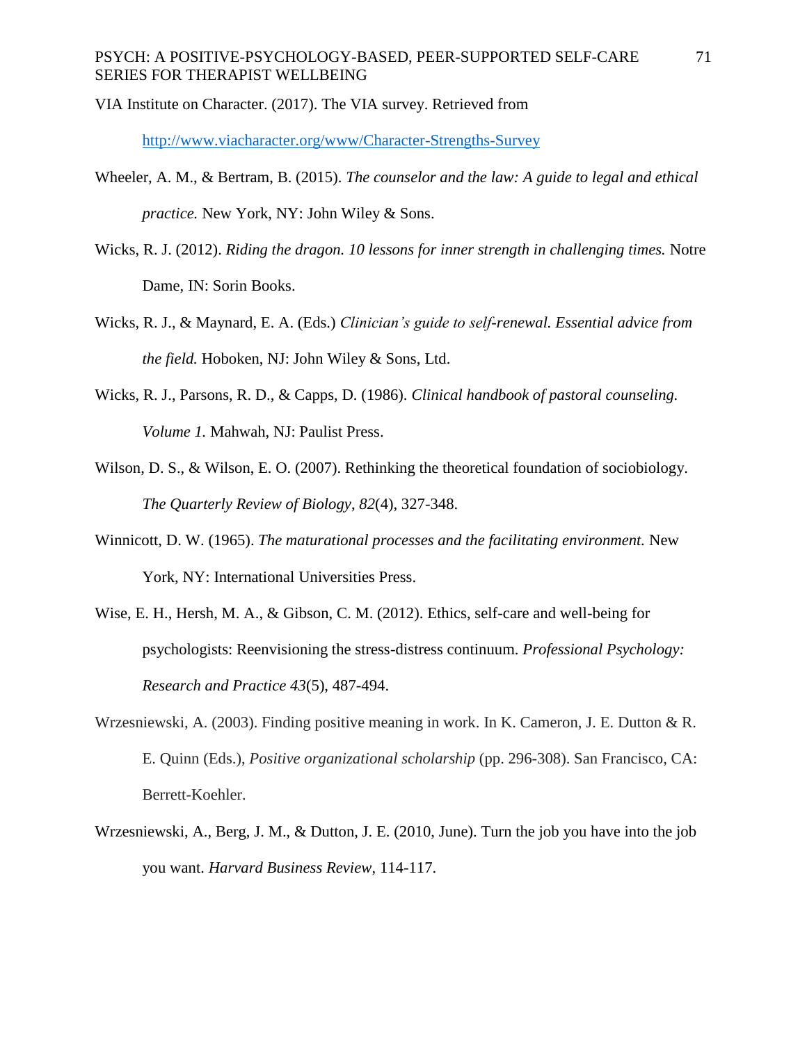VIA Institute on Character. (2017). The VIA survey. Retrieved from http://www.viacharacter.org/www/Character-Strengths-Survey

Wheeler, A. M., & Bertram, B. (2015). *The counselor and the law: A guide to legal and ethical practice.* New York, NY: John Wiley & Sons.

Wicks, R. J. (2012). *Riding the dragon. 10 lessons for inner strength in challenging times.* Notre Dame, IN: Sorin Books.

Wicks, R. J., & Maynard, E. A. (Eds.) *Clinician's guide to self-renewal. Essential advice from the field.* Hoboken, NJ: John Wiley & Sons, Ltd.

Wicks, R. J., Parsons, R. D., & Capps, D. (1986). *Clinical handbook of pastoral counseling. Volume 1.* Mahwah, NJ: Paulist Press.

Wilson, D. S., & Wilson, E. O. (2007). Rethinking the theoretical foundation of sociobiology. *The Quarterly Review of Biology*, *82*(4), 327-348.

Winnicott, D. W. (1965). *The maturational processes and the facilitating environment.* New York, NY: International Universities Press.

Wise, E. H., Hersh, M. A., & Gibson, C. M. (2012). Ethics, self-care and well-being for psychologists: Reenvisioning the stress-distress continuum. *Professional Psychology: Research and Practice 43*(5), 487-494.

Wrzesniewski, A. (2003). Finding positive meaning in work. In K. Cameron, J. E. Dutton & R. E. Quinn (Eds.), *Positive organizational scholarship* (pp. 296-308). San Francisco, CA: Berrett-Koehler.

Wrzesniewski, A., Berg, J. M., & Dutton, J. E. (2010, June). Turn the job you have into the job you want. *Harvard Business Review*, 114-117.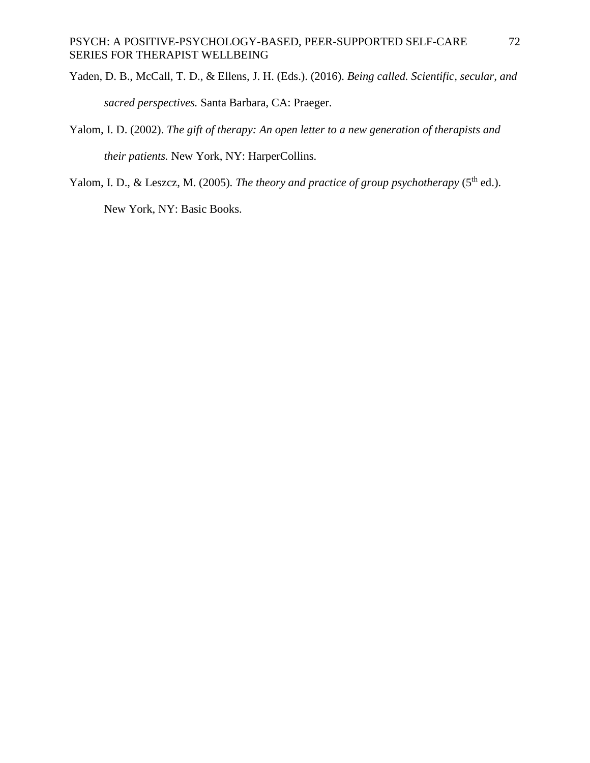Yaden, D. B., McCall, T. D., & Ellens, J. H. (Eds.). (2016). *Being called. Scientific, secular, and sacred perspectives.* Santa Barbara, CA: Praeger.

Yalom, I. D. (2002). *The gift of therapy: An open letter to a new generation of therapists and their patients.* New York, NY: HarperCollins.

Yalom, I. D., & Leszcz, M. (2005). *The theory and practice of group psychotherapy* (5th ed.). New York, NY: Basic Books.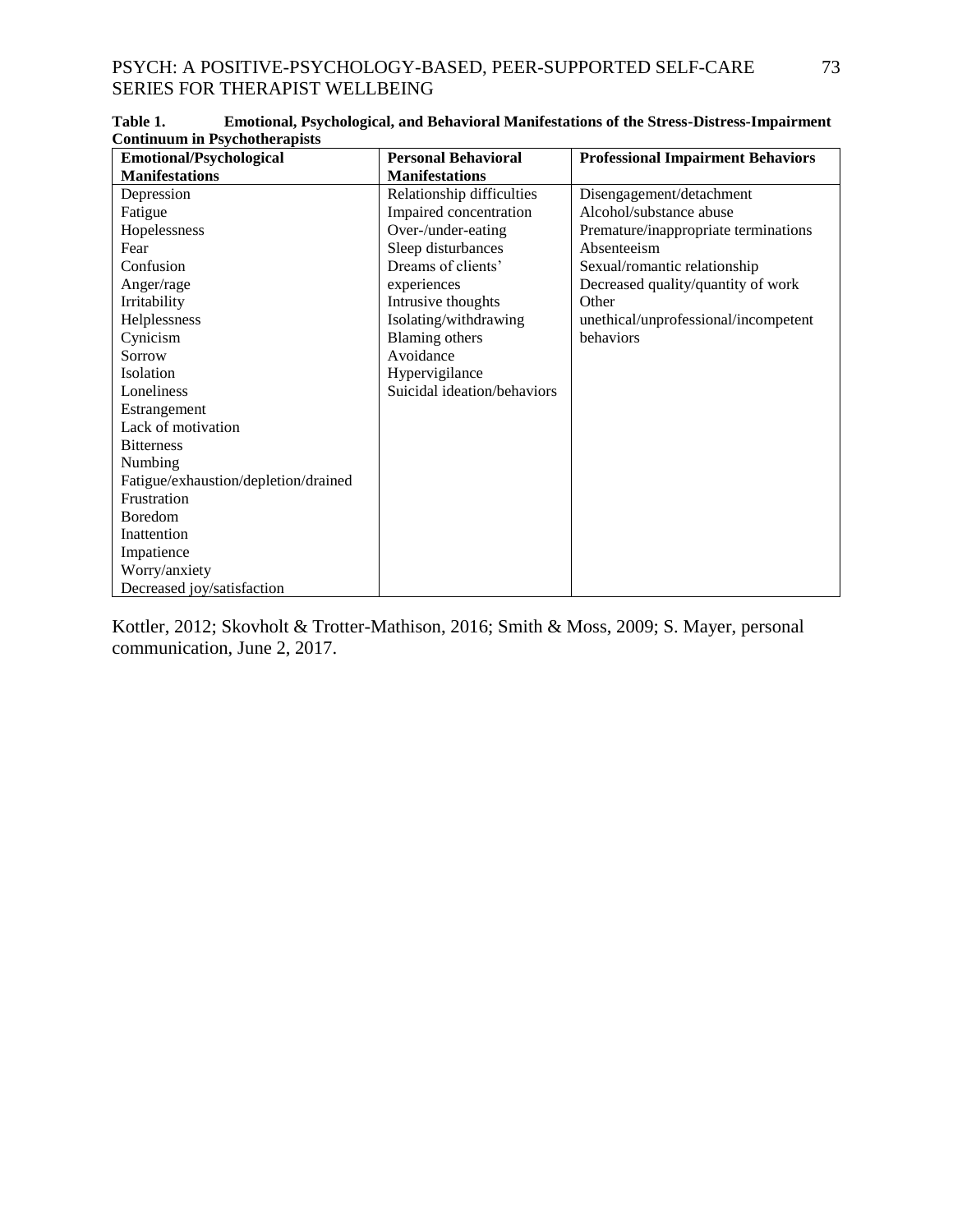**Table 1. Emotional, Psychological, and Behavioral Manifestations of the Stress-Distress-Impairment Continuum in Psychotherapists**

| Emotional/Psychological Manifestations | Personal Behavioral Manifestations | Professional Impairment Behaviors |
|---|---|---|
| Depression | Relationship difficulties | Disengagement/detachment |
| Fatigue | Impaired concentration | Alcohol/substance abuse |
| Hopelessness | Over-/under-eating | Premature/inappropriate terminations |
| Fear | Sleep disturbances | Absenteeism |
| Confusion | Dreams of clients' experiences | Sexual/romantic relationship |
| Anger/rage | Intrusive thoughts | Decreased quality/quantity of work |
| Irritability | Isolating/withdrawing | Other unethical/unprofessional/incompetent behaviors |
| Helplessness | Blaming others | |
| Cynicism | Avoidance | |
| Sorrow | Hypervigilance | |
| Isolation | Suicidal ideation/behaviors | |
| Loneliness | | |
| Estrangement | | |
| Lack of motivation | | |
| Bitterness | | |
| Numbing | | |
| Fatigue/exhaustion/depletion/drained | | |
| Frustration | | |
| Boredom | | |
| Inattention | | |
| Impatience | | |
| Worry/anxiety | | |
| Decreased joy/satisfaction | | |

Kottler, 2012; Skovholt & Trotter-Mathison, 2016; Smith & Moss, 2009; S. Mayer, personal communication, June 2, 2017.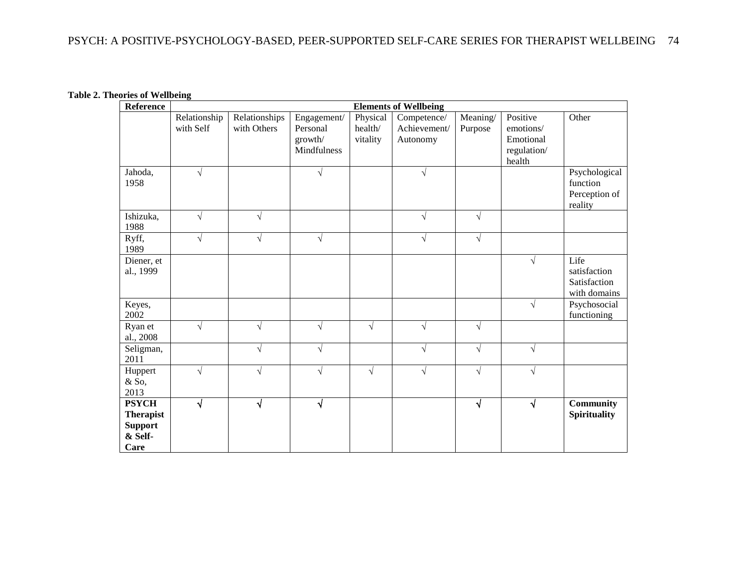**Table 2. Theories of Wellbeing**

| Reference | Elements of Wellbeing | | | | | | | |
|---|---|---|---|---|---|---|---|---|
| | Relationship with Self | Relationships with Others | Engagement/ Personal growth/ Mindfulness | Physical health/ vitality | Competence/ Achievement/ Autonomy | Meaning/ Purpose | Positive emotions/ Emotional regulation/ health | Other |
| Jahoda, 1958 | √ | | √ | | √ | | | Psychological function Perception of reality |
| Ishizuka, 1988 | √ | √ | | | √ | √ | | |
| Ryff, 1989 | √ | √ | √ | | √ | √ | | |
| Diener, et al., 1999 | | | | | | | √ | Life satisfaction Satisfaction with domains |
| Keyes, 2002 | | | | | | | √ | Psychosocial functioning |
| Ryan et al., 2008 | √ | √ | √ | √ | √ | √ | | |
| Seligman, 2011 | | √ | √ | | √ | √ | √ | |
| Huppert & So, 2013 | √ | √ | √ | √ | √ | √ | √ | |
| **PSYCH Therapist Support & Self-Care** | **√** | **√** | **√** | | | **√** | **√** | **Community Spirituality** |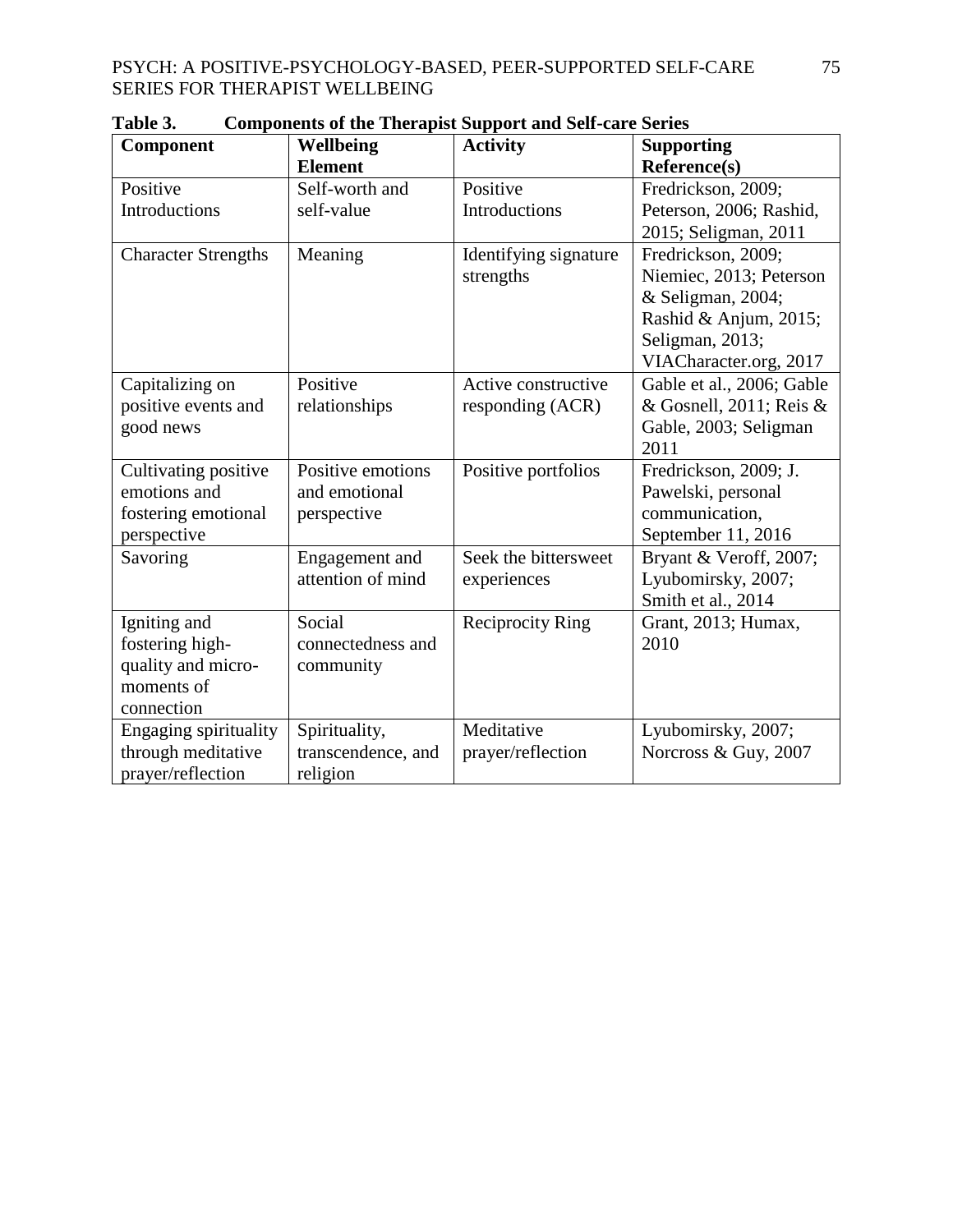**Table 3. Components of the Therapist Support and Self-care Series**

| Component | Wellbeing Element | Activity | Supporting Reference(s) |
|---|---|---|---|
| Positive Introductions | Self-worth and self-value | Positive Introductions | Fredrickson, 2009; Peterson, 2006; Rashid, 2015; Seligman, 2011 |
| Character Strengths | Meaning | Identifying signature strengths | Fredrickson, 2009; Niemiec, 2013; Peterson & Seligman, 2004; Rashid & Anjum, 2015; Seligman, 2013; VIACharacter.org, 2017 |
| Capitalizing on positive events and good news | Positive relationships | Active constructive responding (ACR) | Gable et al., 2006; Gable & Gosnell, 2011; Reis & Gable, 2003; Seligman 2011 |
| Cultivating positive emotions and fostering emotional perspective | Positive emotions and emotional perspective | Positive portfolios | Fredrickson, 2009; J. Pawelski, personal communication, September 11, 2016 |
| Savoring | Engagement and attention of mind | Seek the bittersweet experiences | Bryant & Veroff, 2007; Lyubomirsky, 2007; Smith et al., 2014 |
| Igniting and fostering high-quality and micro-moments of connection | Social connectedness and community | Reciprocity Ring | Grant, 2013; Humax, 2010 |
| Engaging spirituality through meditative prayer/reflection | Spirituality, transcendence, and religion | Meditative prayer/reflection | Lyubomirsky, 2007; Norcross & Guy, 2007 |